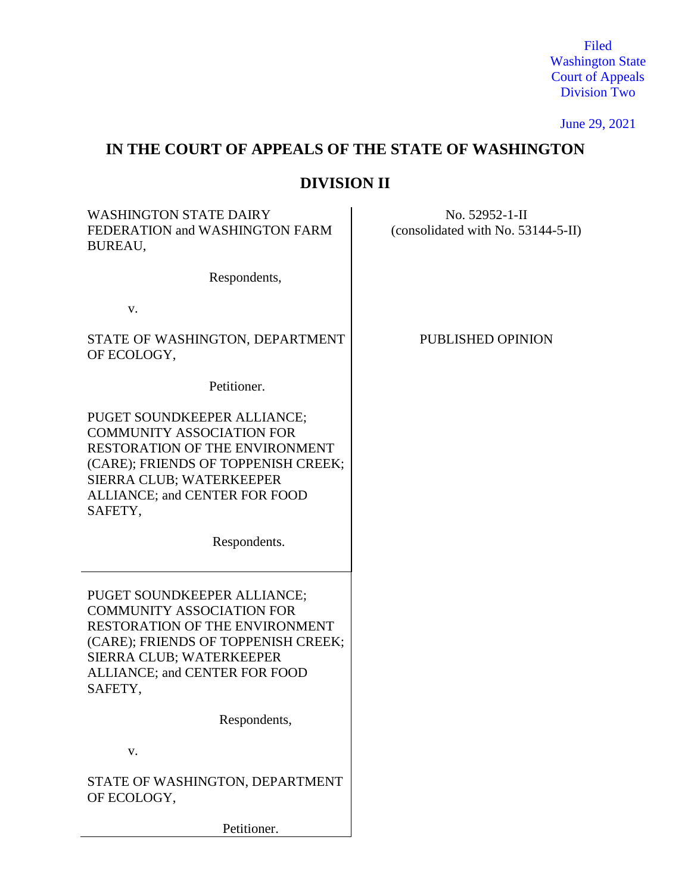Filed
Washington State
Court of Appeals
Division Two

June 29, 2021

# IN THE COURT OF APPEALS OF THE STATE OF WASHINGTON

## DIVISION II

WASHINGTON STATE DAIRY FEDERATION and WASHINGTON FARM BUREAU,

Respondents,

v.

STATE OF WASHINGTON, DEPARTMENT OF ECOLOGY,

Petitioner.

PUGET SOUNDKEEPER ALLIANCE; COMMUNITY ASSOCIATION FOR RESTORATION OF THE ENVIRONMENT (CARE); FRIENDS OF TOPPENISH CREEK; SIERRA CLUB; WATERKEEPER ALLIANCE; and CENTER FOR FOOD SAFETY,

Respondents.

---

PUGET SOUNDKEEPER ALLIANCE; COMMUNITY ASSOCIATION FOR RESTORATION OF THE ENVIRONMENT (CARE); FRIENDS OF TOPPENISH CREEK; SIERRA CLUB; WATERKEEPER ALLIANCE; and CENTER FOR FOOD SAFETY,

Respondents,

v.

STATE OF WASHINGTON, DEPARTMENT OF ECOLOGY,

Petitioner.

---

No. 52952-1-II
(consolidated with No. 53144-5-II)

PUBLISHED OPINION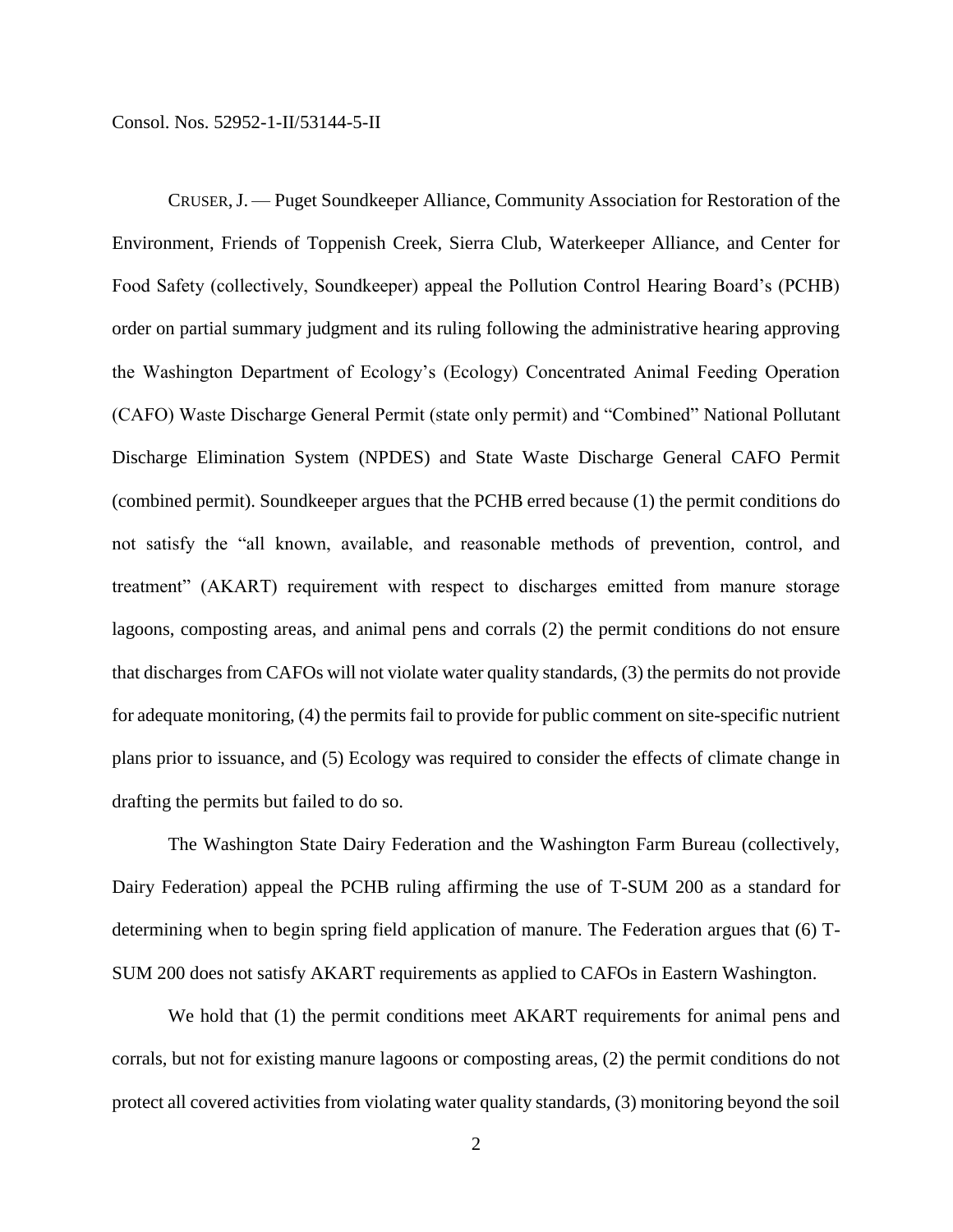CRUSER, J. — Puget Soundkeeper Alliance, Community Association for Restoration of the Environment, Friends of Toppenish Creek, Sierra Club, Waterkeeper Alliance, and Center for Food Safety (collectively, Soundkeeper) appeal the Pollution Control Hearing Board's (PCHB) order on partial summary judgment and its ruling following the administrative hearing approving the Washington Department of Ecology's (Ecology) Concentrated Animal Feeding Operation (CAFO) Waste Discharge General Permit (state only permit) and "Combined" National Pollutant Discharge Elimination System (NPDES) and State Waste Discharge General CAFO Permit (combined permit). Soundkeeper argues that the PCHB erred because (1) the permit conditions do not satisfy the "all known, available, and reasonable methods of prevention, control, and treatment" (AKART) requirement with respect to discharges emitted from manure storage lagoons, composting areas, and animal pens and corrals (2) the permit conditions do not ensure that discharges from CAFOs will not violate water quality standards, (3) the permits do not provide for adequate monitoring, (4) the permits fail to provide for public comment on site-specific nutrient plans prior to issuance, and (5) Ecology was required to consider the effects of climate change in drafting the permits but failed to do so.

The Washington State Dairy Federation and the Washington Farm Bureau (collectively, Dairy Federation) appeal the PCHB ruling affirming the use of T-SUM 200 as a standard for determining when to begin spring field application of manure. The Federation argues that (6) T-SUM 200 does not satisfy AKART requirements as applied to CAFOs in Eastern Washington.

We hold that (1) the permit conditions meet AKART requirements for animal pens and corrals, but not for existing manure lagoons or composting areas, (2) the permit conditions do not protect all covered activities from violating water quality standards, (3) monitoring beyond the soil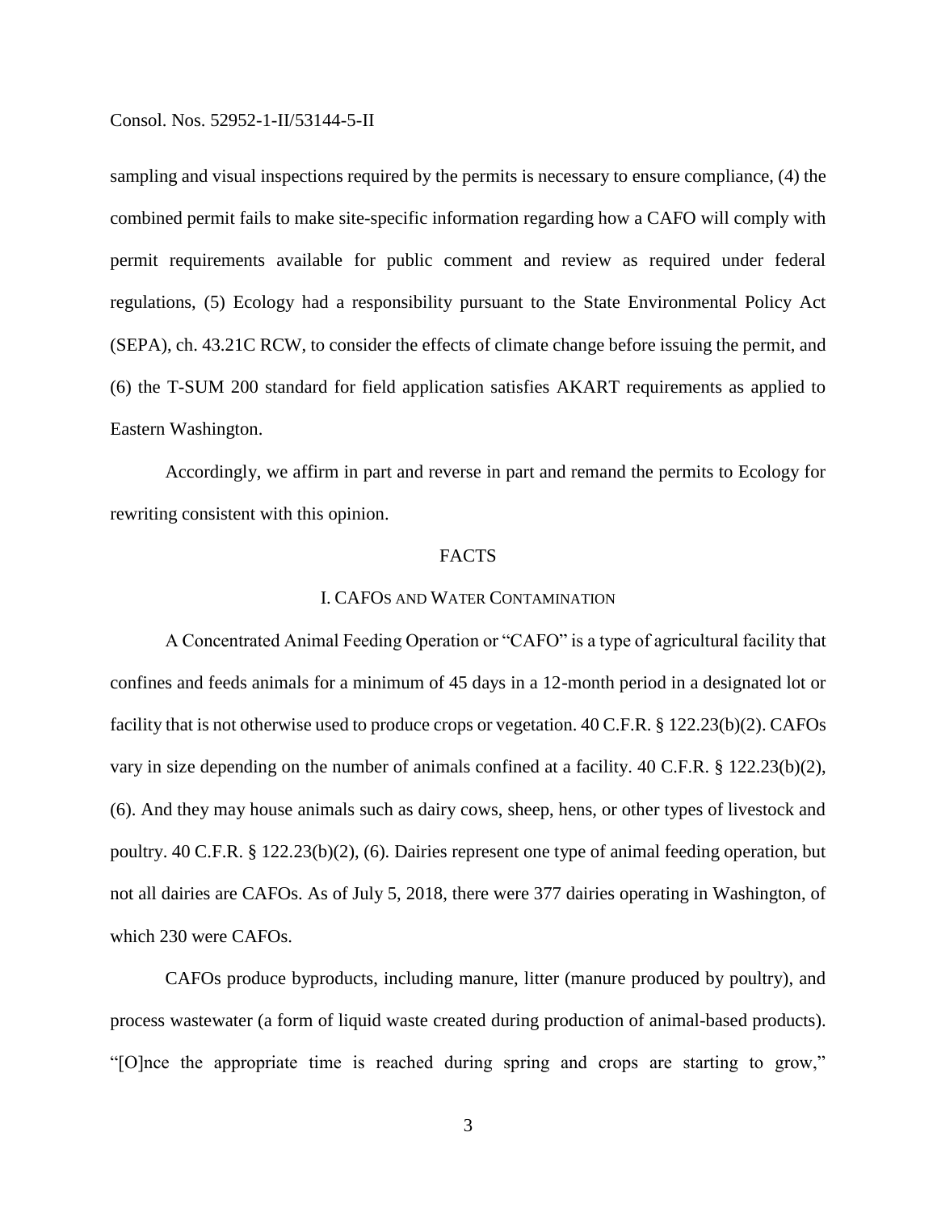sampling and visual inspections required by the permits is necessary to ensure compliance, (4) the combined permit fails to make site-specific information regarding how a CAFO will comply with permit requirements available for public comment and review as required under federal regulations, (5) Ecology had a responsibility pursuant to the State Environmental Policy Act (SEPA), ch. 43.21C RCW, to consider the effects of climate change before issuing the permit, and (6) the T-SUM 200 standard for field application satisfies AKART requirements as applied to Eastern Washington.

Accordingly, we affirm in part and reverse in part and remand the permits to Ecology for rewriting consistent with this opinion.

## FACTS

### I. CAFOs AND WATER CONTAMINATION

A Concentrated Animal Feeding Operation or "CAFO" is a type of agricultural facility that confines and feeds animals for a minimum of 45 days in a 12-month period in a designated lot or facility that is not otherwise used to produce crops or vegetation. 40 C.F.R. § 122.23(b)(2). CAFOs vary in size depending on the number of animals confined at a facility. 40 C.F.R. § 122.23(b)(2), (6). And they may house animals such as dairy cows, sheep, hens, or other types of livestock and poultry. 40 C.F.R. § 122.23(b)(2), (6). Dairies represent one type of animal feeding operation, but not all dairies are CAFOs. As of July 5, 2018, there were 377 dairies operating in Washington, of which 230 were CAFOs.

CAFOs produce byproducts, including manure, litter (manure produced by poultry), and process wastewater (a form of liquid waste created during production of animal-based products). "[O]nce the appropriate time is reached during spring and crops are starting to grow,"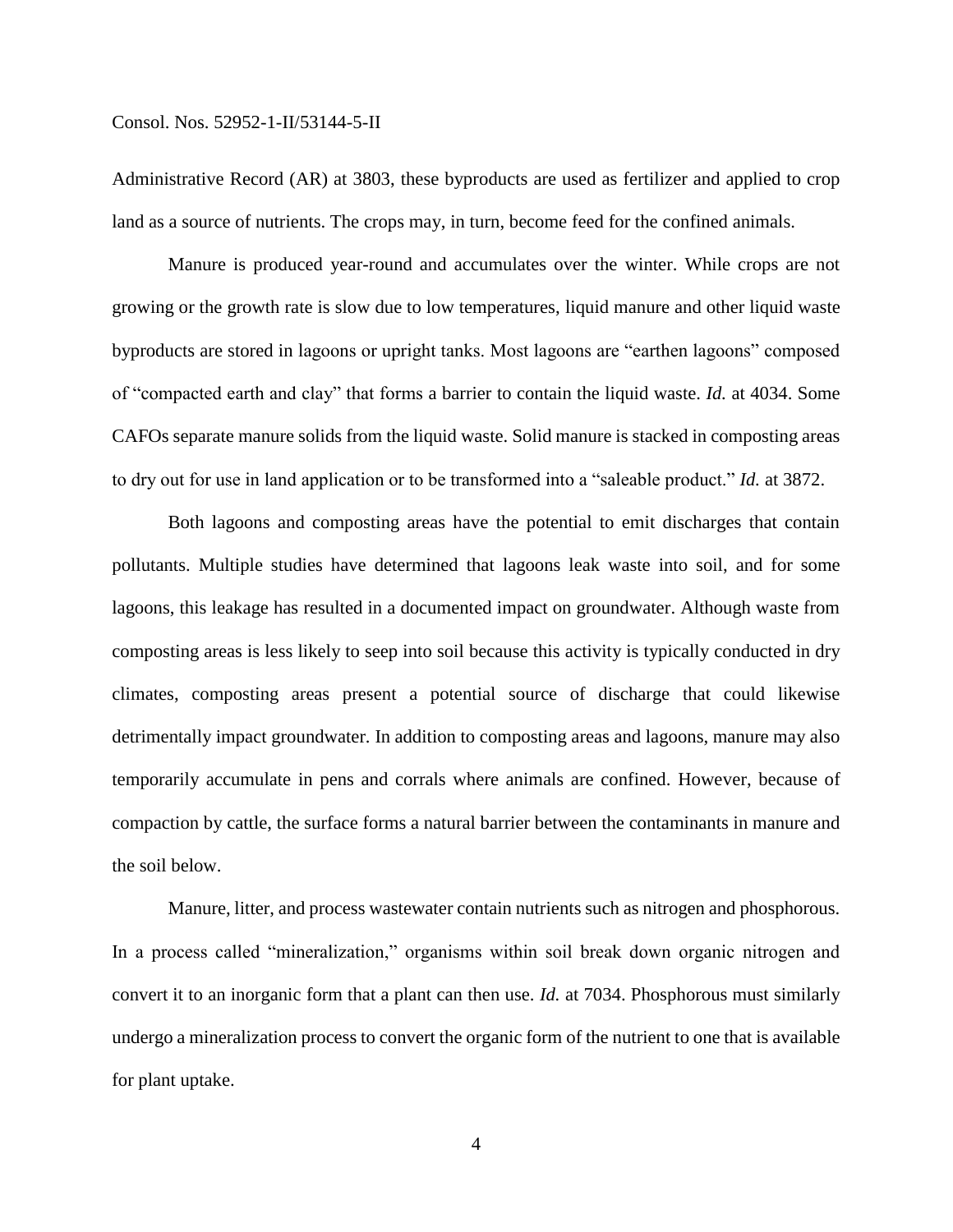Administrative Record (AR) at 3803, these byproducts are used as fertilizer and applied to crop land as a source of nutrients. The crops may, in turn, become feed for the confined animals.

Manure is produced year-round and accumulates over the winter. While crops are not growing or the growth rate is slow due to low temperatures, liquid manure and other liquid waste byproducts are stored in lagoons or upright tanks. Most lagoons are "earthen lagoons" composed of "compacted earth and clay" that forms a barrier to contain the liquid waste. *Id.* at 4034. Some CAFOs separate manure solids from the liquid waste. Solid manure is stacked in composting areas to dry out for use in land application or to be transformed into a "saleable product." *Id.* at 3872.

Both lagoons and composting areas have the potential to emit discharges that contain pollutants. Multiple studies have determined that lagoons leak waste into soil, and for some lagoons, this leakage has resulted in a documented impact on groundwater. Although waste from composting areas is less likely to seep into soil because this activity is typically conducted in dry climates, composting areas present a potential source of discharge that could likewise detrimentally impact groundwater. In addition to composting areas and lagoons, manure may also temporarily accumulate in pens and corrals where animals are confined. However, because of compaction by cattle, the surface forms a natural barrier between the contaminants in manure and the soil below.

Manure, litter, and process wastewater contain nutrients such as nitrogen and phosphorous. In a process called "mineralization," organisms within soil break down organic nitrogen and convert it to an inorganic form that a plant can then use. *Id.* at 7034. Phosphorous must similarly undergo a mineralization process to convert the organic form of the nutrient to one that is available for plant uptake.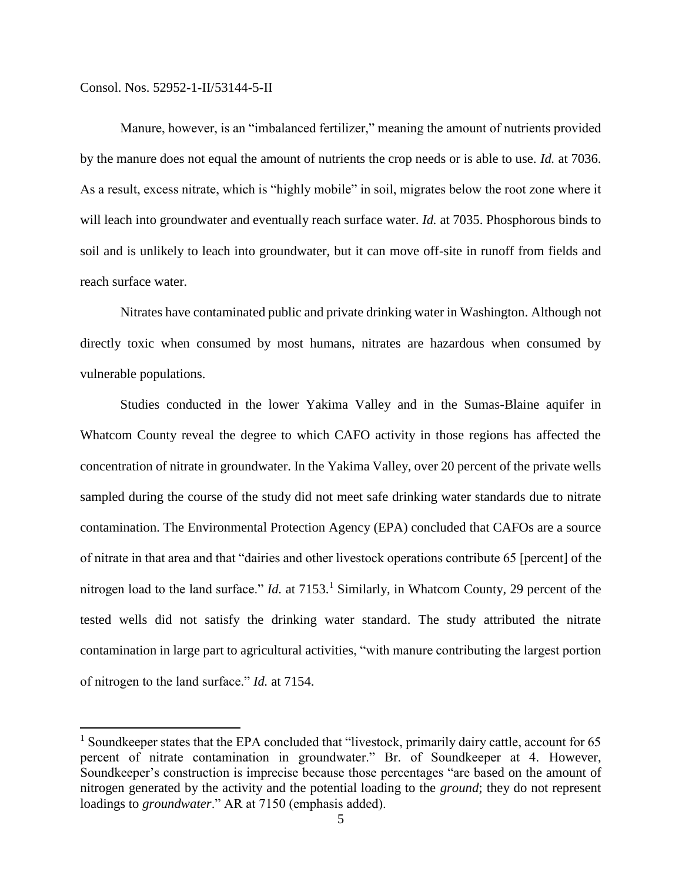Manure, however, is an "imbalanced fertilizer," meaning the amount of nutrients provided by the manure does not equal the amount of nutrients the crop needs or is able to use. *Id.* at 7036. As a result, excess nitrate, which is "highly mobile" in soil, migrates below the root zone where it will leach into groundwater and eventually reach surface water. *Id.* at 7035. Phosphorous binds to soil and is unlikely to leach into groundwater, but it can move off-site in runoff from fields and reach surface water.

Nitrates have contaminated public and private drinking water in Washington. Although not directly toxic when consumed by most humans, nitrates are hazardous when consumed by vulnerable populations.

Studies conducted in the lower Yakima Valley and in the Sumas-Blaine aquifer in Whatcom County reveal the degree to which CAFO activity in those regions has affected the concentration of nitrate in groundwater. In the Yakima Valley, over 20 percent of the private wells sampled during the course of the study did not meet safe drinking water standards due to nitrate contamination. The Environmental Protection Agency (EPA) concluded that CAFOs are a source of nitrate in that area and that "dairies and other livestock operations contribute 65 [percent] of the nitrogen load to the land surface." *Id.* at 7153.[1] Similarly, in Whatcom County, 29 percent of the tested wells did not satisfy the drinking water standard. The study attributed the nitrate contamination in large part to agricultural activities, "with manure contributing the largest portion of nitrogen to the land surface." *Id.* at 7154.

---

[1] Soundkeeper states that the EPA concluded that "livestock, primarily dairy cattle, account for 65 percent of nitrate contamination in groundwater." Br. of Soundkeeper at 4. However, Soundkeeper's construction is imprecise because those percentages "are based on the amount of nitrogen generated by the activity and the potential loading to the *ground*; they do not represent loadings to *groundwater*." AR at 7150 (emphasis added).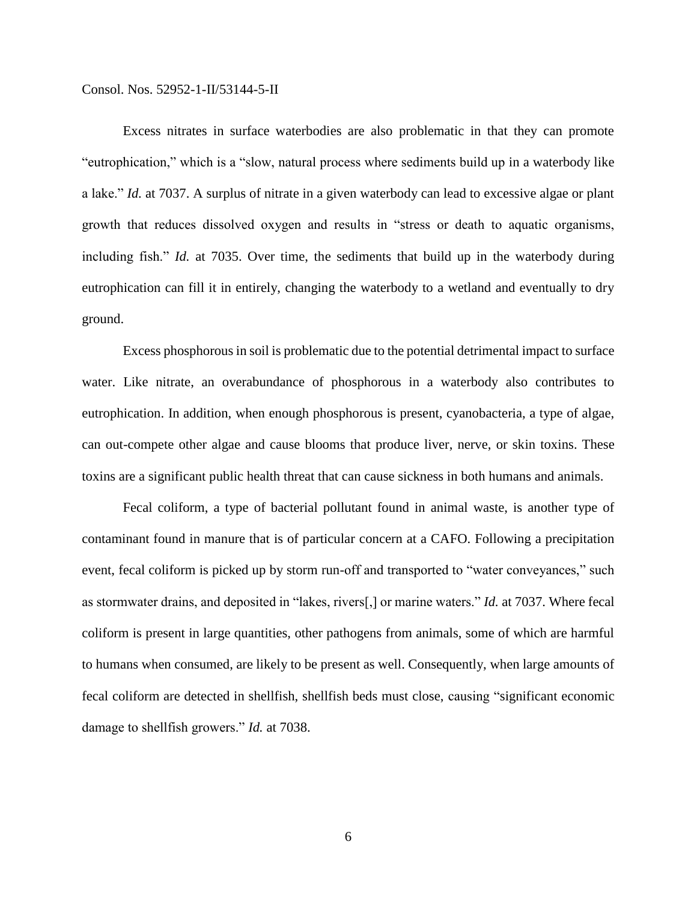Excess nitrates in surface waterbodies are also problematic in that they can promote "eutrophication," which is a "slow, natural process where sediments build up in a waterbody like a lake." *Id.* at 7037. A surplus of nitrate in a given waterbody can lead to excessive algae or plant growth that reduces dissolved oxygen and results in "stress or death to aquatic organisms, including fish." *Id.* at 7035. Over time, the sediments that build up in the waterbody during eutrophication can fill it in entirely, changing the waterbody to a wetland and eventually to dry ground.

Excess phosphorous in soil is problematic due to the potential detrimental impact to surface water. Like nitrate, an overabundance of phosphorous in a waterbody also contributes to eutrophication. In addition, when enough phosphorous is present, cyanobacteria, a type of algae, can out-compete other algae and cause blooms that produce liver, nerve, or skin toxins. These toxins are a significant public health threat that can cause sickness in both humans and animals.

Fecal coliform, a type of bacterial pollutant found in animal waste, is another type of contaminant found in manure that is of particular concern at a CAFO. Following a precipitation event, fecal coliform is picked up by storm run-off and transported to "water conveyances," such as stormwater drains, and deposited in "lakes, rivers[,] or marine waters." *Id.* at 7037. Where fecal coliform is present in large quantities, other pathogens from animals, some of which are harmful to humans when consumed, are likely to be present as well. Consequently, when large amounts of fecal coliform are detected in shellfish, shellfish beds must close, causing "significant economic damage to shellfish growers." *Id.* at 7038.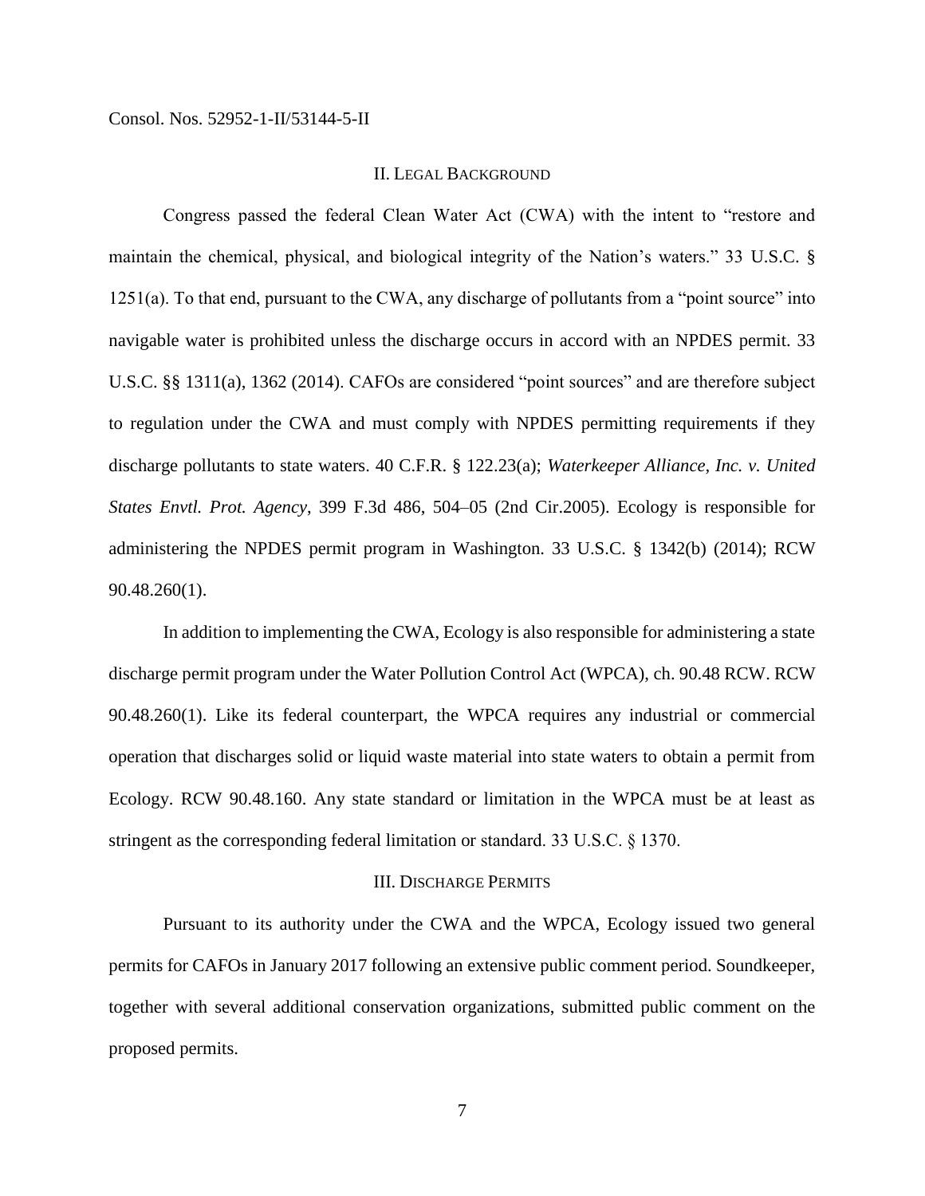## II. LEGAL BACKGROUND

Congress passed the federal Clean Water Act (CWA) with the intent to "restore and maintain the chemical, physical, and biological integrity of the Nation's waters." 33 U.S.C. § 1251(a). To that end, pursuant to the CWA, any discharge of pollutants from a "point source" into navigable water is prohibited unless the discharge occurs in accord with an NPDES permit. 33 U.S.C. §§ 1311(a), 1362 (2014). CAFOs are considered "point sources" and are therefore subject to regulation under the CWA and must comply with NPDES permitting requirements if they discharge pollutants to state waters. 40 C.F.R. § 122.23(a); *Waterkeeper Alliance, Inc. v. United States Envtl. Prot. Agency*, 399 F.3d 486, 504–05 (2nd Cir.2005). Ecology is responsible for administering the NPDES permit program in Washington. 33 U.S.C. § 1342(b) (2014); RCW 90.48.260(1).

In addition to implementing the CWA, Ecology is also responsible for administering a state discharge permit program under the Water Pollution Control Act (WPCA), ch. 90.48 RCW. RCW 90.48.260(1). Like its federal counterpart, the WPCA requires any industrial or commercial operation that discharges solid or liquid waste material into state waters to obtain a permit from Ecology. RCW 90.48.160. Any state standard or limitation in the WPCA must be at least as stringent as the corresponding federal limitation or standard. 33 U.S.C. § 1370.

## III. DISCHARGE PERMITS

Pursuant to its authority under the CWA and the WPCA, Ecology issued two general permits for CAFOs in January 2017 following an extensive public comment period. Soundkeeper, together with several additional conservation organizations, submitted public comment on the proposed permits.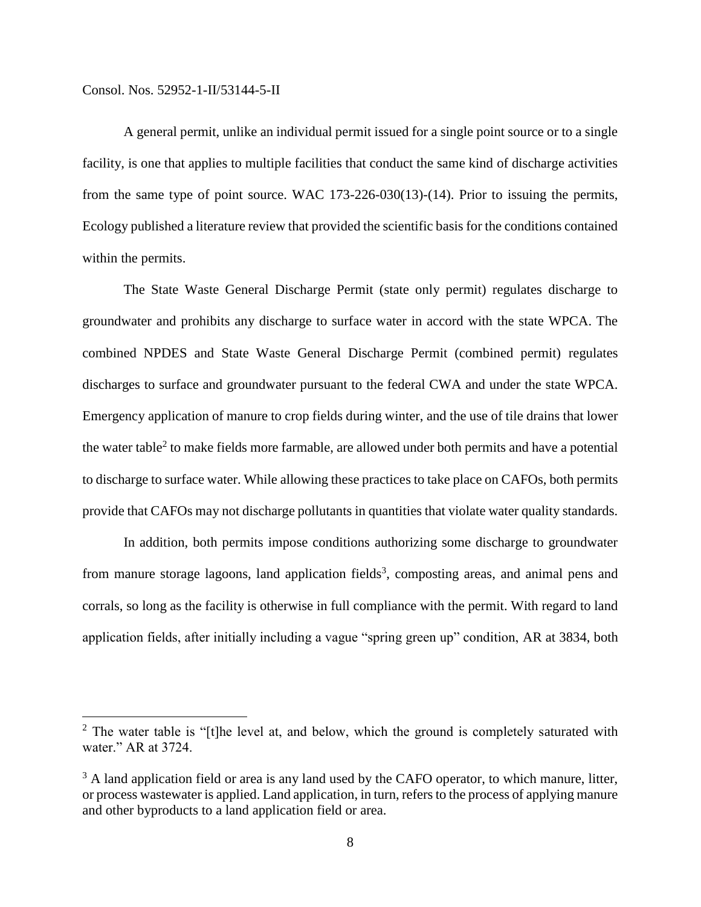A general permit, unlike an individual permit issued for a single point source or to a single facility, is one that applies to multiple facilities that conduct the same kind of discharge activities from the same type of point source. WAC 173-226-030(13)-(14). Prior to issuing the permits, Ecology published a literature review that provided the scientific basis for the conditions contained within the permits.

The State Waste General Discharge Permit (state only permit) regulates discharge to groundwater and prohibits any discharge to surface water in accord with the state WPCA. The combined NPDES and State Waste General Discharge Permit (combined permit) regulates discharges to surface and groundwater pursuant to the federal CWA and under the state WPCA. Emergency application of manure to crop fields during winter, and the use of tile drains that lower the water table[2] to make fields more farmable, are allowed under both permits and have a potential to discharge to surface water. While allowing these practices to take place on CAFOs, both permits provide that CAFOs may not discharge pollutants in quantities that violate water quality standards.

In addition, both permits impose conditions authorizing some discharge to groundwater from manure storage lagoons, land application fields[3], composting areas, and animal pens and corrals, so long as the facility is otherwise in full compliance with the permit. With regard to land application fields, after initially including a vague "spring green up" condition, AR at 3834, both

[2] The water table is "[t]he level at, and below, which the ground is completely saturated with water." AR at 3724.

[3] A land application field or area is any land used by the CAFO operator, to which manure, litter, or process wastewater is applied. Land application, in turn, refers to the process of applying manure and other byproducts to a land application field or area.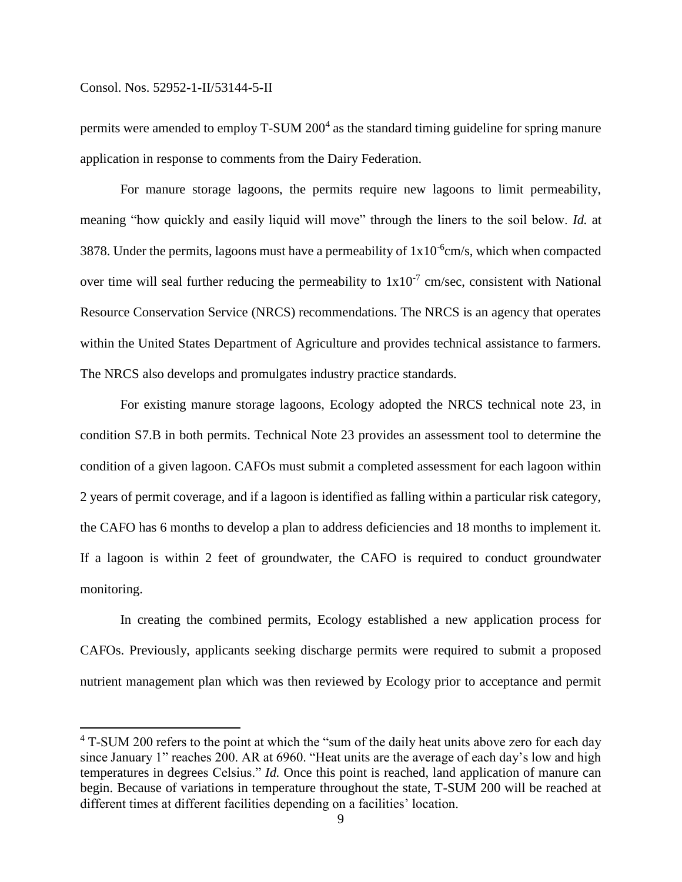permits were amended to employ T-SUM 200[4] as the standard timing guideline for spring manure application in response to comments from the Dairy Federation.

For manure storage lagoons, the permits require new lagoons to limit permeability, meaning "how quickly and easily liquid will move" through the liners to the soil below. *Id.* at 3878. Under the permits, lagoons must have a permeability of $1x10^{-6}$cm/s, which when compacted over time will seal further reducing the permeability to $1x10^{-7}$ cm/sec, consistent with National Resource Conservation Service (NRCS) recommendations. The NRCS is an agency that operates within the United States Department of Agriculture and provides technical assistance to farmers. The NRCS also develops and promulgates industry practice standards.

For existing manure storage lagoons, Ecology adopted the NRCS technical note 23, in condition S7.B in both permits. Technical Note 23 provides an assessment tool to determine the condition of a given lagoon. CAFOs must submit a completed assessment for each lagoon within 2 years of permit coverage, and if a lagoon is identified as falling within a particular risk category, the CAFO has 6 months to develop a plan to address deficiencies and 18 months to implement it. If a lagoon is within 2 feet of groundwater, the CAFO is required to conduct groundwater monitoring.

In creating the combined permits, Ecology established a new application process for CAFOs. Previously, applicants seeking discharge permits were required to submit a proposed nutrient management plan which was then reviewed by Ecology prior to acceptance and permit

[4] T-SUM 200 refers to the point at which the "sum of the daily heat units above zero for each day since January 1" reaches 200. AR at 6960. "Heat units are the average of each day's low and high temperatures in degrees Celsius." *Id.* Once this point is reached, land application of manure can begin. Because of variations in temperature throughout the state, T-SUM 200 will be reached at different times at different facilities depending on a facilities' location.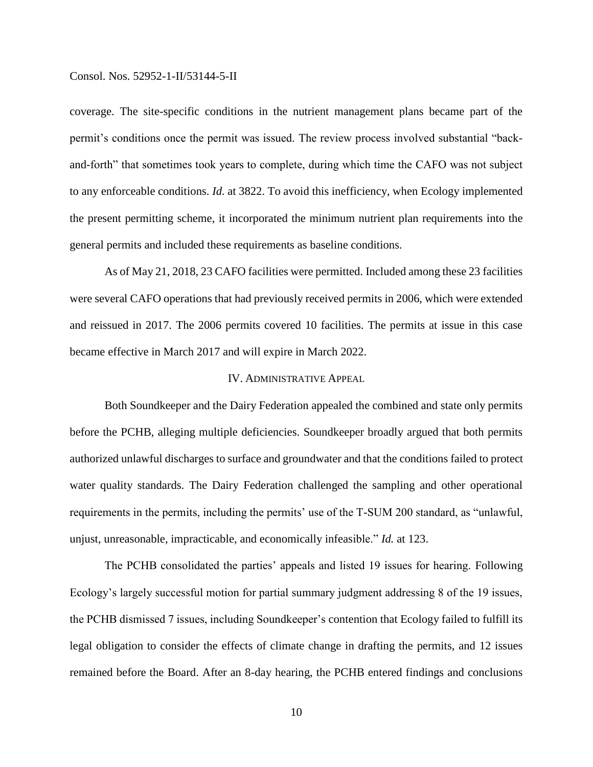coverage. The site-specific conditions in the nutrient management plans became part of the permit's conditions once the permit was issued. The review process involved substantial "back-and-forth" that sometimes took years to complete, during which time the CAFO was not subject to any enforceable conditions. *Id.* at 3822. To avoid this inefficiency, when Ecology implemented the present permitting scheme, it incorporated the minimum nutrient plan requirements into the general permits and included these requirements as baseline conditions.

As of May 21, 2018, 23 CAFO facilities were permitted. Included among these 23 facilities were several CAFO operations that had previously received permits in 2006, which were extended and reissued in 2017. The 2006 permits covered 10 facilities. The permits at issue in this case became effective in March 2017 and will expire in March 2022.

## IV. ADMINISTRATIVE APPEAL

Both Soundkeeper and the Dairy Federation appealed the combined and state only permits before the PCHB, alleging multiple deficiencies. Soundkeeper broadly argued that both permits authorized unlawful discharges to surface and groundwater and that the conditions failed to protect water quality standards. The Dairy Federation challenged the sampling and other operational requirements in the permits, including the permits' use of the T-SUM 200 standard, as "unlawful, unjust, unreasonable, impracticable, and economically infeasible." *Id.* at 123.

The PCHB consolidated the parties' appeals and listed 19 issues for hearing. Following Ecology's largely successful motion for partial summary judgment addressing 8 of the 19 issues, the PCHB dismissed 7 issues, including Soundkeeper's contention that Ecology failed to fulfill its legal obligation to consider the effects of climate change in drafting the permits, and 12 issues remained before the Board. After an 8-day hearing, the PCHB entered findings and conclusions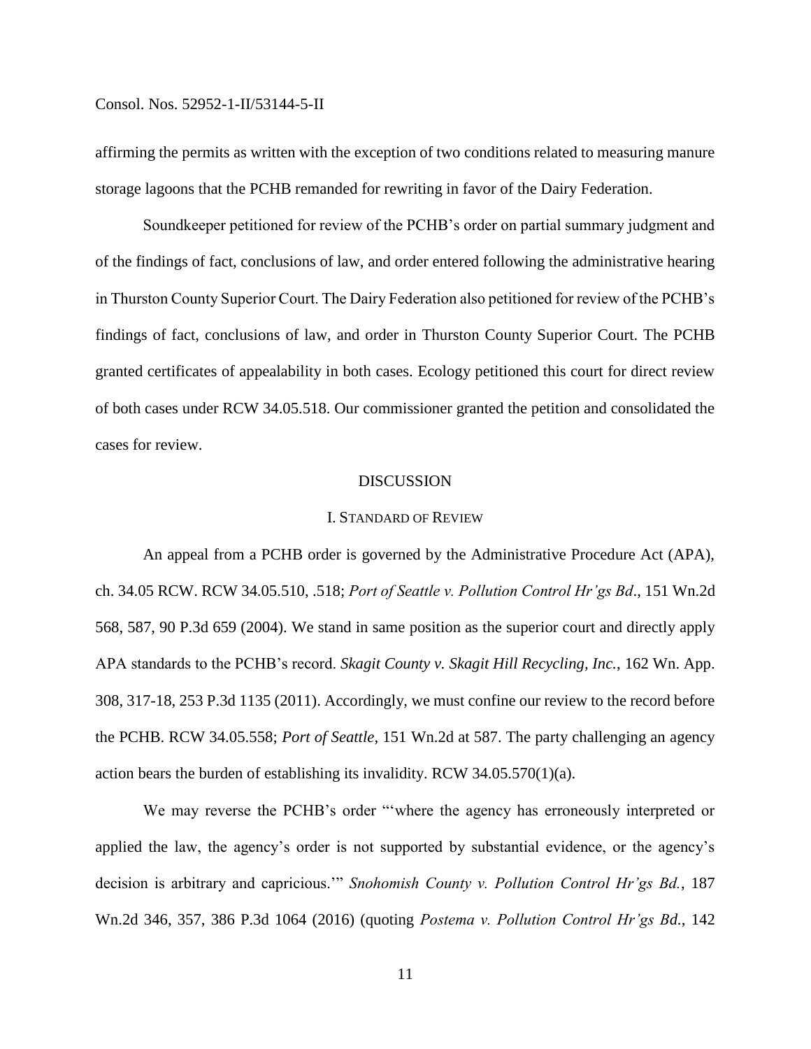affirming the permits as written with the exception of two conditions related to measuring manure storage lagoons that the PCHB remanded for rewriting in favor of the Dairy Federation.

Soundkeeper petitioned for review of the PCHB's order on partial summary judgment and of the findings of fact, conclusions of law, and order entered following the administrative hearing in Thurston County Superior Court. The Dairy Federation also petitioned for review of the PCHB's findings of fact, conclusions of law, and order in Thurston County Superior Court. The PCHB granted certificates of appealability in both cases. Ecology petitioned this court for direct review of both cases under RCW 34.05.518. Our commissioner granted the petition and consolidated the cases for review.

## DISCUSSION

### I. STANDARD OF REVIEW

An appeal from a PCHB order is governed by the Administrative Procedure Act (APA), ch. 34.05 RCW. RCW 34.05.510, .518; *Port of Seattle v. Pollution Control Hr'gs Bd*., 151 Wn.2d 568, 587, 90 P.3d 659 (2004). We stand in same position as the superior court and directly apply APA standards to the PCHB's record. *Skagit County v. Skagit Hill Recycling, Inc.*, 162 Wn. App. 308, 317-18, 253 P.3d 1135 (2011). Accordingly, we must confine our review to the record before the PCHB. RCW 34.05.558; *Port of Seattle*, 151 Wn.2d at 587. The party challenging an agency action bears the burden of establishing its invalidity. RCW 34.05.570(1)(a).

We may reverse the PCHB's order "'where the agency has erroneously interpreted or applied the law, the agency's order is not supported by substantial evidence, or the agency's decision is arbitrary and capricious.'" *Snohomish County v. Pollution Control Hr'gs Bd.*, 187 Wn.2d 346, 357, 386 P.3d 1064 (2016) (quoting *Postema v. Pollution Control Hr'gs Bd.*, 142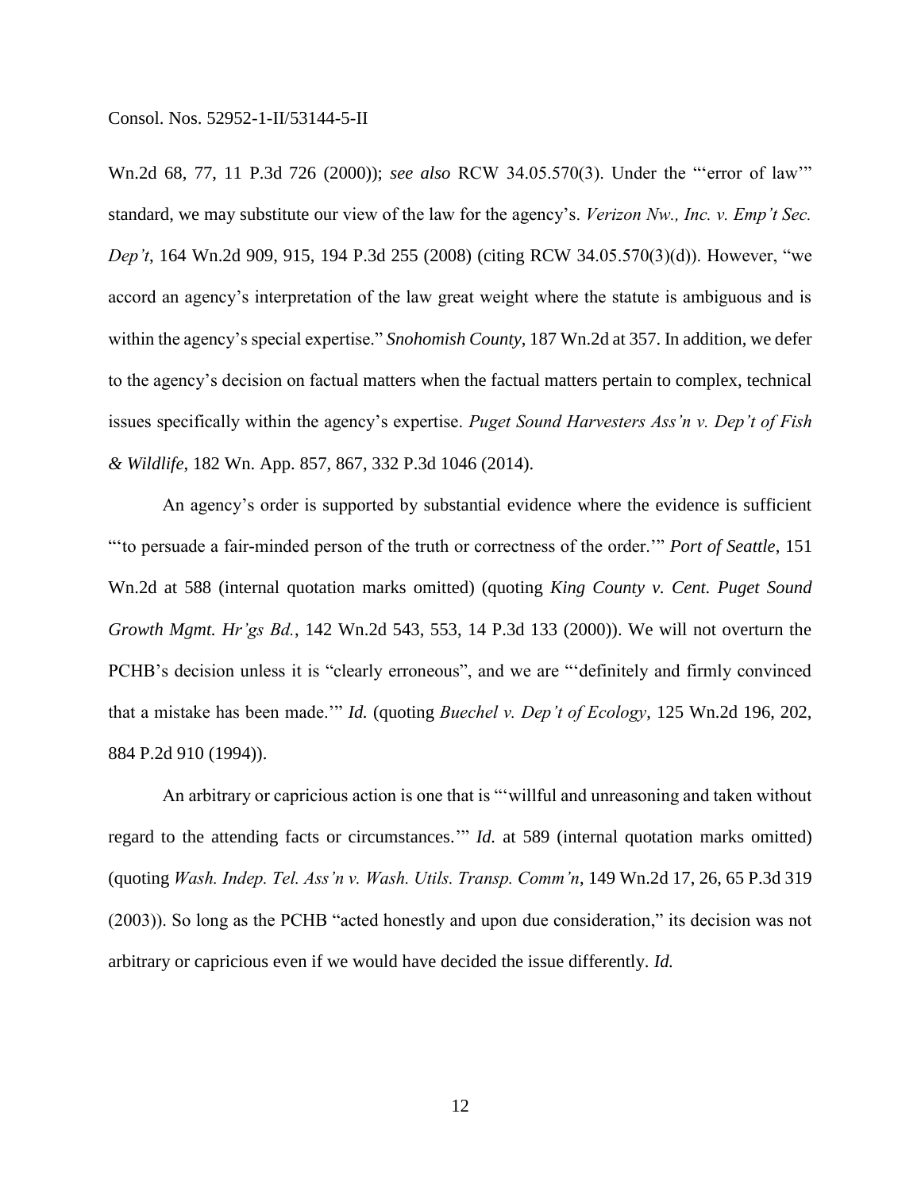Wn.2d 68, 77, 11 P.3d 726 (2000)); *see also* RCW 34.05.570(3). Under the "'error of law'" standard, we may substitute our view of the law for the agency's. *Verizon Nw., Inc. v. Emp't Sec. Dep't*, 164 Wn.2d 909, 915, 194 P.3d 255 (2008) (citing RCW 34.05.570(3)(d)). However, "we accord an agency's interpretation of the law great weight where the statute is ambiguous and is within the agency's special expertise." *Snohomish County*, 187 Wn.2d at 357. In addition, we defer to the agency's decision on factual matters when the factual matters pertain to complex, technical issues specifically within the agency's expertise. *Puget Sound Harvesters Ass'n v. Dep't of Fish & Wildlife*, 182 Wn. App. 857, 867, 332 P.3d 1046 (2014).

An agency's order is supported by substantial evidence where the evidence is sufficient "'to persuade a fair-minded person of the truth or correctness of the order.'" *Port of Seattle*, 151 Wn.2d at 588 (internal quotation marks omitted) (quoting *King County v. Cent. Puget Sound Growth Mgmt. Hr'gs Bd.*, 142 Wn.2d 543, 553, 14 P.3d 133 (2000)). We will not overturn the PCHB's decision unless it is "clearly erroneous", and we are "'definitely and firmly convinced that a mistake has been made.'" *Id.* (quoting *Buechel v. Dep't of Ecology*, 125 Wn.2d 196, 202, 884 P.2d 910 (1994)).

An arbitrary or capricious action is one that is "'willful and unreasoning and taken without regard to the attending facts or circumstances.'" *Id.* at 589 (internal quotation marks omitted) (quoting *Wash. Indep. Tel. Ass'n v. Wash. Utils. Transp. Comm'n*, 149 Wn.2d 17, 26, 65 P.3d 319 (2003)). So long as the PCHB "acted honestly and upon due consideration," its decision was not arbitrary or capricious even if we would have decided the issue differently. *Id.*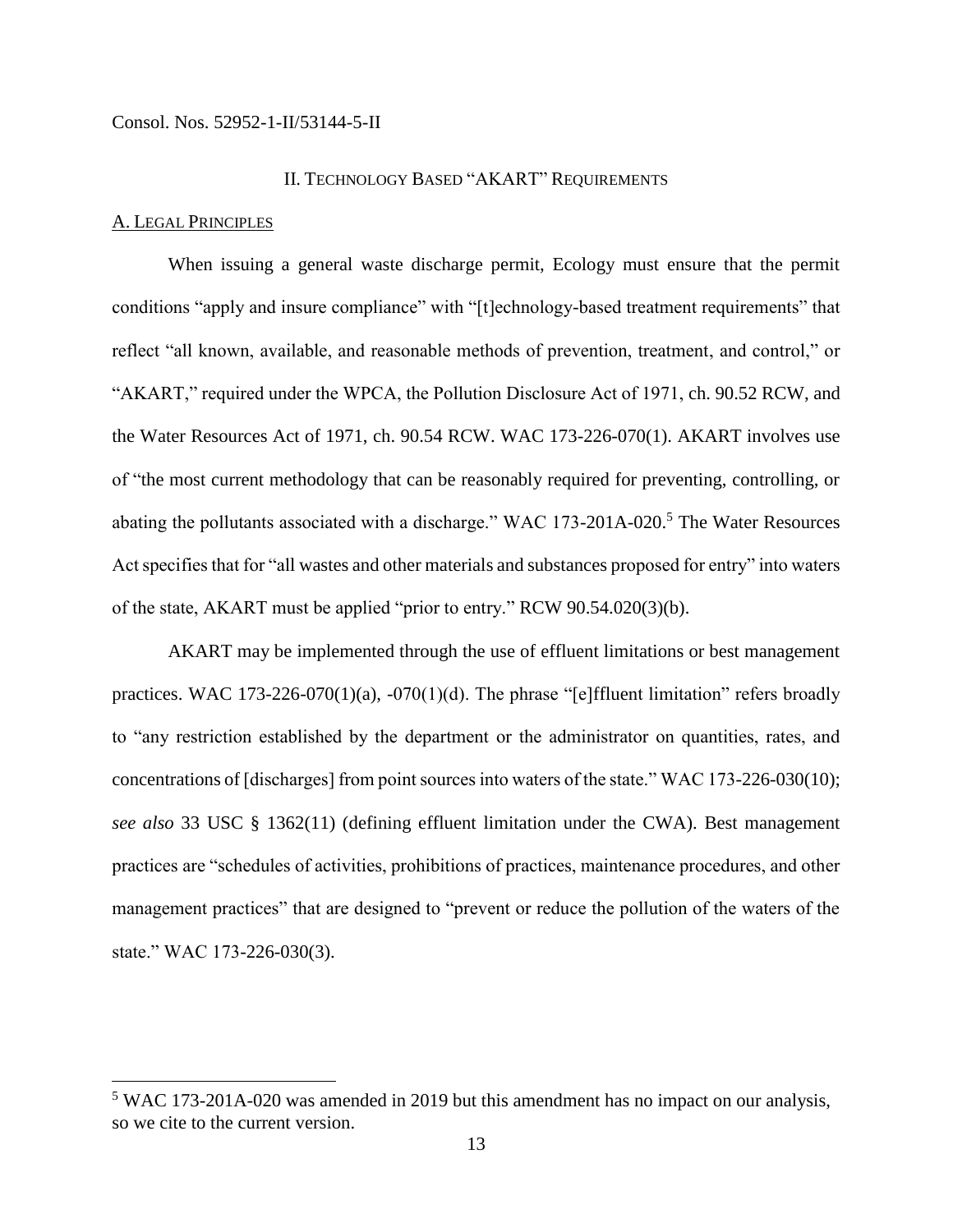## II. TECHNOLOGY BASED "AKART" REQUIREMENTS

### A. LEGAL PRINCIPLES

When issuing a general waste discharge permit, Ecology must ensure that the permit conditions "apply and insure compliance" with "[t]echnology-based treatment requirements" that reflect "all known, available, and reasonable methods of prevention, treatment, and control," or "AKART," required under the WPCA, the Pollution Disclosure Act of 1971, ch. 90.52 RCW, and the Water Resources Act of 1971, ch. 90.54 RCW. WAC 173-226-070(1). AKART involves use of "the most current methodology that can be reasonably required for preventing, controlling, or abating the pollutants associated with a discharge." WAC 173-201A-020.[5] The Water Resources Act specifies that for "all wastes and other materials and substances proposed for entry" into waters of the state, AKART must be applied "prior to entry." RCW 90.54.020(3)(b).

AKART may be implemented through the use of effluent limitations or best management practices. WAC 173-226-070(1)(a), -070(1)(d). The phrase "[e]ffluent limitation" refers broadly to "any restriction established by the department or the administrator on quantities, rates, and concentrations of [discharges] from point sources into waters of the state." WAC 173-226-030(10); *see also* 33 USC § 1362(11) (defining effluent limitation under the CWA). Best management practices are "schedules of activities, prohibitions of practices, maintenance procedures, and other management practices" that are designed to "prevent or reduce the pollution of the waters of the state." WAC 173-226-030(3).

[5] WAC 173-201A-020 was amended in 2019 but this amendment has no impact on our analysis, so we cite to the current version.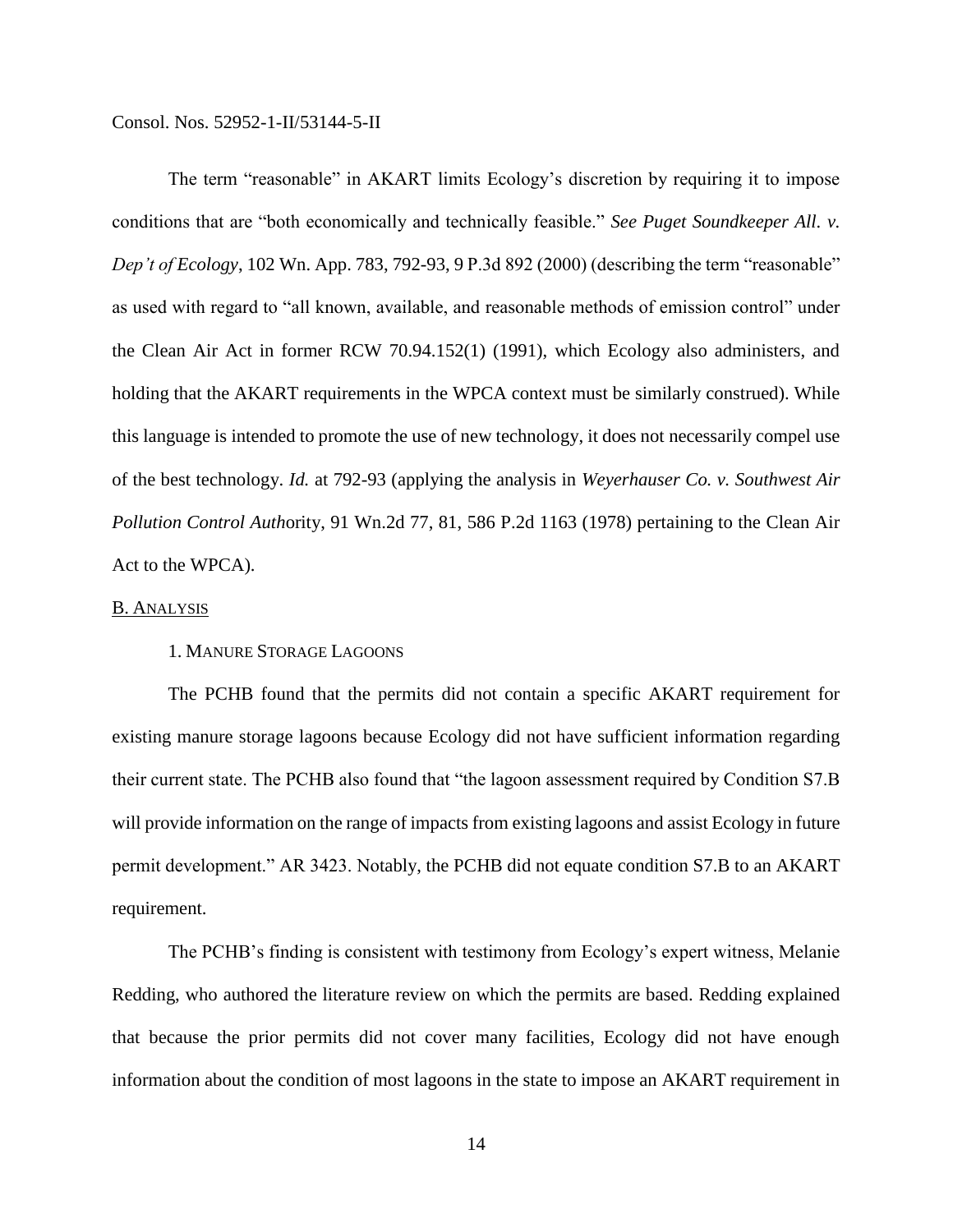The term "reasonable" in AKART limits Ecology's discretion by requiring it to impose conditions that are "both economically and technically feasible." *See Puget Soundkeeper All. v. Dep't of Ecology*, 102 Wn. App. 783, 792-93, 9 P.3d 892 (2000) (describing the term "reasonable" as used with regard to "all known, available, and reasonable methods of emission control" under the Clean Air Act in former RCW 70.94.152(1) (1991), which Ecology also administers, and holding that the AKART requirements in the WPCA context must be similarly construed). While this language is intended to promote the use of new technology, it does not necessarily compel use of the best technology. *Id.* at 792-93 (applying the analysis in *Weyerhauser Co. v. Southwest Air Pollution Control Auth*ority, 91 Wn.2d 77, 81, 586 P.2d 1163 (1978) pertaining to the Clean Air Act to the WPCA).

## B. ANALYSIS

### 1. MANURE STORAGE LAGOONS

The PCHB found that the permits did not contain a specific AKART requirement for existing manure storage lagoons because Ecology did not have sufficient information regarding their current state. The PCHB also found that "the lagoon assessment required by Condition S7.B will provide information on the range of impacts from existing lagoons and assist Ecology in future permit development." AR 3423. Notably, the PCHB did not equate condition S7.B to an AKART requirement.

The PCHB's finding is consistent with testimony from Ecology's expert witness, Melanie Redding, who authored the literature review on which the permits are based. Redding explained that because the prior permits did not cover many facilities, Ecology did not have enough information about the condition of most lagoons in the state to impose an AKART requirement in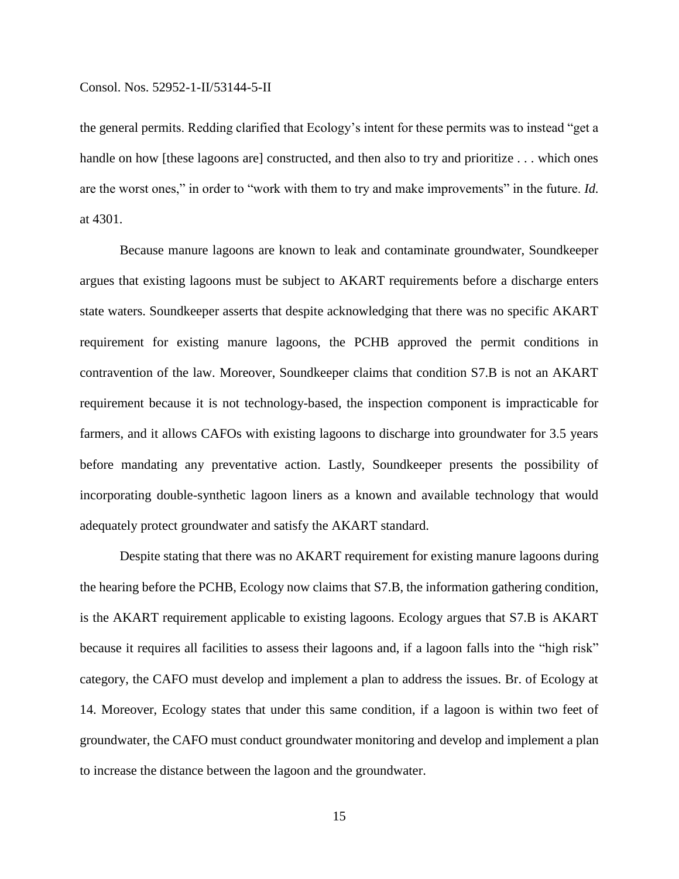the general permits. Redding clarified that Ecology's intent for these permits was to instead "get a handle on how [these lagoons are] constructed, and then also to try and prioritize . . . which ones are the worst ones," in order to "work with them to try and make improvements" in the future. *Id.* at 4301.

Because manure lagoons are known to leak and contaminate groundwater, Soundkeeper argues that existing lagoons must be subject to AKART requirements before a discharge enters state waters. Soundkeeper asserts that despite acknowledging that there was no specific AKART requirement for existing manure lagoons, the PCHB approved the permit conditions in contravention of the law. Moreover, Soundkeeper claims that condition S7.B is not an AKART requirement because it is not technology-based, the inspection component is impracticable for farmers, and it allows CAFOs with existing lagoons to discharge into groundwater for 3.5 years before mandating any preventative action. Lastly, Soundkeeper presents the possibility of incorporating double-synthetic lagoon liners as a known and available technology that would adequately protect groundwater and satisfy the AKART standard.

Despite stating that there was no AKART requirement for existing manure lagoons during the hearing before the PCHB, Ecology now claims that S7.B, the information gathering condition, is the AKART requirement applicable to existing lagoons. Ecology argues that S7.B is AKART because it requires all facilities to assess their lagoons and, if a lagoon falls into the "high risk" category, the CAFO must develop and implement a plan to address the issues. Br. of Ecology at 14. Moreover, Ecology states that under this same condition, if a lagoon is within two feet of groundwater, the CAFO must conduct groundwater monitoring and develop and implement a plan to increase the distance between the lagoon and the groundwater.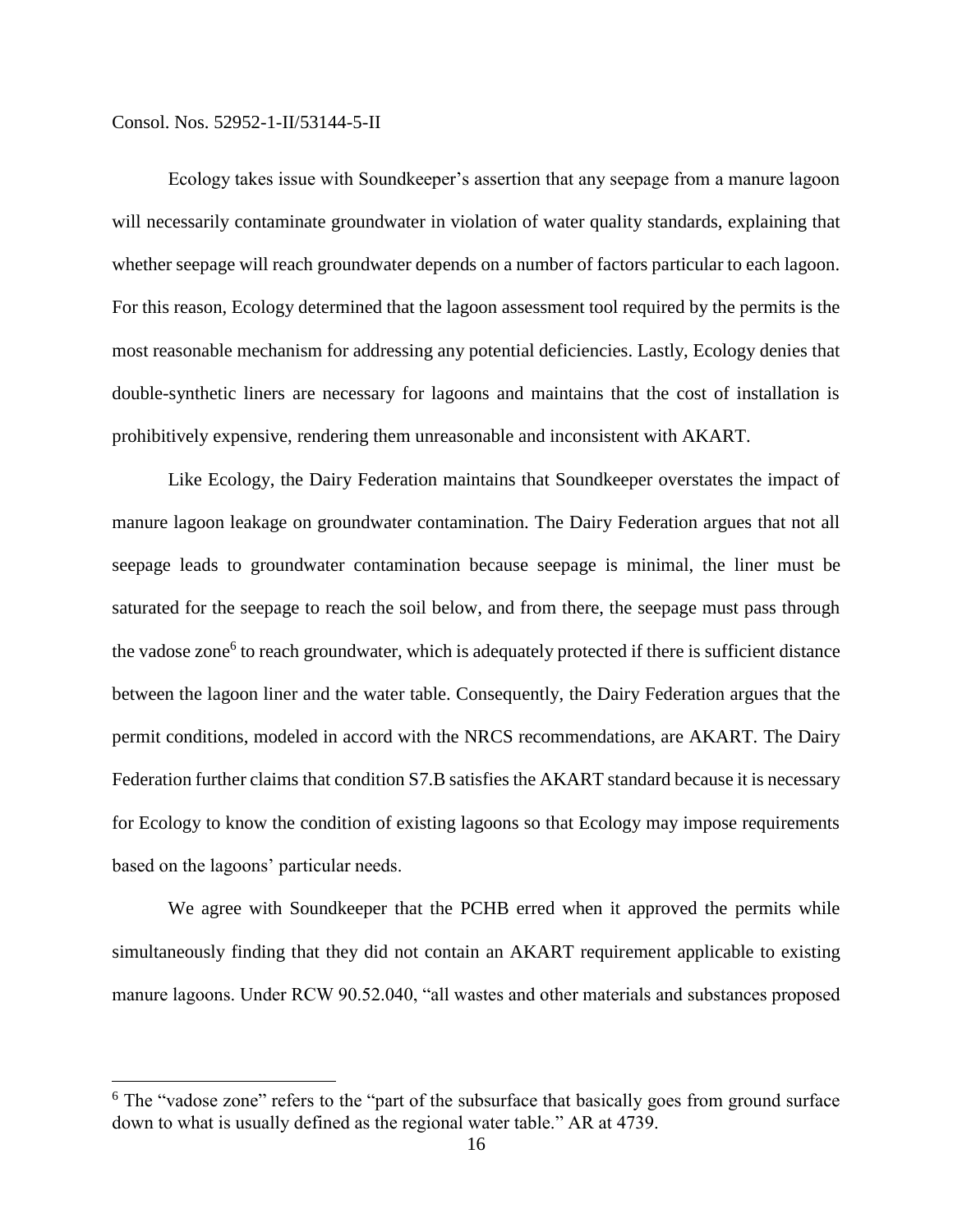Ecology takes issue with Soundkeeper's assertion that any seepage from a manure lagoon will necessarily contaminate groundwater in violation of water quality standards, explaining that whether seepage will reach groundwater depends on a number of factors particular to each lagoon. For this reason, Ecology determined that the lagoon assessment tool required by the permits is the most reasonable mechanism for addressing any potential deficiencies. Lastly, Ecology denies that double-synthetic liners are necessary for lagoons and maintains that the cost of installation is prohibitively expensive, rendering them unreasonable and inconsistent with AKART.

Like Ecology, the Dairy Federation maintains that Soundkeeper overstates the impact of manure lagoon leakage on groundwater contamination. The Dairy Federation argues that not all seepage leads to groundwater contamination because seepage is minimal, the liner must be saturated for the seepage to reach the soil below, and from there, the seepage must pass through the vadose zone[6] to reach groundwater, which is adequately protected if there is sufficient distance between the lagoon liner and the water table. Consequently, the Dairy Federation argues that the permit conditions, modeled in accord with the NRCS recommendations, are AKART. The Dairy Federation further claims that condition S7.B satisfies the AKART standard because it is necessary for Ecology to know the condition of existing lagoons so that Ecology may impose requirements based on the lagoons' particular needs.

We agree with Soundkeeper that the PCHB erred when it approved the permits while simultaneously finding that they did not contain an AKART requirement applicable to existing manure lagoons. Under RCW 90.52.040, "all wastes and other materials and substances proposed

---

[6] The "vadose zone" refers to the "part of the subsurface that basically goes from ground surface down to what is usually defined as the regional water table." AR at 4739.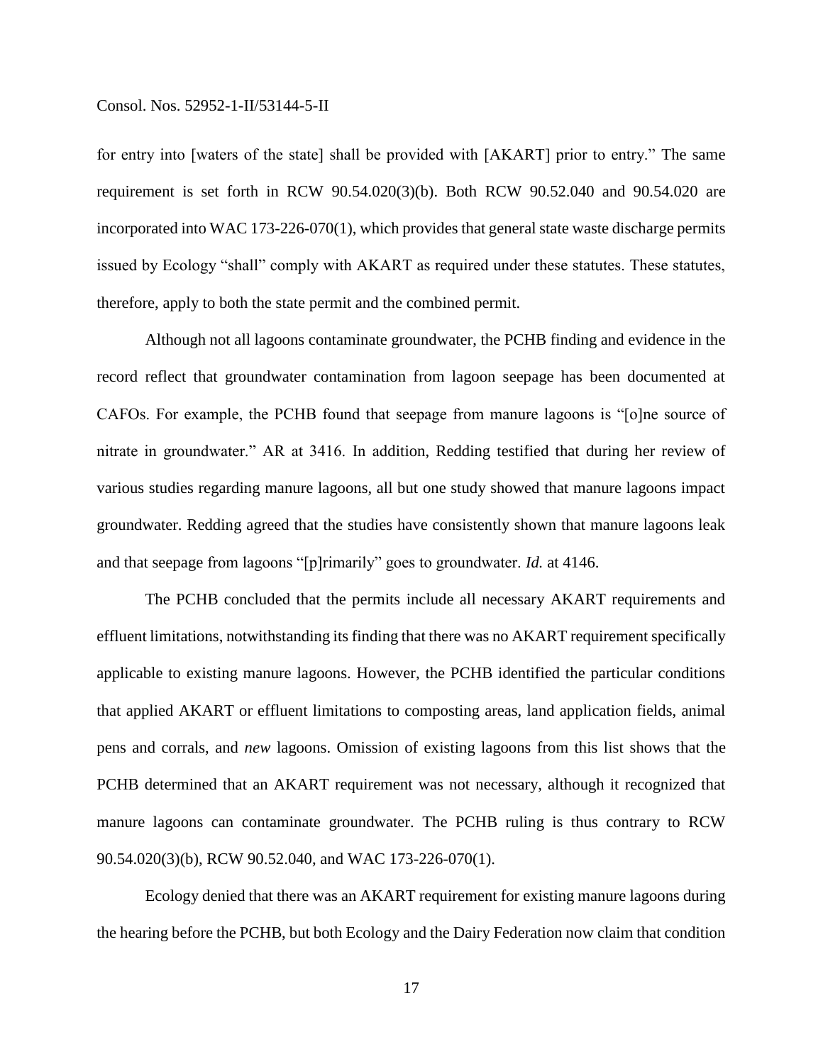for entry into [waters of the state] shall be provided with [AKART] prior to entry." The same requirement is set forth in RCW 90.54.020(3)(b). Both RCW 90.52.040 and 90.54.020 are incorporated into WAC 173-226-070(1), which provides that general state waste discharge permits issued by Ecology "shall" comply with AKART as required under these statutes. These statutes, therefore, apply to both the state permit and the combined permit.

Although not all lagoons contaminate groundwater, the PCHB finding and evidence in the record reflect that groundwater contamination from lagoon seepage has been documented at CAFOs. For example, the PCHB found that seepage from manure lagoons is "[o]ne source of nitrate in groundwater." AR at 3416. In addition, Redding testified that during her review of various studies regarding manure lagoons, all but one study showed that manure lagoons impact groundwater. Redding agreed that the studies have consistently shown that manure lagoons leak and that seepage from lagoons "[p]rimarily" goes to groundwater. *Id.* at 4146.

The PCHB concluded that the permits include all necessary AKART requirements and effluent limitations, notwithstanding its finding that there was no AKART requirement specifically applicable to existing manure lagoons. However, the PCHB identified the particular conditions that applied AKART or effluent limitations to composting areas, land application fields, animal pens and corrals, and *new* lagoons. Omission of existing lagoons from this list shows that the PCHB determined that an AKART requirement was not necessary, although it recognized that manure lagoons can contaminate groundwater. The PCHB ruling is thus contrary to RCW 90.54.020(3)(b), RCW 90.52.040, and WAC 173-226-070(1).

Ecology denied that there was an AKART requirement for existing manure lagoons during the hearing before the PCHB, but both Ecology and the Dairy Federation now claim that condition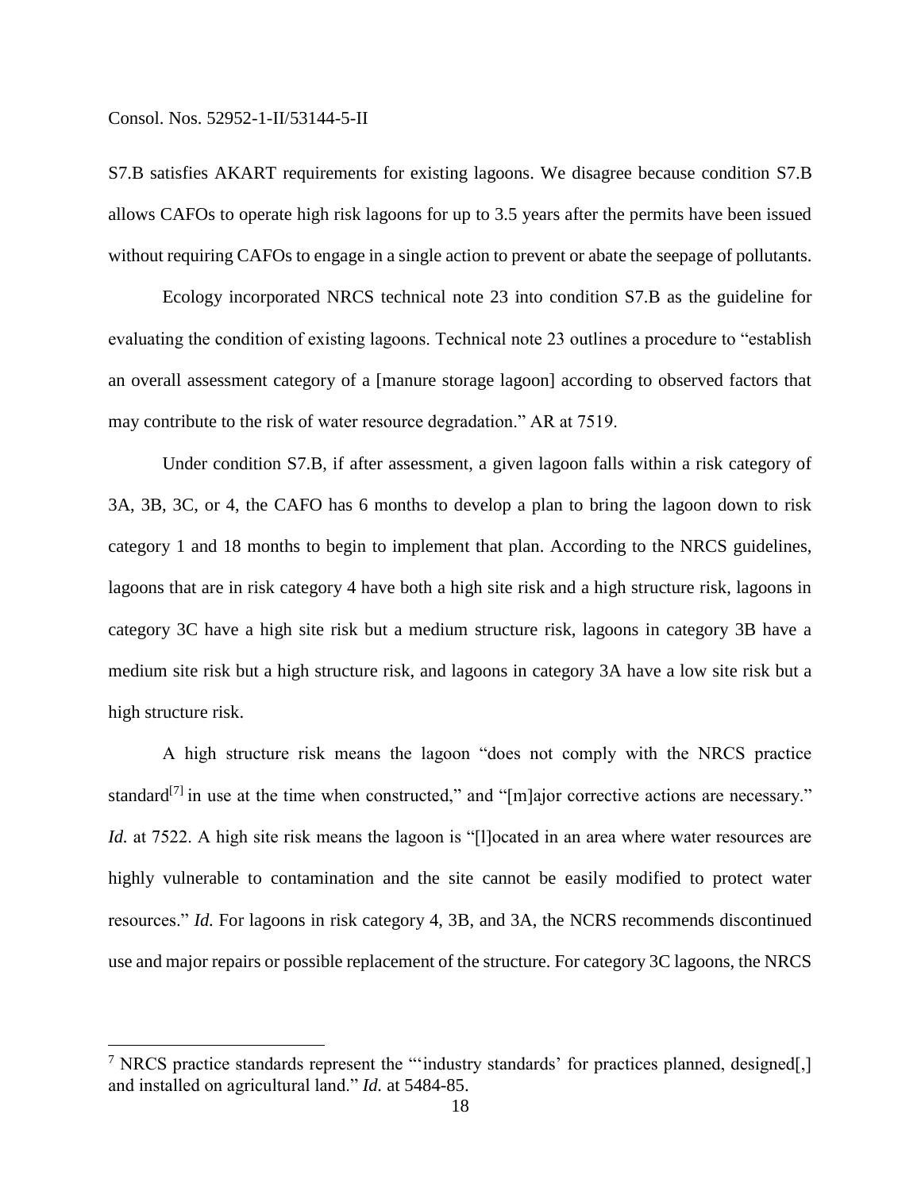S7.B satisfies AKART requirements for existing lagoons. We disagree because condition S7.B allows CAFOs to operate high risk lagoons for up to 3.5 years after the permits have been issued without requiring CAFOs to engage in a single action to prevent or abate the seepage of pollutants.

Ecology incorporated NRCS technical note 23 into condition S7.B as the guideline for evaluating the condition of existing lagoons. Technical note 23 outlines a procedure to "establish an overall assessment category of a [manure storage lagoon] according to observed factors that may contribute to the risk of water resource degradation." AR at 7519.

Under condition S7.B, if after assessment, a given lagoon falls within a risk category of 3A, 3B, 3C, or 4, the CAFO has 6 months to develop a plan to bring the lagoon down to risk category 1 and 18 months to begin to implement that plan. According to the NRCS guidelines, lagoons that are in risk category 4 have both a high site risk and a high structure risk, lagoons in category 3C have a high site risk but a medium structure risk, lagoons in category 3B have a medium site risk but a high structure risk, and lagoons in category 3A have a low site risk but a high structure risk.

A high structure risk means the lagoon "does not comply with the NRCS practice standard[7] in use at the time when constructed," and "[m]ajor corrective actions are necessary." *Id.* at 7522. A high site risk means the lagoon is "[l]ocated in an area where water resources are highly vulnerable to contamination and the site cannot be easily modified to protect water resources." *Id.* For lagoons in risk category 4, 3B, and 3A, the NCRS recommends discontinued use and major repairs or possible replacement of the structure. For category 3C lagoons, the NRCS

---

[7] NRCS practice standards represent the "'industry standards' for practices planned, designed[,] and installed on agricultural land." *Id.* at 5484-85.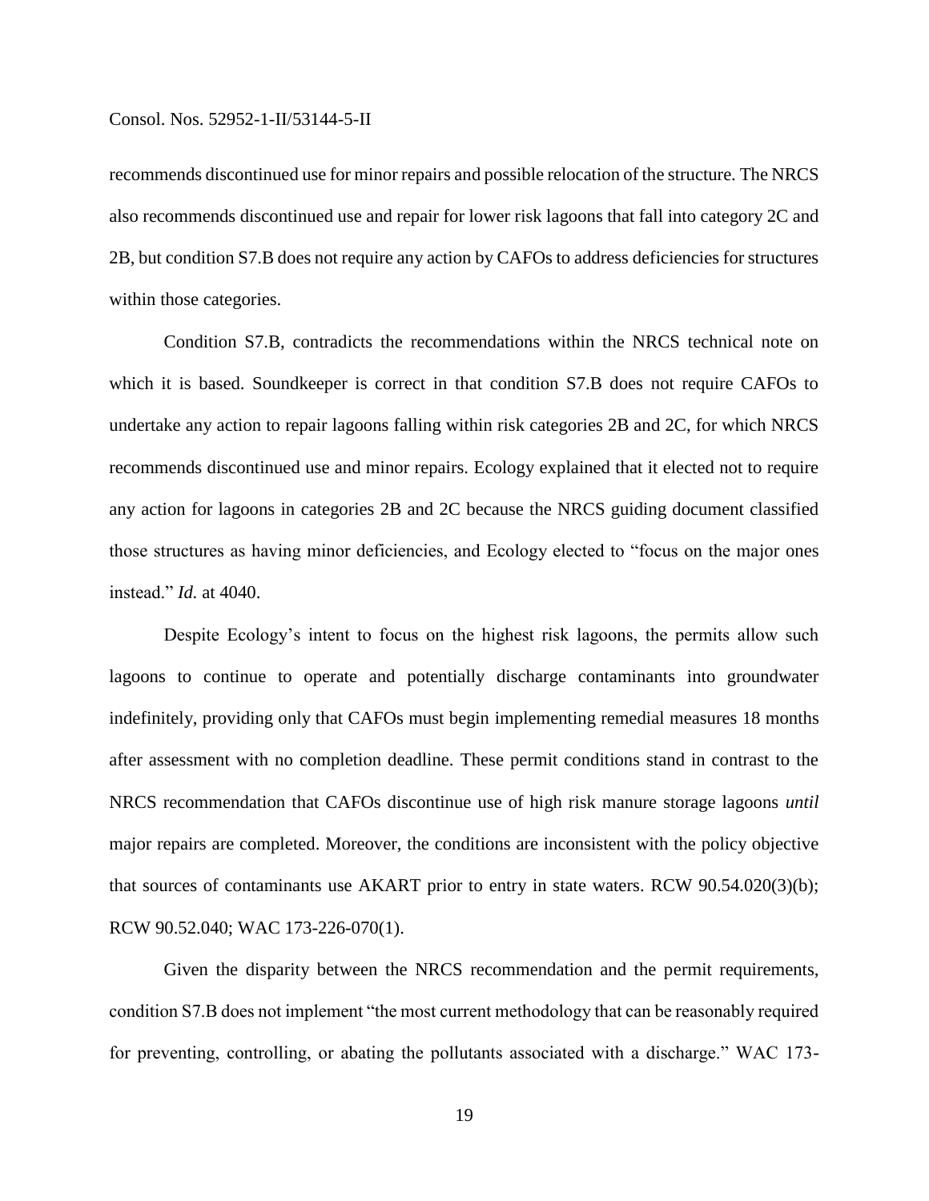recommends discontinued use for minor repairs and possible relocation of the structure. The NRCS also recommends discontinued use and repair for lower risk lagoons that fall into category 2C and 2B, but condition S7.B does not require any action by CAFOs to address deficiencies for structures within those categories.

Condition S7.B, contradicts the recommendations within the NRCS technical note on which it is based. Soundkeeper is correct in that condition S7.B does not require CAFOs to undertake any action to repair lagoons falling within risk categories 2B and 2C, for which NRCS recommends discontinued use and minor repairs. Ecology explained that it elected not to require any action for lagoons in categories 2B and 2C because the NRCS guiding document classified those structures as having minor deficiencies, and Ecology elected to "focus on the major ones instead." *Id.* at 4040.

Despite Ecology's intent to focus on the highest risk lagoons, the permits allow such lagoons to continue to operate and potentially discharge contaminants into groundwater indefinitely, providing only that CAFOs must begin implementing remedial measures 18 months after assessment with no completion deadline. These permit conditions stand in contrast to the NRCS recommendation that CAFOs discontinue use of high risk manure storage lagoons *until* major repairs are completed. Moreover, the conditions are inconsistent with the policy objective that sources of contaminants use AKART prior to entry in state waters. RCW 90.54.020(3)(b); RCW 90.52.040; WAC 173-226-070(1).

Given the disparity between the NRCS recommendation and the permit requirements, condition S7.B does not implement "the most current methodology that can be reasonably required for preventing, controlling, or abating the pollutants associated with a discharge." WAC 173-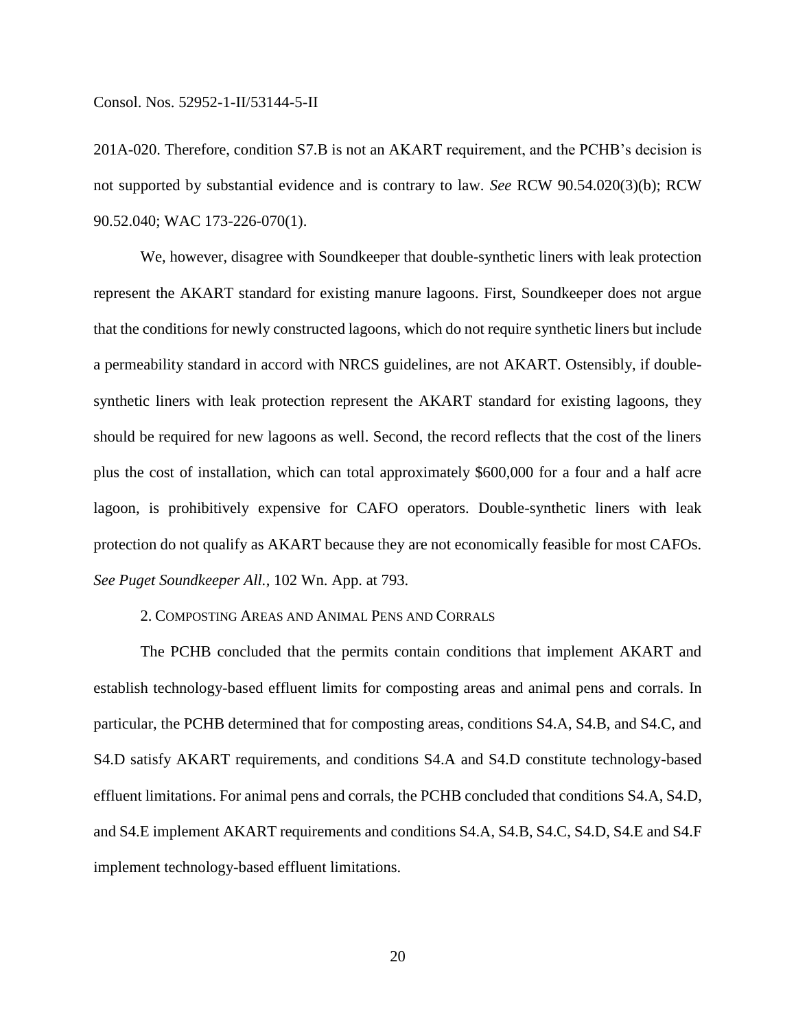201A-020. Therefore, condition S7.B is not an AKART requirement, and the PCHB's decision is not supported by substantial evidence and is contrary to law. *See* RCW 90.54.020(3)(b); RCW 90.52.040; WAC 173-226-070(1).

We, however, disagree with Soundkeeper that double-synthetic liners with leak protection represent the AKART standard for existing manure lagoons. First, Soundkeeper does not argue that the conditions for newly constructed lagoons, which do not require synthetic liners but include a permeability standard in accord with NRCS guidelines, are not AKART. Ostensibly, if double-synthetic liners with leak protection represent the AKART standard for existing lagoons, they should be required for new lagoons as well. Second, the record reflects that the cost of the liners plus the cost of installation, which can total approximately $600,000 for a four and a half acre lagoon, is prohibitively expensive for CAFO operators. Double-synthetic liners with leak protection do not qualify as AKART because they are not economically feasible for most CAFOs. *See Puget Soundkeeper All.*, 102 Wn. App. at 793.

2. COMPOSTING AREAS AND ANIMAL PENS AND CORRALS

The PCHB concluded that the permits contain conditions that implement AKART and establish technology-based effluent limits for composting areas and animal pens and corrals. In particular, the PCHB determined that for composting areas, conditions S4.A, S4.B, and S4.C, and S4.D satisfy AKART requirements, and conditions S4.A and S4.D constitute technology-based effluent limitations. For animal pens and corrals, the PCHB concluded that conditions S4.A, S4.D, and S4.E implement AKART requirements and conditions S4.A, S4.B, S4.C, S4.D, S4.E and S4.F implement technology-based effluent limitations.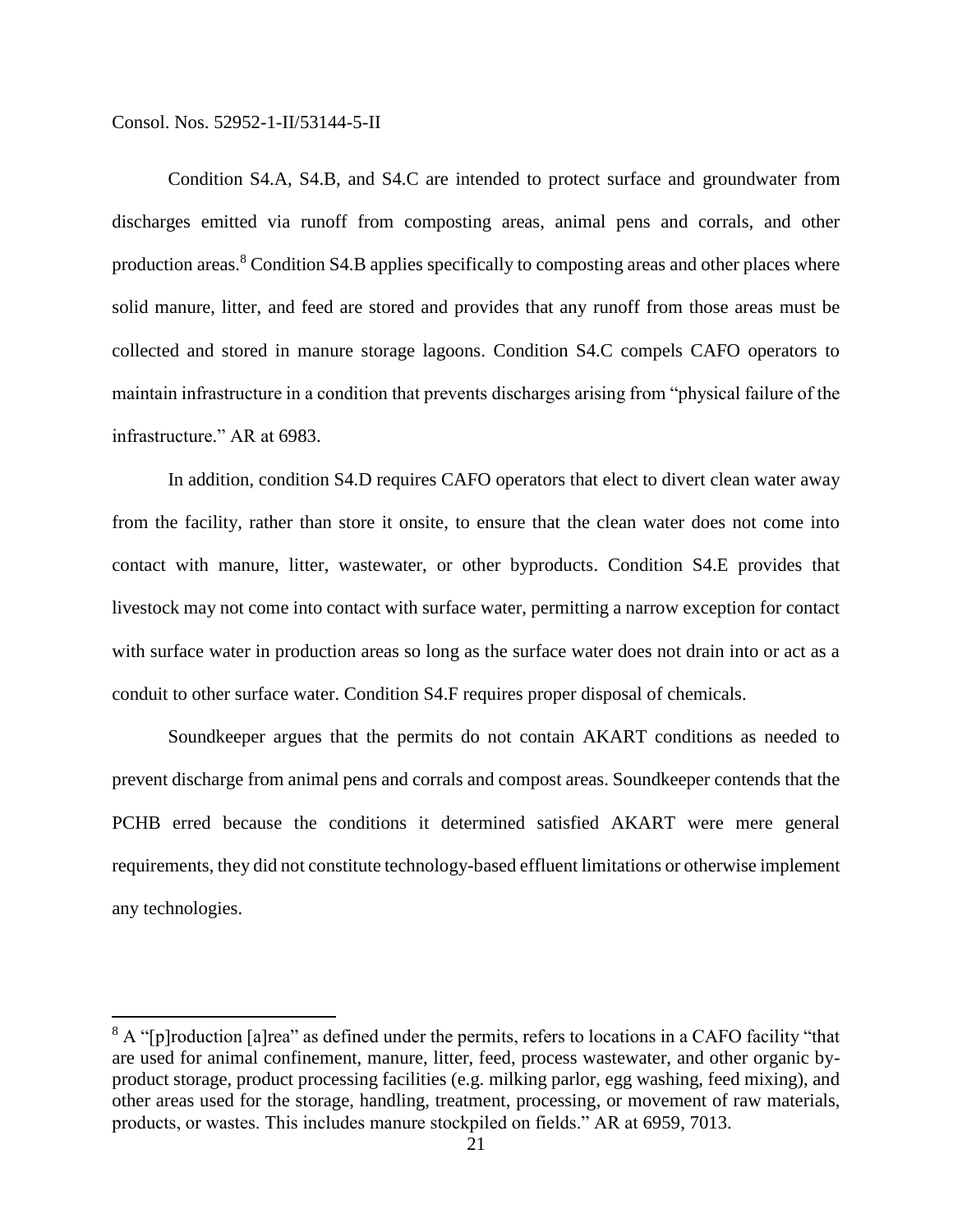Condition S4.A, S4.B, and S4.C are intended to protect surface and groundwater from discharges emitted via runoff from composting areas, animal pens and corrals, and other production areas.[8] Condition S4.B applies specifically to composting areas and other places where solid manure, litter, and feed are stored and provides that any runoff from those areas must be collected and stored in manure storage lagoons. Condition S4.C compels CAFO operators to maintain infrastructure in a condition that prevents discharges arising from "physical failure of the infrastructure." AR at 6983.

In addition, condition S4.D requires CAFO operators that elect to divert clean water away from the facility, rather than store it onsite, to ensure that the clean water does not come into contact with manure, litter, wastewater, or other byproducts. Condition S4.E provides that livestock may not come into contact with surface water, permitting a narrow exception for contact with surface water in production areas so long as the surface water does not drain into or act as a conduit to other surface water. Condition S4.F requires proper disposal of chemicals.

Soundkeeper argues that the permits do not contain AKART conditions as needed to prevent discharge from animal pens and corrals and compost areas. Soundkeeper contends that the PCHB erred because the conditions it determined satisfied AKART were mere general requirements, they did not constitute technology-based effluent limitations or otherwise implement any technologies.

---

[8] A "[p]roduction [a]rea" as defined under the permits, refers to locations in a CAFO facility "that are used for animal confinement, manure, litter, feed, process wastewater, and other organic by-product storage, product processing facilities (e.g. milking parlor, egg washing, feed mixing), and other areas used for the storage, handling, treatment, processing, or movement of raw materials, products, or wastes. This includes manure stockpiled on fields." AR at 6959, 7013.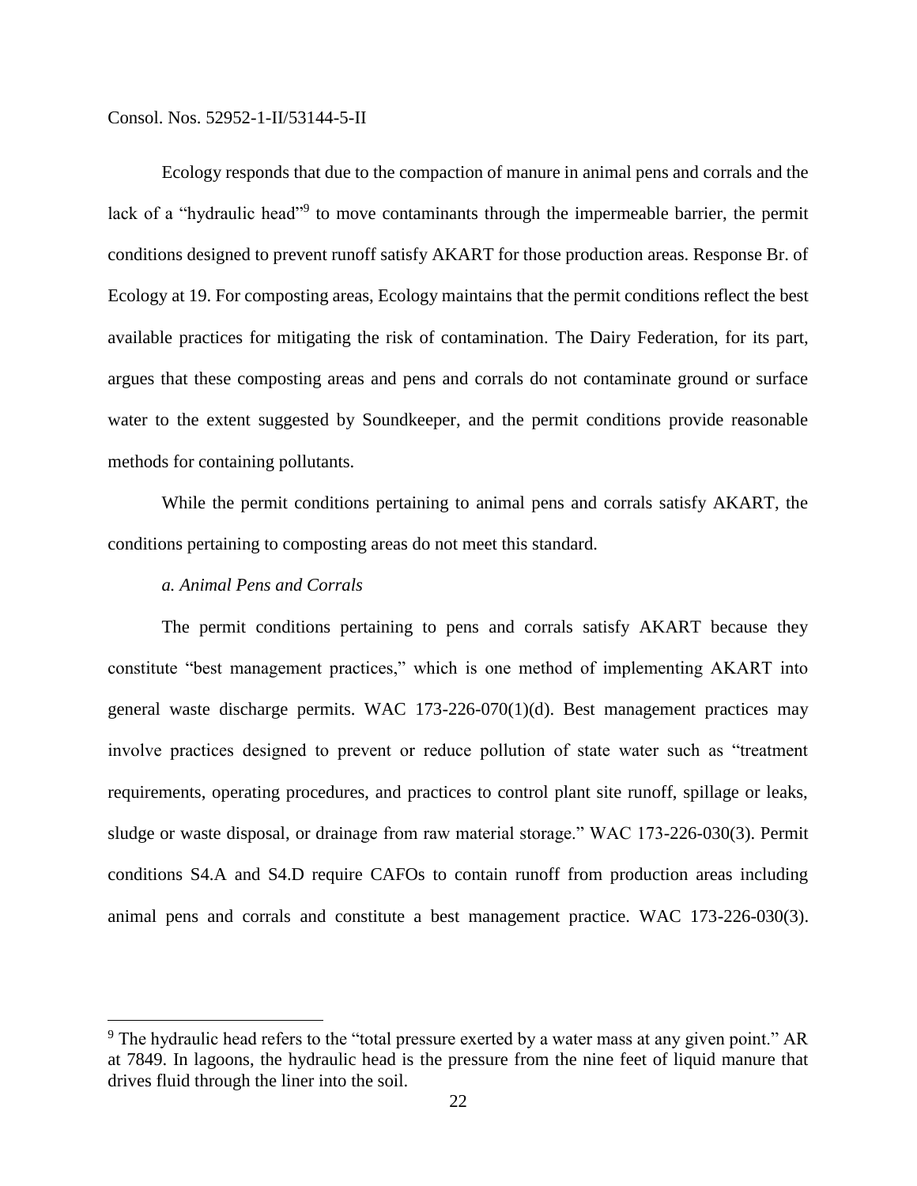Ecology responds that due to the compaction of manure in animal pens and corrals and the lack of a "hydraulic head"[9] to move contaminants through the impermeable barrier, the permit conditions designed to prevent runoff satisfy AKART for those production areas. Response Br. of Ecology at 19. For composting areas, Ecology maintains that the permit conditions reflect the best available practices for mitigating the risk of contamination. The Dairy Federation, for its part, argues that these composting areas and pens and corrals do not contaminate ground or surface water to the extent suggested by Soundkeeper, and the permit conditions provide reasonable methods for containing pollutants.

While the permit conditions pertaining to animal pens and corrals satisfy AKART, the conditions pertaining to composting areas do not meet this standard.

*a. Animal Pens and Corrals*

The permit conditions pertaining to pens and corrals satisfy AKART because they constitute "best management practices," which is one method of implementing AKART into general waste discharge permits. WAC 173-226-070(1)(d). Best management practices may involve practices designed to prevent or reduce pollution of state water such as "treatment requirements, operating procedures, and practices to control plant site runoff, spillage or leaks, sludge or waste disposal, or drainage from raw material storage." WAC 173-226-030(3). Permit conditions S4.A and S4.D require CAFOs to contain runoff from production areas including animal pens and corrals and constitute a best management practice. WAC 173-226-030(3).

---

[9] The hydraulic head refers to the "total pressure exerted by a water mass at any given point." AR at 7849. In lagoons, the hydraulic head is the pressure from the nine feet of liquid manure that drives fluid through the liner into the soil.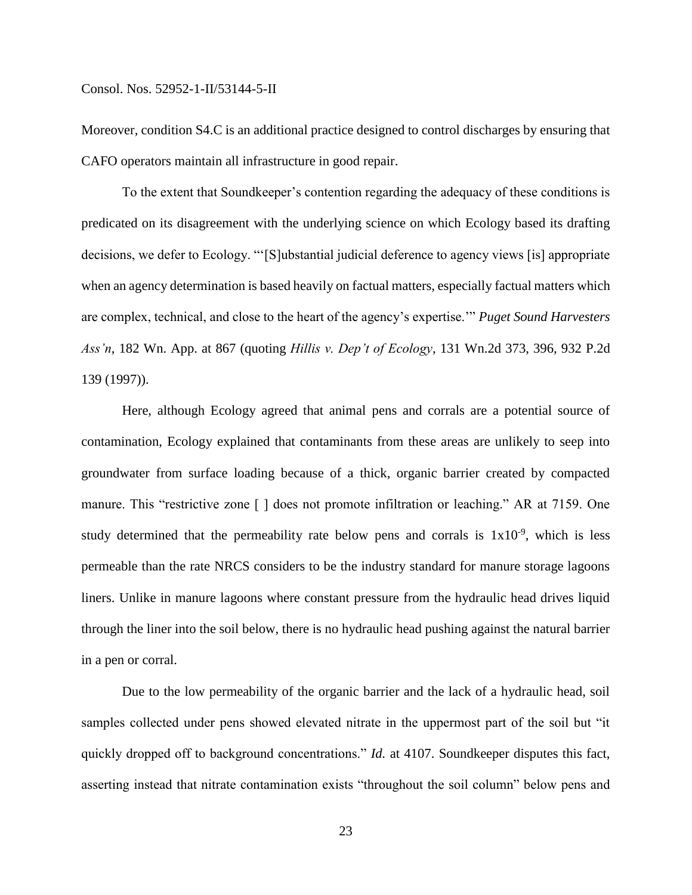Moreover, condition S4.C is an additional practice designed to control discharges by ensuring that CAFO operators maintain all infrastructure in good repair.

To the extent that Soundkeeper's contention regarding the adequacy of these conditions is predicated on its disagreement with the underlying science on which Ecology based its drafting decisions, we defer to Ecology. "'[S]ubstantial judicial deference to agency views [is] appropriate when an agency determination is based heavily on factual matters, especially factual matters which are complex, technical, and close to the heart of the agency's expertise.'" *Puget Sound Harvesters Ass'n*, 182 Wn. App. at 867 (quoting *Hillis v. Dep't of Ecology*, 131 Wn.2d 373, 396, 932 P.2d 139 (1997)).

Here, although Ecology agreed that animal pens and corrals are a potential source of contamination, Ecology explained that contaminants from these areas are unlikely to seep into groundwater from surface loading because of a thick, organic barrier created by compacted manure. This "restrictive zone [ ] does not promote infiltration or leaching." AR at 7159. One study determined that the permeability rate below pens and corrals is $1x10^{-9}$, which is less permeable than the rate NRCS considers to be the industry standard for manure storage lagoons liners. Unlike in manure lagoons where constant pressure from the hydraulic head drives liquid through the liner into the soil below, there is no hydraulic head pushing against the natural barrier in a pen or corral.

Due to the low permeability of the organic barrier and the lack of a hydraulic head, soil samples collected under pens showed elevated nitrate in the uppermost part of the soil but "it quickly dropped off to background concentrations." *Id.* at 4107. Soundkeeper disputes this fact, asserting instead that nitrate contamination exists "throughout the soil column" below pens and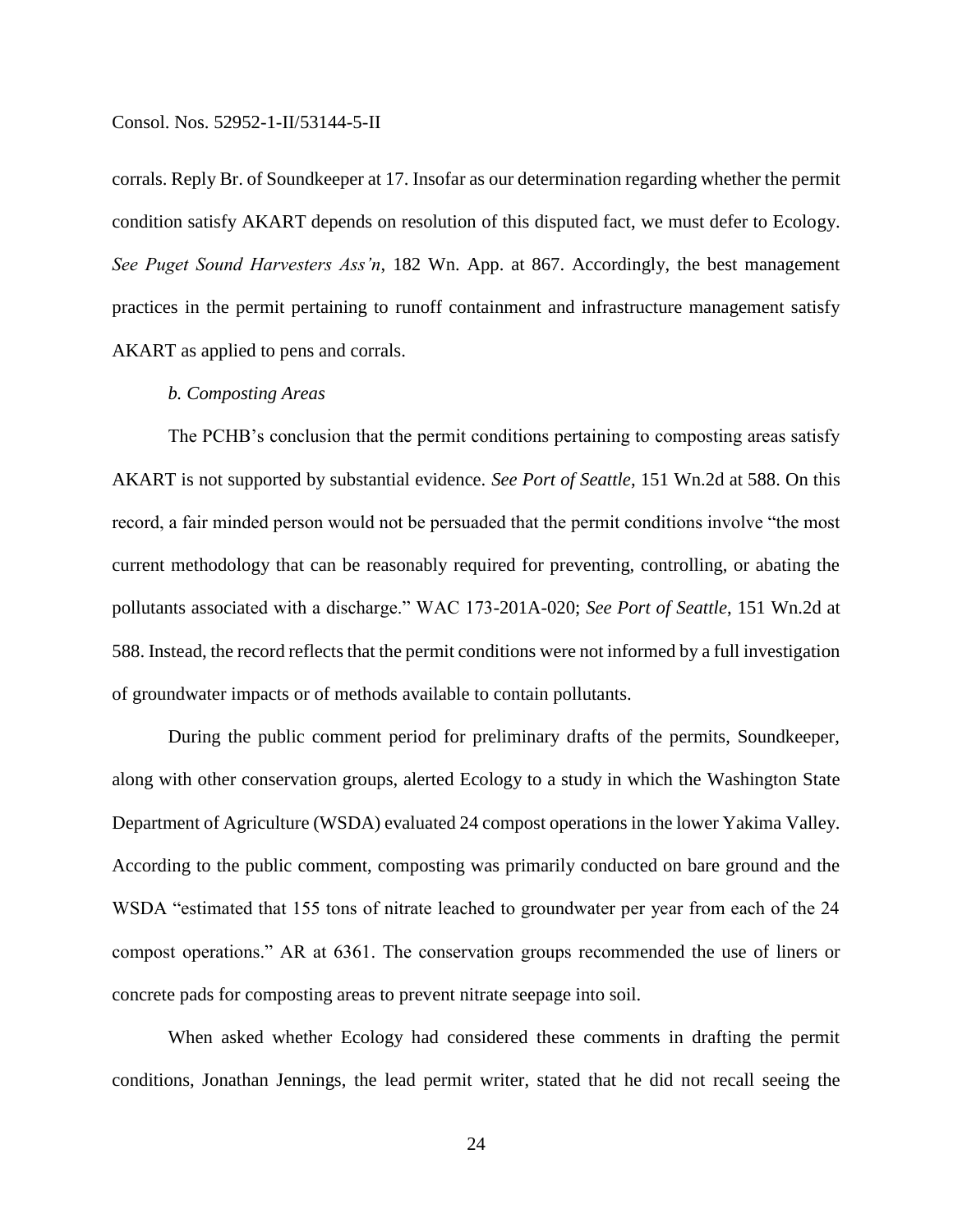corrals. Reply Br. of Soundkeeper at 17. Insofar as our determination regarding whether the permit condition satisfy AKART depends on resolution of this disputed fact, we must defer to Ecology. *See Puget Sound Harvesters Ass'n*, 182 Wn. App. at 867. Accordingly, the best management practices in the permit pertaining to runoff containment and infrastructure management satisfy AKART as applied to pens and corrals.

*b. Composting Areas*

The PCHB's conclusion that the permit conditions pertaining to composting areas satisfy AKART is not supported by substantial evidence. *See Port of Seattle*, 151 Wn.2d at 588. On this record, a fair minded person would not be persuaded that the permit conditions involve "the most current methodology that can be reasonably required for preventing, controlling, or abating the pollutants associated with a discharge." WAC 173-201A-020; *See Port of Seattle*, 151 Wn.2d at 588. Instead, the record reflects that the permit conditions were not informed by a full investigation of groundwater impacts or of methods available to contain pollutants.

During the public comment period for preliminary drafts of the permits, Soundkeeper, along with other conservation groups, alerted Ecology to a study in which the Washington State Department of Agriculture (WSDA) evaluated 24 compost operations in the lower Yakima Valley. According to the public comment, composting was primarily conducted on bare ground and the WSDA "estimated that 155 tons of nitrate leached to groundwater per year from each of the 24 compost operations." AR at 6361. The conservation groups recommended the use of liners or concrete pads for composting areas to prevent nitrate seepage into soil.

When asked whether Ecology had considered these comments in drafting the permit conditions, Jonathan Jennings, the lead permit writer, stated that he did not recall seeing the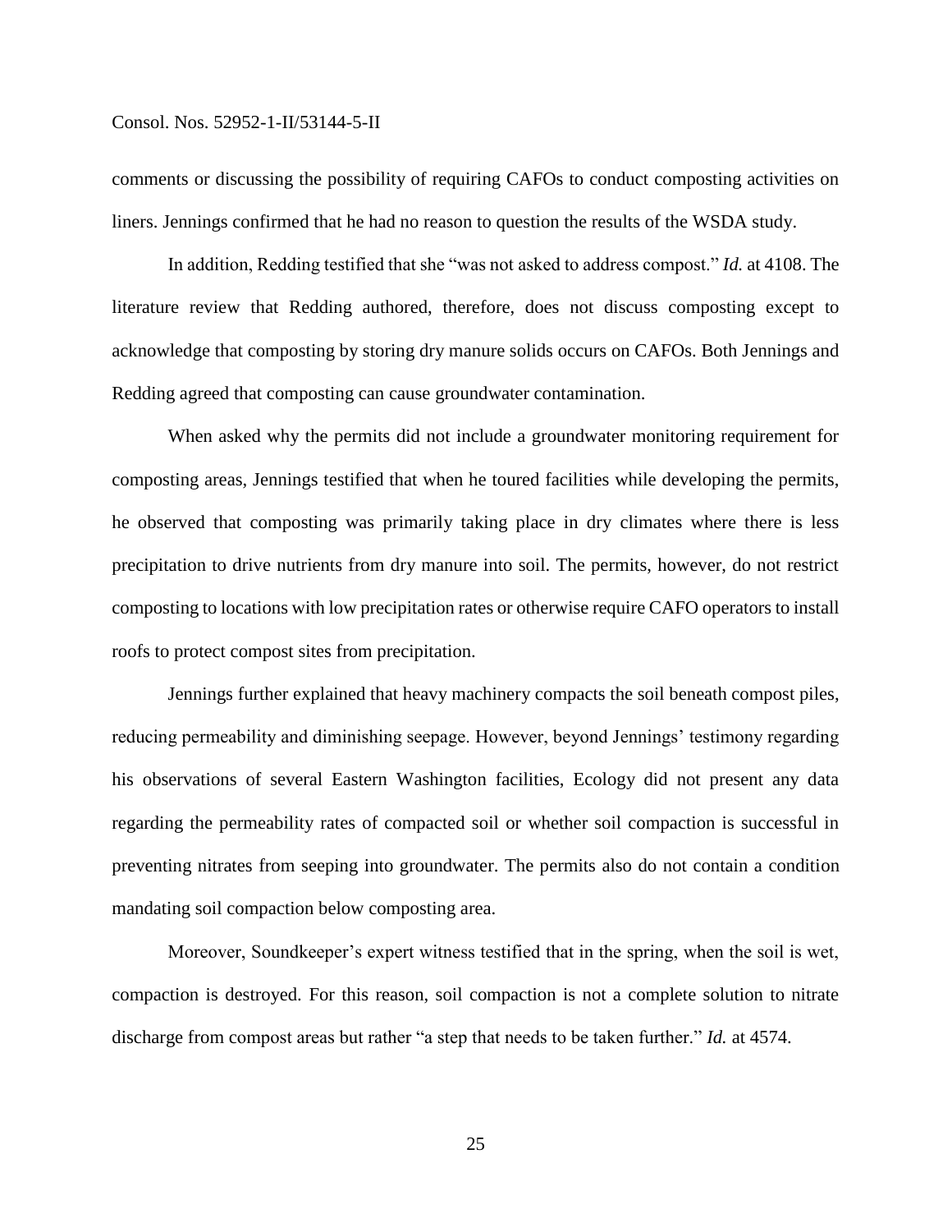comments or discussing the possibility of requiring CAFOs to conduct composting activities on liners. Jennings confirmed that he had no reason to question the results of the WSDA study.

In addition, Redding testified that she "was not asked to address compost." *Id.* at 4108. The literature review that Redding authored, therefore, does not discuss composting except to acknowledge that composting by storing dry manure solids occurs on CAFOs. Both Jennings and Redding agreed that composting can cause groundwater contamination.

When asked why the permits did not include a groundwater monitoring requirement for composting areas, Jennings testified that when he toured facilities while developing the permits, he observed that composting was primarily taking place in dry climates where there is less precipitation to drive nutrients from dry manure into soil. The permits, however, do not restrict composting to locations with low precipitation rates or otherwise require CAFO operators to install roofs to protect compost sites from precipitation.

Jennings further explained that heavy machinery compacts the soil beneath compost piles, reducing permeability and diminishing seepage. However, beyond Jennings' testimony regarding his observations of several Eastern Washington facilities, Ecology did not present any data regarding the permeability rates of compacted soil or whether soil compaction is successful in preventing nitrates from seeping into groundwater. The permits also do not contain a condition mandating soil compaction below composting area.

Moreover, Soundkeeper's expert witness testified that in the spring, when the soil is wet, compaction is destroyed. For this reason, soil compaction is not a complete solution to nitrate discharge from compost areas but rather "a step that needs to be taken further." *Id.* at 4574.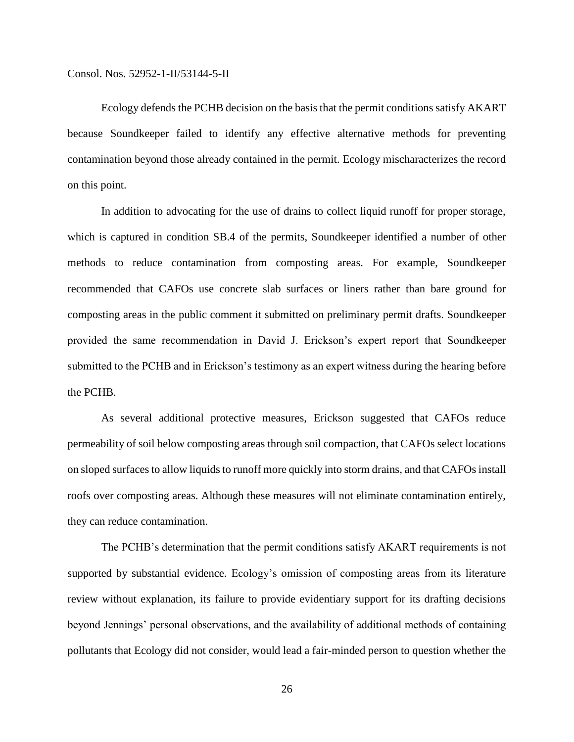Ecology defends the PCHB decision on the basis that the permit conditions satisfy AKART because Soundkeeper failed to identify any effective alternative methods for preventing contamination beyond those already contained in the permit. Ecology mischaracterizes the record on this point.

In addition to advocating for the use of drains to collect liquid runoff for proper storage, which is captured in condition SB.4 of the permits, Soundkeeper identified a number of other methods to reduce contamination from composting areas. For example, Soundkeeper recommended that CAFOs use concrete slab surfaces or liners rather than bare ground for composting areas in the public comment it submitted on preliminary permit drafts. Soundkeeper provided the same recommendation in David J. Erickson's expert report that Soundkeeper submitted to the PCHB and in Erickson's testimony as an expert witness during the hearing before the PCHB.

As several additional protective measures, Erickson suggested that CAFOs reduce permeability of soil below composting areas through soil compaction, that CAFOs select locations on sloped surfaces to allow liquids to runoff more quickly into storm drains, and that CAFOs install roofs over composting areas. Although these measures will not eliminate contamination entirely, they can reduce contamination.

The PCHB's determination that the permit conditions satisfy AKART requirements is not supported by substantial evidence. Ecology's omission of composting areas from its literature review without explanation, its failure to provide evidentiary support for its drafting decisions beyond Jennings' personal observations, and the availability of additional methods of containing pollutants that Ecology did not consider, would lead a fair-minded person to question whether the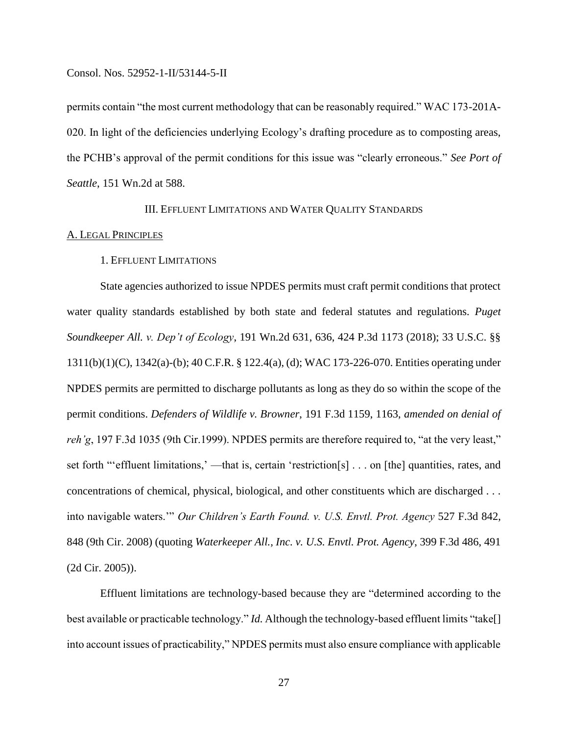permits contain "the most current methodology that can be reasonably required." WAC 173-201A-020. In light of the deficiencies underlying Ecology's drafting procedure as to composting areas, the PCHB's approval of the permit conditions for this issue was "clearly erroneous." *See Port of Seattle*, 151 Wn.2d at 588.

## III. Effluent Limitations and Water Quality Standards

### A. Legal Principles

#### 1. Effluent Limitations

State agencies authorized to issue NPDES permits must craft permit conditions that protect water quality standards established by both state and federal statutes and regulations. *Puget Soundkeeper All. v. Dep't of Ecology*, 191 Wn.2d 631, 636, 424 P.3d 1173 (2018); 33 U.S.C. §§ 1311(b)(1)(C), 1342(a)-(b); 40 C.F.R. § 122.4(a), (d); WAC 173-226-070. Entities operating under NPDES permits are permitted to discharge pollutants as long as they do so within the scope of the permit conditions. *Defenders of Wildlife v. Browner*, 191 F.3d 1159, 1163, *amended on denial of reh'g*, 197 F.3d 1035 (9th Cir.1999). NPDES permits are therefore required to, "at the very least," set forth "'effluent limitations,' —that is, certain 'restriction[s] . . . on [the] quantities, rates, and concentrations of chemical, physical, biological, and other constituents which are discharged . . . into navigable waters.'" *Our Children's Earth Found. v. U.S. Envtl. Prot. Agency* 527 F.3d 842, 848 (9th Cir. 2008) (quoting *Waterkeeper All., Inc. v. U.S. Envtl. Prot. Agency*, 399 F.3d 486, 491 (2d Cir. 2005)).

Effluent limitations are technology-based because they are "determined according to the best available or practicable technology." *Id.* Although the technology-based effluent limits "take[] into account issues of practicability," NPDES permits must also ensure compliance with applicable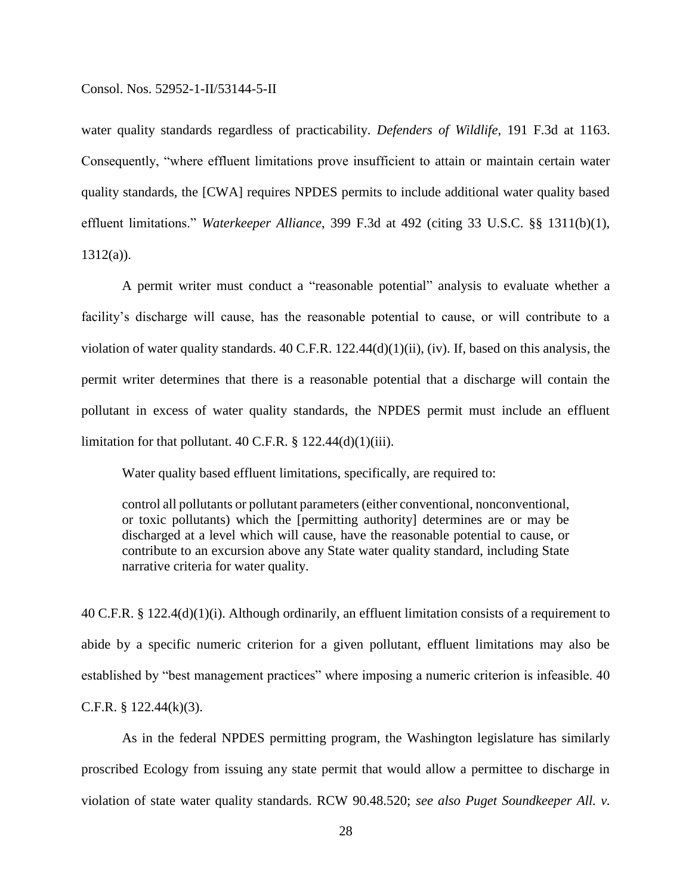water quality standards regardless of practicability. *Defenders of Wildlife*, 191 F.3d at 1163. Consequently, "where effluent limitations prove insufficient to attain or maintain certain water quality standards, the [CWA] requires NPDES permits to include additional water quality based effluent limitations." *Waterkeeper Alliance*, 399 F.3d at 492 (citing 33 U.S.C. §§ 1311(b)(1), 1312(a)).

A permit writer must conduct a "reasonable potential" analysis to evaluate whether a facility's discharge will cause, has the reasonable potential to cause, or will contribute to a violation of water quality standards. 40 C.F.R. 122.44(d)(1)(ii), (iv). If, based on this analysis, the permit writer determines that there is a reasonable potential that a discharge will contain the pollutant in excess of water quality standards, the NPDES permit must include an effluent limitation for that pollutant. 40 C.F.R. § 122.44(d)(1)(iii).

Water quality based effluent limitations, specifically, are required to:

> control all pollutants or pollutant parameters (either conventional, nonconventional, or toxic pollutants) which the [permitting authority] determines are or may be discharged at a level which will cause, have the reasonable potential to cause, or contribute to an excursion above any State water quality standard, including State narrative criteria for water quality.

40 C.F.R. § 122.4(d)(1)(i). Although ordinarily, an effluent limitation consists of a requirement to abide by a specific numeric criterion for a given pollutant, effluent limitations may also be established by "best management practices" where imposing a numeric criterion is infeasible. 40 C.F.R. § 122.44(k)(3).

As in the federal NPDES permitting program, the Washington legislature has similarly proscribed Ecology from issuing any state permit that would allow a permittee to discharge in violation of state water quality standards. RCW 90.48.520; *see also Puget Soundkeeper All. v.*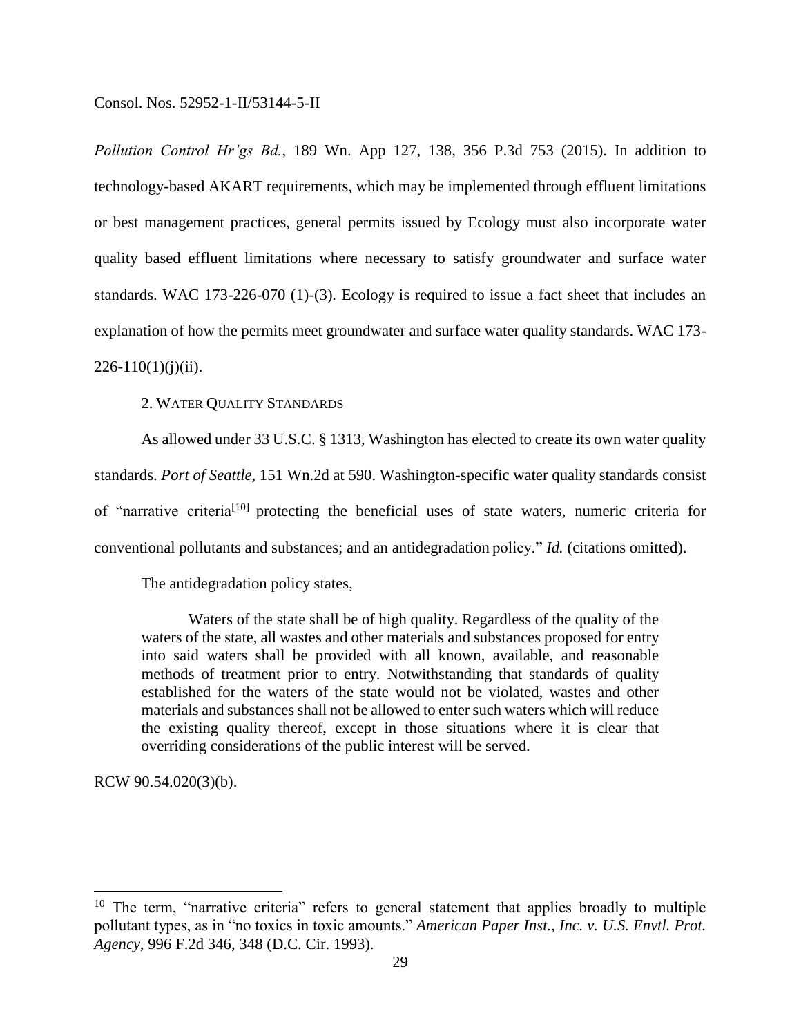*Pollution Control Hr'gs Bd.*, 189 Wn. App 127, 138, 356 P.3d 753 (2015). In addition to technology-based AKART requirements, which may be implemented through effluent limitations or best management practices, general permits issued by Ecology must also incorporate water quality based effluent limitations where necessary to satisfy groundwater and surface water standards. WAC 173-226-070 (1)-(3). Ecology is required to issue a fact sheet that includes an explanation of how the permits meet groundwater and surface water quality standards. WAC 173-226-110(1)(j)(ii).

2. WATER QUALITY STANDARDS

As allowed under 33 U.S.C. § 1313, Washington has elected to create its own water quality standards. *Port of Seattle*, 151 Wn.2d at 590. Washington-specific water quality standards consist of "narrative criteria[10] protecting the beneficial uses of state waters, numeric criteria for conventional pollutants and substances; and an antidegradation policy." *Id.* (citations omitted).

The antidegradation policy states,

> Waters of the state shall be of high quality. Regardless of the quality of the waters of the state, all wastes and other materials and substances proposed for entry into said waters shall be provided with all known, available, and reasonable methods of treatment prior to entry. Notwithstanding that standards of quality established for the waters of the state would not be violated, wastes and other materials and substances shall not be allowed to enter such waters which will reduce the existing quality thereof, except in those situations where it is clear that overriding considerations of the public interest will be served.

RCW 90.54.020(3)(b).

---

[10] The term, "narrative criteria" refers to general statement that applies broadly to multiple pollutant types, as in "no toxics in toxic amounts." *American Paper Inst., Inc. v. U.S. Envtl. Prot. Agency*, 996 F.2d 346, 348 (D.C. Cir. 1993).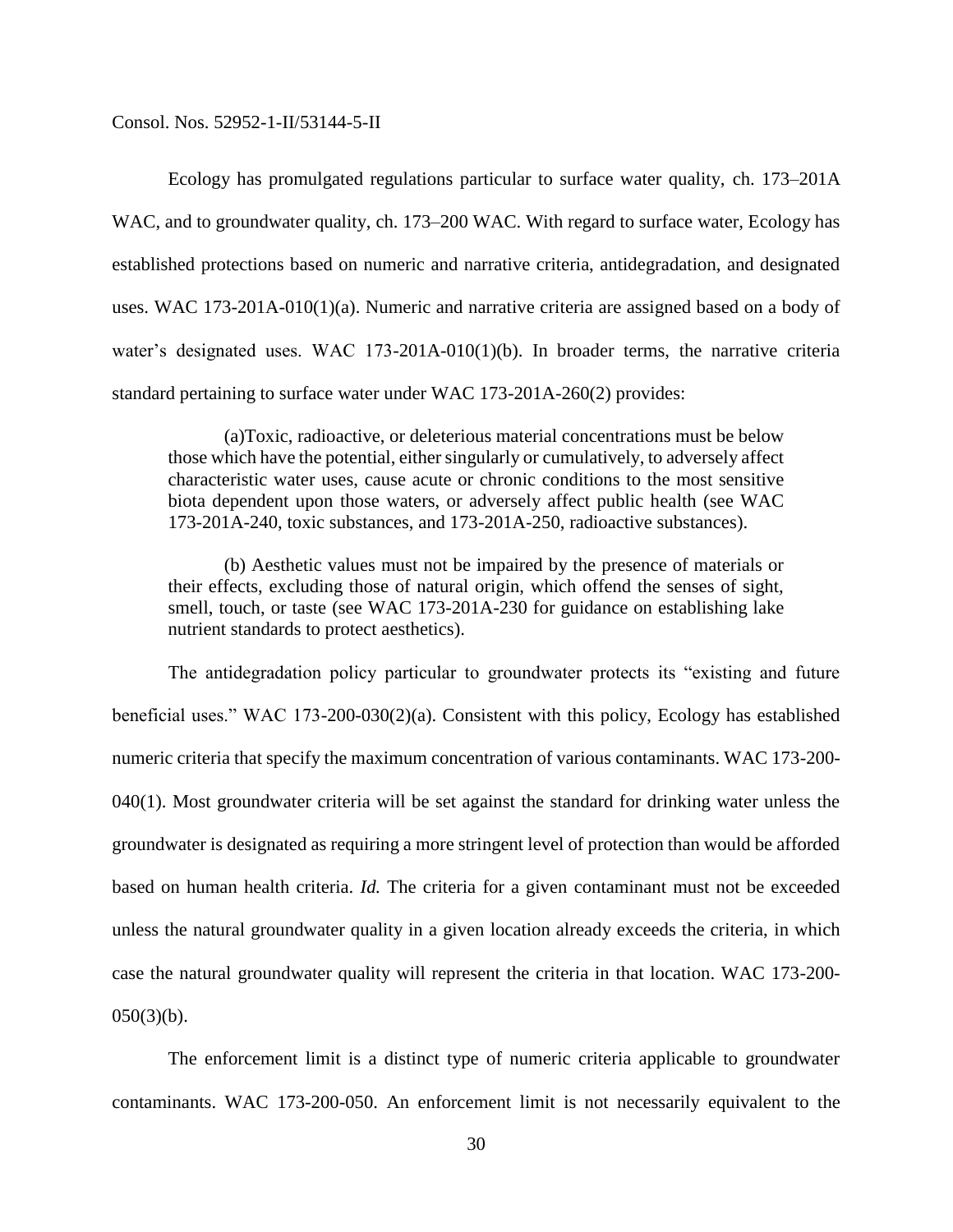Ecology has promulgated regulations particular to surface water quality, ch. 173–201A WAC, and to groundwater quality, ch. 173–200 WAC. With regard to surface water, Ecology has established protections based on numeric and narrative criteria, antidegradation, and designated uses. WAC 173-201A-010(1)(a). Numeric and narrative criteria are assigned based on a body of water's designated uses. WAC 173-201A-010(1)(b). In broader terms, the narrative criteria standard pertaining to surface water under WAC 173-201A-260(2) provides:

> (a)Toxic, radioactive, or deleterious material concentrations must be below those which have the potential, either singularly or cumulatively, to adversely affect characteristic water uses, cause acute or chronic conditions to the most sensitive biota dependent upon those waters, or adversely affect public health (see WAC 173-201A-240, toxic substances, and 173-201A-250, radioactive substances).
>
> (b) Aesthetic values must not be impaired by the presence of materials or their effects, excluding those of natural origin, which offend the senses of sight, smell, touch, or taste (see WAC 173-201A-230 for guidance on establishing lake nutrient standards to protect aesthetics).

The antidegradation policy particular to groundwater protects its "existing and future beneficial uses." WAC 173-200-030(2)(a). Consistent with this policy, Ecology has established numeric criteria that specify the maximum concentration of various contaminants. WAC 173-200-040(1). Most groundwater criteria will be set against the standard for drinking water unless the groundwater is designated as requiring a more stringent level of protection than would be afforded based on human health criteria. *Id.* The criteria for a given contaminant must not be exceeded unless the natural groundwater quality in a given location already exceeds the criteria, in which case the natural groundwater quality will represent the criteria in that location. WAC 173-200-050(3)(b).

The enforcement limit is a distinct type of numeric criteria applicable to groundwater contaminants. WAC 173-200-050. An enforcement limit is not necessarily equivalent to the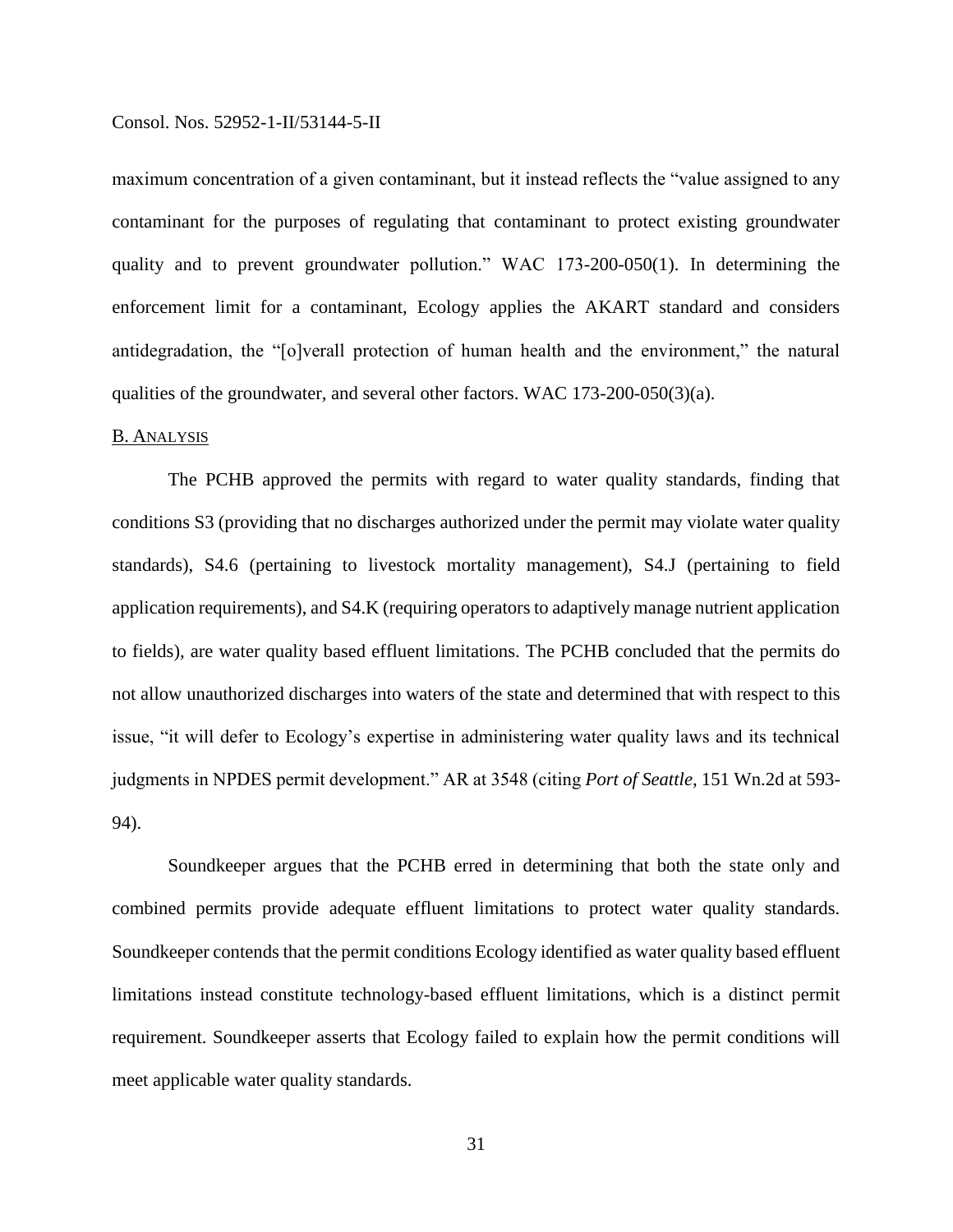maximum concentration of a given contaminant, but it instead reflects the "value assigned to any contaminant for the purposes of regulating that contaminant to protect existing groundwater quality and to prevent groundwater pollution." WAC 173-200-050(1). In determining the enforcement limit for a contaminant, Ecology applies the AKART standard and considers antidegradation, the "[o]verall protection of human health and the environment," the natural qualities of the groundwater, and several other factors. WAC 173-200-050(3)(a).

B. ANALYSIS

The PCHB approved the permits with regard to water quality standards, finding that conditions S3 (providing that no discharges authorized under the permit may violate water quality standards), S4.6 (pertaining to livestock mortality management), S4.J (pertaining to field application requirements), and S4.K (requiring operators to adaptively manage nutrient application to fields), are water quality based effluent limitations. The PCHB concluded that the permits do not allow unauthorized discharges into waters of the state and determined that with respect to this issue, "it will defer to Ecology's expertise in administering water quality laws and its technical judgments in NPDES permit development." AR at 3548 (citing *Port of Seattle*, 151 Wn.2d at 593-94).

Soundkeeper argues that the PCHB erred in determining that both the state only and combined permits provide adequate effluent limitations to protect water quality standards. Soundkeeper contends that the permit conditions Ecology identified as water quality based effluent limitations instead constitute technology-based effluent limitations, which is a distinct permit requirement. Soundkeeper asserts that Ecology failed to explain how the permit conditions will meet applicable water quality standards.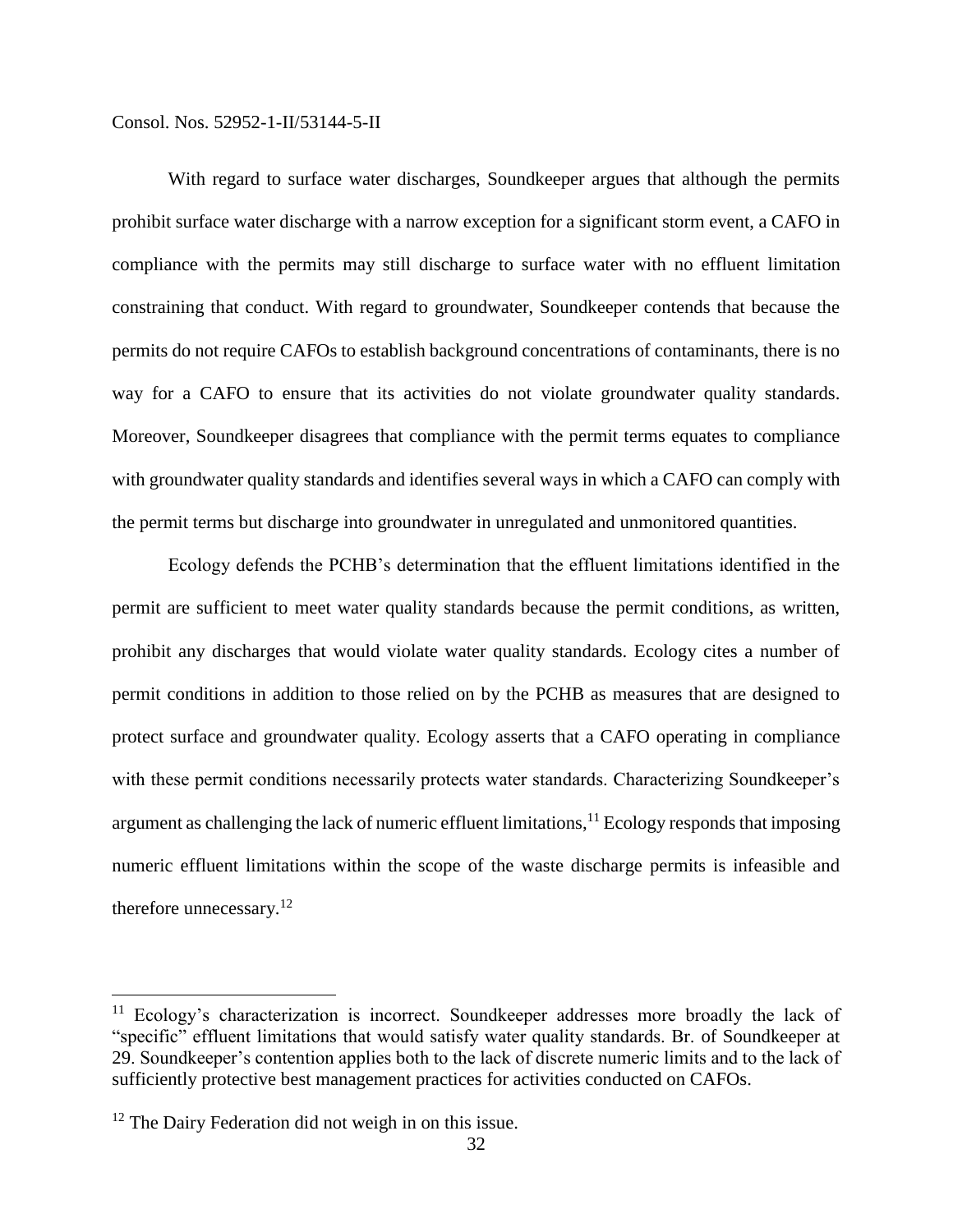With regard to surface water discharges, Soundkeeper argues that although the permits prohibit surface water discharge with a narrow exception for a significant storm event, a CAFO in compliance with the permits may still discharge to surface water with no effluent limitation constraining that conduct. With regard to groundwater, Soundkeeper contends that because the permits do not require CAFOs to establish background concentrations of contaminants, there is no way for a CAFO to ensure that its activities do not violate groundwater quality standards. Moreover, Soundkeeper disagrees that compliance with the permit terms equates to compliance with groundwater quality standards and identifies several ways in which a CAFO can comply with the permit terms but discharge into groundwater in unregulated and unmonitored quantities.

Ecology defends the PCHB's determination that the effluent limitations identified in the permit are sufficient to meet water quality standards because the permit conditions, as written, prohibit any discharges that would violate water quality standards. Ecology cites a number of permit conditions in addition to those relied on by the PCHB as measures that are designed to protect surface and groundwater quality. Ecology asserts that a CAFO operating in compliance with these permit conditions necessarily protects water standards. Characterizing Soundkeeper's argument as challenging the lack of numeric effluent limitations,[11] Ecology responds that imposing numeric effluent limitations within the scope of the waste discharge permits is infeasible and therefore unnecessary.[12]

---

[11] Ecology's characterization is incorrect. Soundkeeper addresses more broadly the lack of "specific" effluent limitations that would satisfy water quality standards. Br. of Soundkeeper at 29. Soundkeeper's contention applies both to the lack of discrete numeric limits and to the lack of sufficiently protective best management practices for activities conducted on CAFOs.

[12] The Dairy Federation did not weigh in on this issue.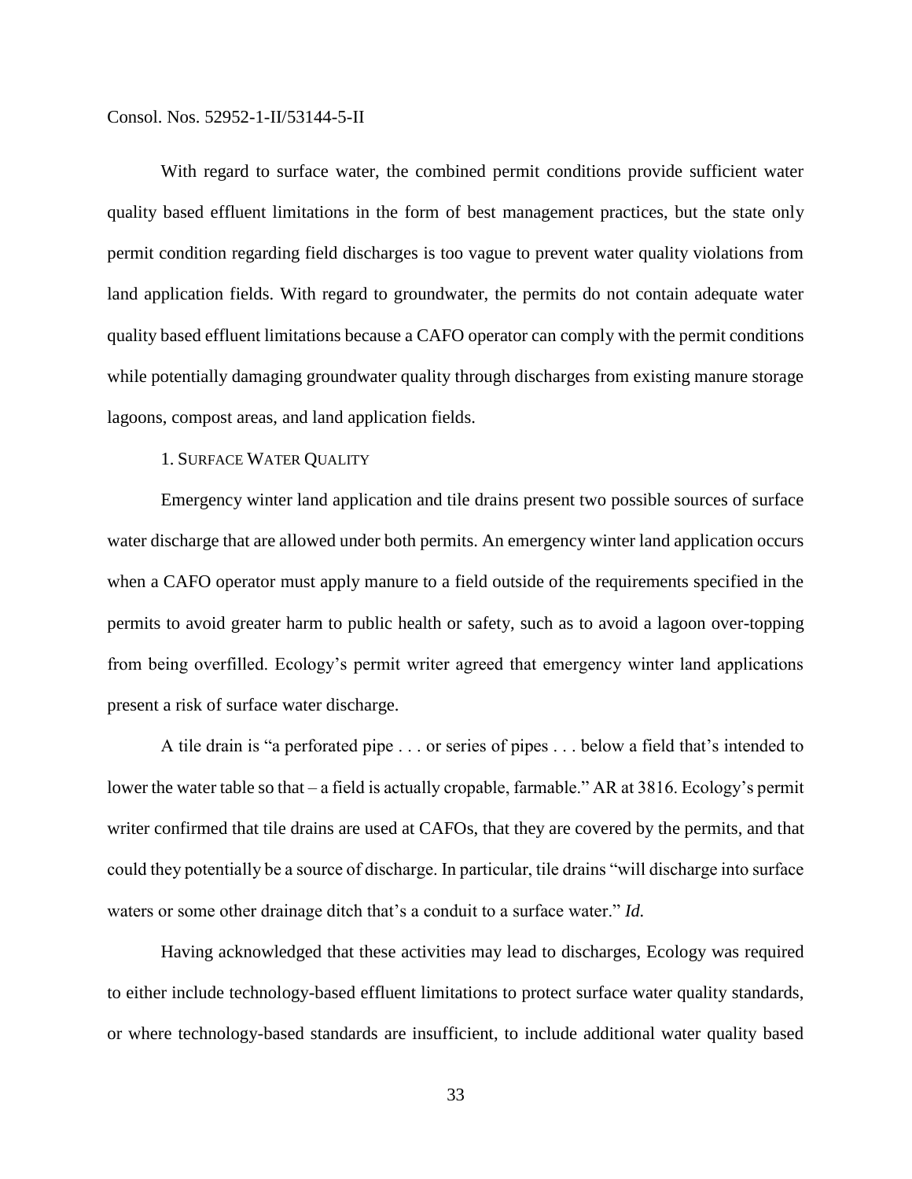With regard to surface water, the combined permit conditions provide sufficient water quality based effluent limitations in the form of best management practices, but the state only permit condition regarding field discharges is too vague to prevent water quality violations from land application fields. With regard to groundwater, the permits do not contain adequate water quality based effluent limitations because a CAFO operator can comply with the permit conditions while potentially damaging groundwater quality through discharges from existing manure storage lagoons, compost areas, and land application fields.

### 1. Surface Water Quality

Emergency winter land application and tile drains present two possible sources of surface water discharge that are allowed under both permits. An emergency winter land application occurs when a CAFO operator must apply manure to a field outside of the requirements specified in the permits to avoid greater harm to public health or safety, such as to avoid a lagoon over-topping from being overfilled. Ecology's permit writer agreed that emergency winter land applications present a risk of surface water discharge.

A tile drain is "a perforated pipe . . . or series of pipes . . . below a field that's intended to lower the water table so that – a field is actually cropable, farmable." AR at 3816. Ecology's permit writer confirmed that tile drains are used at CAFOs, that they are covered by the permits, and that could they potentially be a source of discharge. In particular, tile drains "will discharge into surface waters or some other drainage ditch that's a conduit to a surface water." *Id.*

Having acknowledged that these activities may lead to discharges, Ecology was required to either include technology-based effluent limitations to protect surface water quality standards, or where technology-based standards are insufficient, to include additional water quality based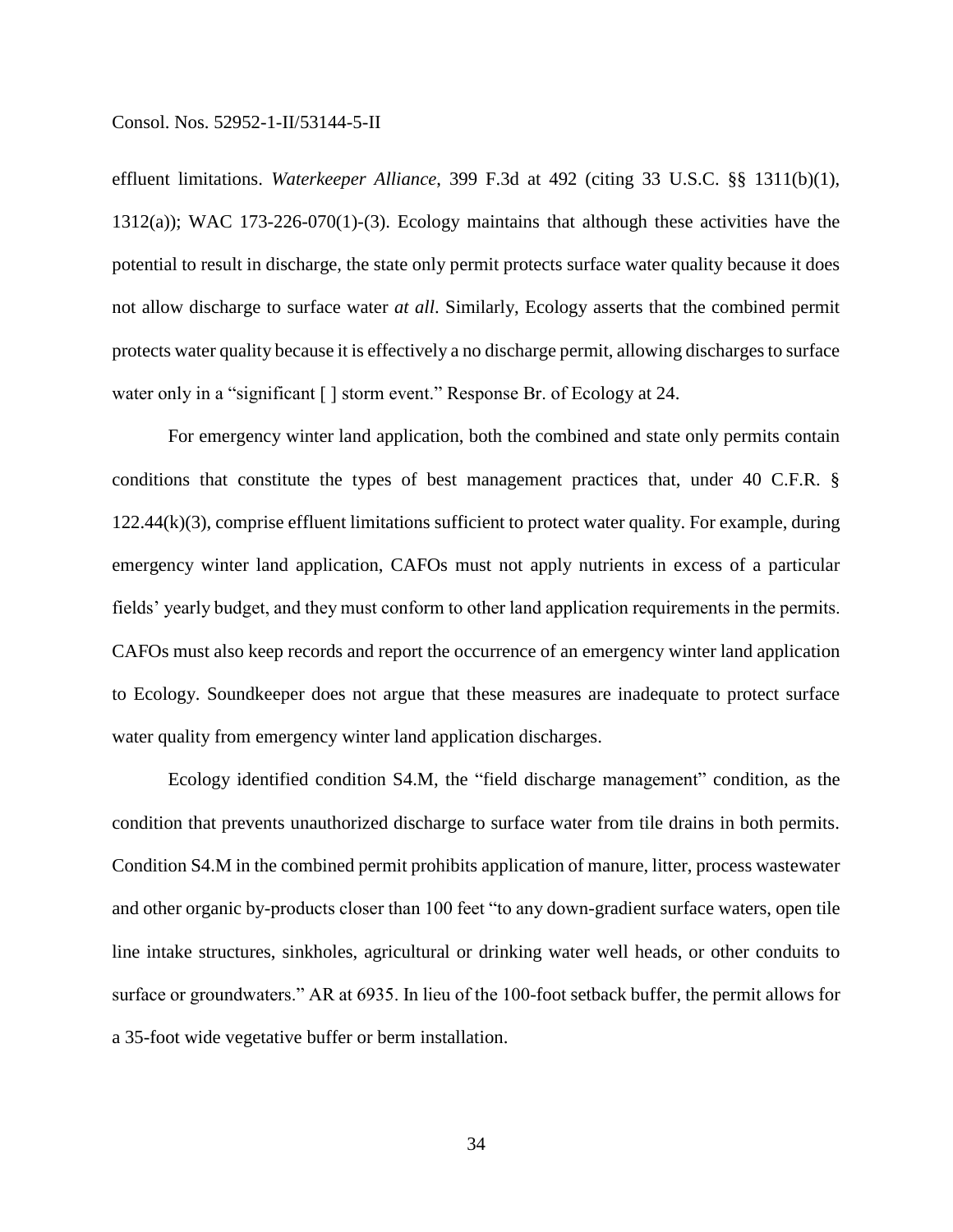effluent limitations. *Waterkeeper Alliance*, 399 F.3d at 492 (citing 33 U.S.C. §§ 1311(b)(1), 1312(a)); WAC 173-226-070(1)-(3). Ecology maintains that although these activities have the potential to result in discharge, the state only permit protects surface water quality because it does not allow discharge to surface water *at all*. Similarly, Ecology asserts that the combined permit protects water quality because it is effectively a no discharge permit, allowing discharges to surface water only in a "significant [ ] storm event." Response Br. of Ecology at 24.

For emergency winter land application, both the combined and state only permits contain conditions that constitute the types of best management practices that, under 40 C.F.R. § 122.44(k)(3), comprise effluent limitations sufficient to protect water quality. For example, during emergency winter land application, CAFOs must not apply nutrients in excess of a particular fields' yearly budget, and they must conform to other land application requirements in the permits. CAFOs must also keep records and report the occurrence of an emergency winter land application to Ecology. Soundkeeper does not argue that these measures are inadequate to protect surface water quality from emergency winter land application discharges.

Ecology identified condition S4.M, the "field discharge management" condition, as the condition that prevents unauthorized discharge to surface water from tile drains in both permits. Condition S4.M in the combined permit prohibits application of manure, litter, process wastewater and other organic by-products closer than 100 feet "to any down-gradient surface waters, open tile line intake structures, sinkholes, agricultural or drinking water well heads, or other conduits to surface or groundwaters." AR at 6935. In lieu of the 100-foot setback buffer, the permit allows for a 35-foot wide vegetative buffer or berm installation.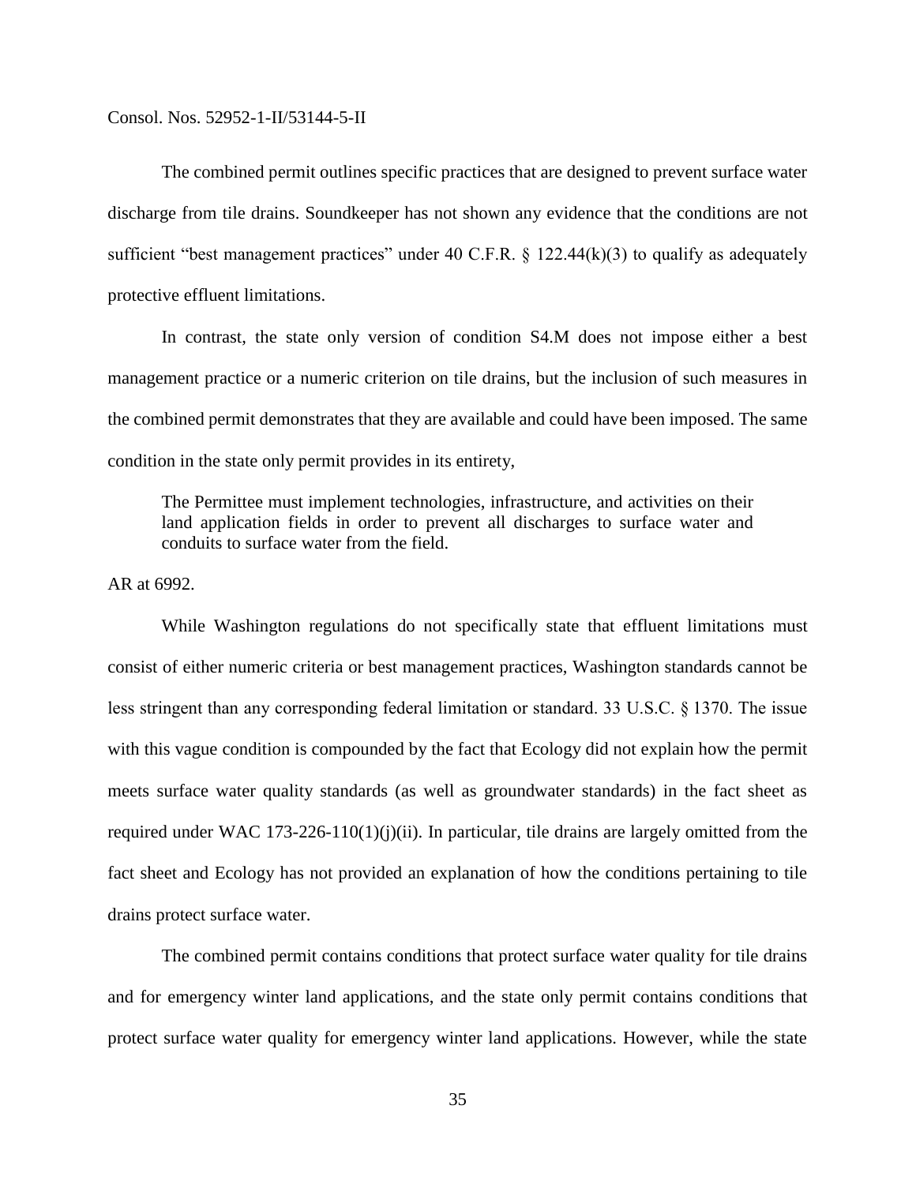The combined permit outlines specific practices that are designed to prevent surface water discharge from tile drains. Soundkeeper has not shown any evidence that the conditions are not sufficient "best management practices" under 40 C.F.R. § 122.44(k)(3) to qualify as adequately protective effluent limitations.

In contrast, the state only version of condition S4.M does not impose either a best management practice or a numeric criterion on tile drains, but the inclusion of such measures in the combined permit demonstrates that they are available and could have been imposed. The same condition in the state only permit provides in its entirety,

> The Permittee must implement technologies, infrastructure, and activities on their land application fields in order to prevent all discharges to surface water and conduits to surface water from the field.

AR at 6992.

While Washington regulations do not specifically state that effluent limitations must consist of either numeric criteria or best management practices, Washington standards cannot be less stringent than any corresponding federal limitation or standard. 33 U.S.C. § 1370. The issue with this vague condition is compounded by the fact that Ecology did not explain how the permit meets surface water quality standards (as well as groundwater standards) in the fact sheet as required under WAC 173-226-110(1)(j)(ii). In particular, tile drains are largely omitted from the fact sheet and Ecology has not provided an explanation of how the conditions pertaining to tile drains protect surface water.

The combined permit contains conditions that protect surface water quality for tile drains and for emergency winter land applications, and the state only permit contains conditions that protect surface water quality for emergency winter land applications. However, while the state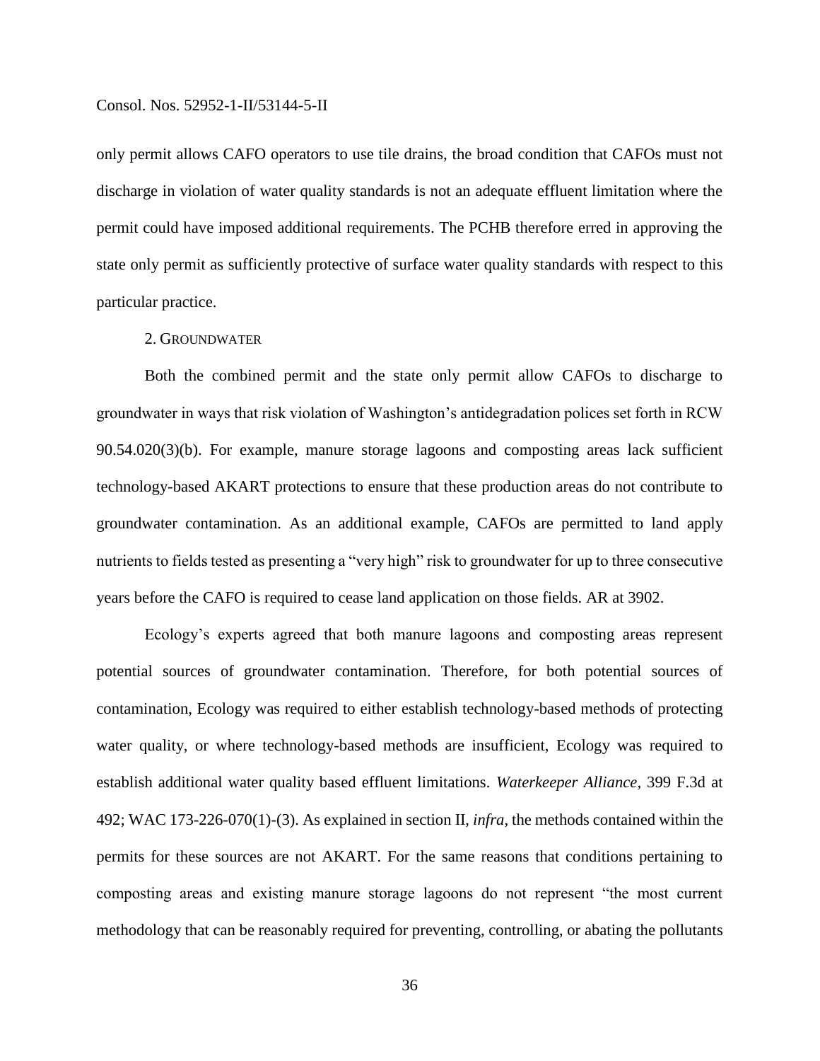only permit allows CAFO operators to use tile drains, the broad condition that CAFOs must not discharge in violation of water quality standards is not an adequate effluent limitation where the permit could have imposed additional requirements. The PCHB therefore erred in approving the state only permit as sufficiently protective of surface water quality standards with respect to this particular practice.

2. GROUNDWATER

Both the combined permit and the state only permit allow CAFOs to discharge to groundwater in ways that risk violation of Washington's antidegradation polices set forth in RCW 90.54.020(3)(b). For example, manure storage lagoons and composting areas lack sufficient technology-based AKART protections to ensure that these production areas do not contribute to groundwater contamination. As an additional example, CAFOs are permitted to land apply nutrients to fields tested as presenting a "very high" risk to groundwater for up to three consecutive years before the CAFO is required to cease land application on those fields. AR at 3902.

Ecology's experts agreed that both manure lagoons and composting areas represent potential sources of groundwater contamination. Therefore, for both potential sources of contamination, Ecology was required to either establish technology-based methods of protecting water quality, or where technology-based methods are insufficient, Ecology was required to establish additional water quality based effluent limitations. *Waterkeeper Alliance*, 399 F.3d at 492; WAC 173-226-070(1)-(3). As explained in section II, *infra*, the methods contained within the permits for these sources are not AKART. For the same reasons that conditions pertaining to composting areas and existing manure storage lagoons do not represent "the most current methodology that can be reasonably required for preventing, controlling, or abating the pollutants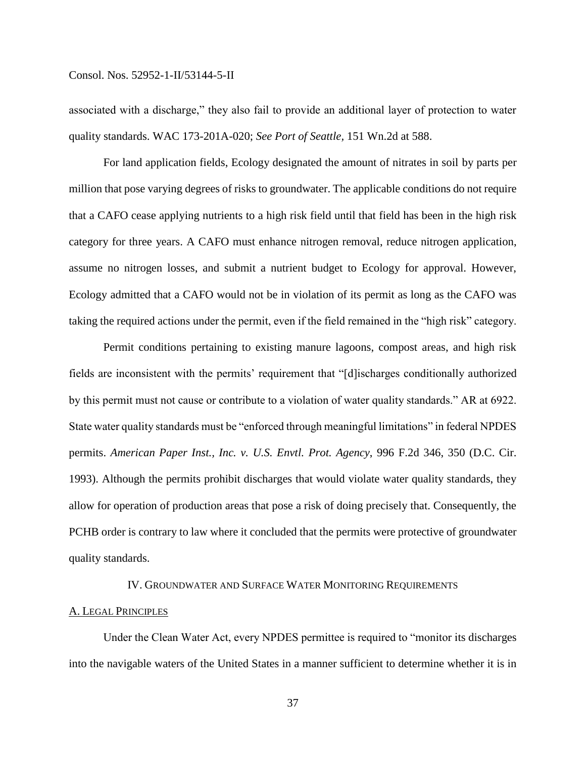associated with a discharge," they also fail to provide an additional layer of protection to water quality standards. WAC 173-201A-020; *See Port of Seattle*, 151 Wn.2d at 588.

For land application fields, Ecology designated the amount of nitrates in soil by parts per million that pose varying degrees of risks to groundwater. The applicable conditions do not require that a CAFO cease applying nutrients to a high risk field until that field has been in the high risk category for three years. A CAFO must enhance nitrogen removal, reduce nitrogen application, assume no nitrogen losses, and submit a nutrient budget to Ecology for approval. However, Ecology admitted that a CAFO would not be in violation of its permit as long as the CAFO was taking the required actions under the permit, even if the field remained in the "high risk" category.

Permit conditions pertaining to existing manure lagoons, compost areas, and high risk fields are inconsistent with the permits' requirement that "[d]ischarges conditionally authorized by this permit must not cause or contribute to a violation of water quality standards." AR at 6922. State water quality standards must be "enforced through meaningful limitations" in federal NPDES permits. *American Paper Inst., Inc. v. U.S. Envtl. Prot. Agency*, 996 F.2d 346, 350 (D.C. Cir. 1993). Although the permits prohibit discharges that would violate water quality standards, they allow for operation of production areas that pose a risk of doing precisely that. Consequently, the PCHB order is contrary to law where it concluded that the permits were protective of groundwater quality standards.

## IV. Groundwater and Surface Water Monitoring Requirements

### A. Legal Principles

Under the Clean Water Act, every NPDES permittee is required to "monitor its discharges into the navigable waters of the United States in a manner sufficient to determine whether it is in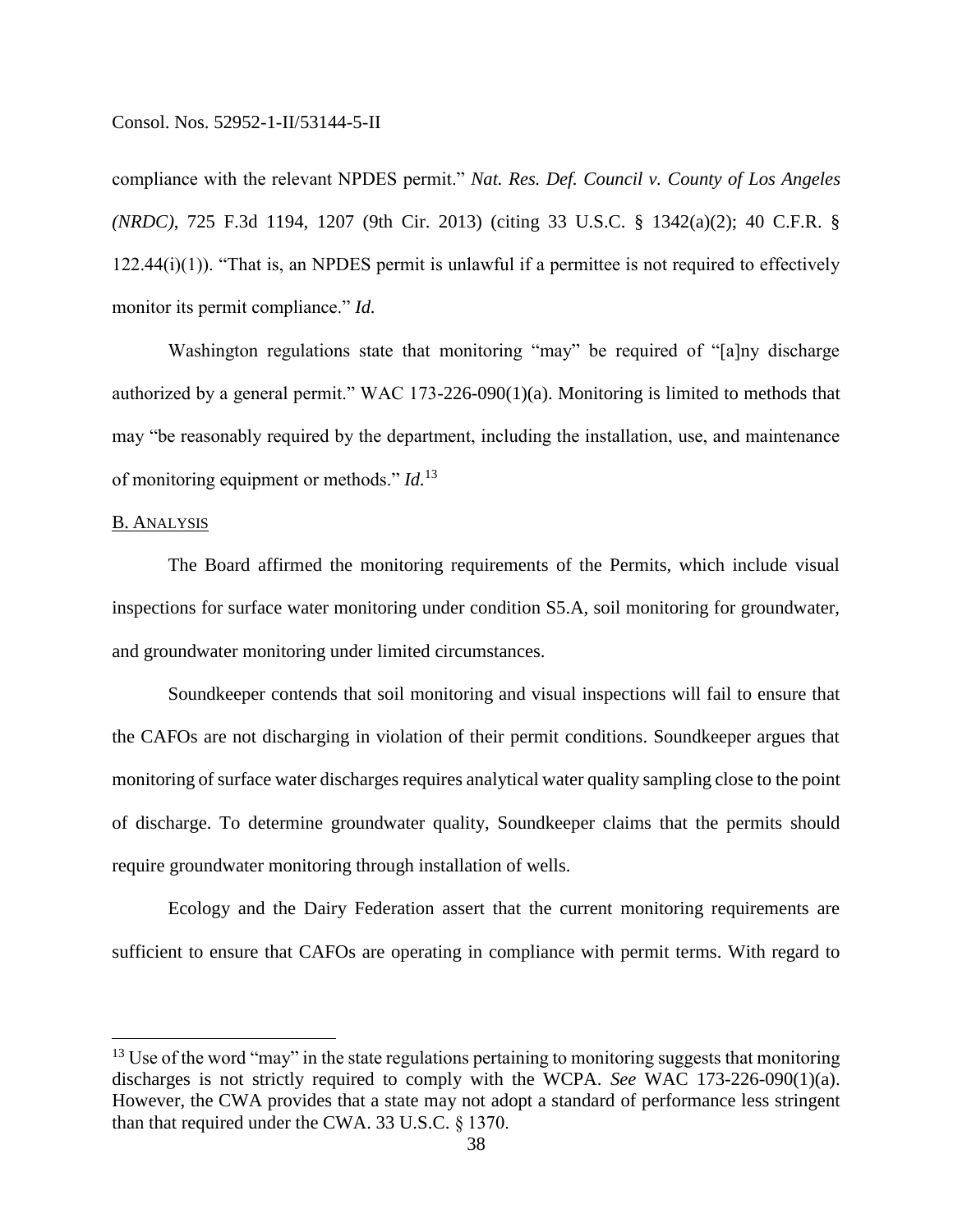compliance with the relevant NPDES permit." *Nat. Res. Def. Council v. County of Los Angeles (NRDC)*, 725 F.3d 1194, 1207 (9th Cir. 2013) (citing 33 U.S.C. § 1342(a)(2); 40 C.F.R. § 122.44(i)(1)). "That is, an NPDES permit is unlawful if a permittee is not required to effectively monitor its permit compliance." *Id.*

Washington regulations state that monitoring "may" be required of "[a]ny discharge authorized by a general permit." WAC 173-226-090(1)(a). Monitoring is limited to methods that may "be reasonably required by the department, including the installation, use, and maintenance of monitoring equipment or methods." *Id.*[13]

B. ANALYSIS

The Board affirmed the monitoring requirements of the Permits, which include visual inspections for surface water monitoring under condition S5.A, soil monitoring for groundwater, and groundwater monitoring under limited circumstances.

Soundkeeper contends that soil monitoring and visual inspections will fail to ensure that the CAFOs are not discharging in violation of their permit conditions. Soundkeeper argues that monitoring of surface water discharges requires analytical water quality sampling close to the point of discharge. To determine groundwater quality, Soundkeeper claims that the permits should require groundwater monitoring through installation of wells.

Ecology and the Dairy Federation assert that the current monitoring requirements are sufficient to ensure that CAFOs are operating in compliance with permit terms. With regard to

---

[13] Use of the word "may" in the state regulations pertaining to monitoring suggests that monitoring discharges is not strictly required to comply with the WCPA. *See* WAC 173-226-090(1)(a). However, the CWA provides that a state may not adopt a standard of performance less stringent than that required under the CWA. 33 U.S.C. § 1370.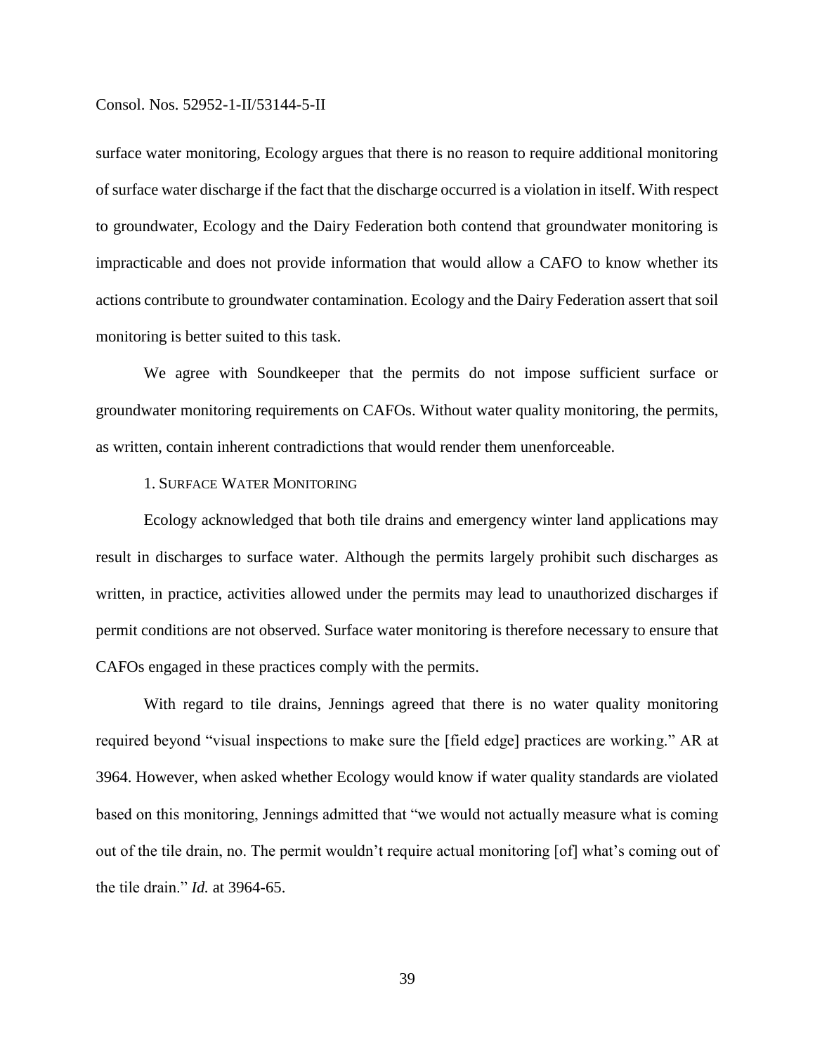surface water monitoring, Ecology argues that there is no reason to require additional monitoring of surface water discharge if the fact that the discharge occurred is a violation in itself. With respect to groundwater, Ecology and the Dairy Federation both contend that groundwater monitoring is impracticable and does not provide information that would allow a CAFO to know whether its actions contribute to groundwater contamination. Ecology and the Dairy Federation assert that soil monitoring is better suited to this task.

We agree with Soundkeeper that the permits do not impose sufficient surface or groundwater monitoring requirements on CAFOs. Without water quality monitoring, the permits, as written, contain inherent contradictions that would render them unenforceable.

### 1. Surface Water Monitoring

Ecology acknowledged that both tile drains and emergency winter land applications may result in discharges to surface water. Although the permits largely prohibit such discharges as written, in practice, activities allowed under the permits may lead to unauthorized discharges if permit conditions are not observed. Surface water monitoring is therefore necessary to ensure that CAFOs engaged in these practices comply with the permits.

With regard to tile drains, Jennings agreed that there is no water quality monitoring required beyond "visual inspections to make sure the [field edge] practices are working." AR at 3964. However, when asked whether Ecology would know if water quality standards are violated based on this monitoring, Jennings admitted that "we would not actually measure what is coming out of the tile drain, no. The permit wouldn't require actual monitoring [of] what's coming out of the tile drain." *Id.* at 3964-65.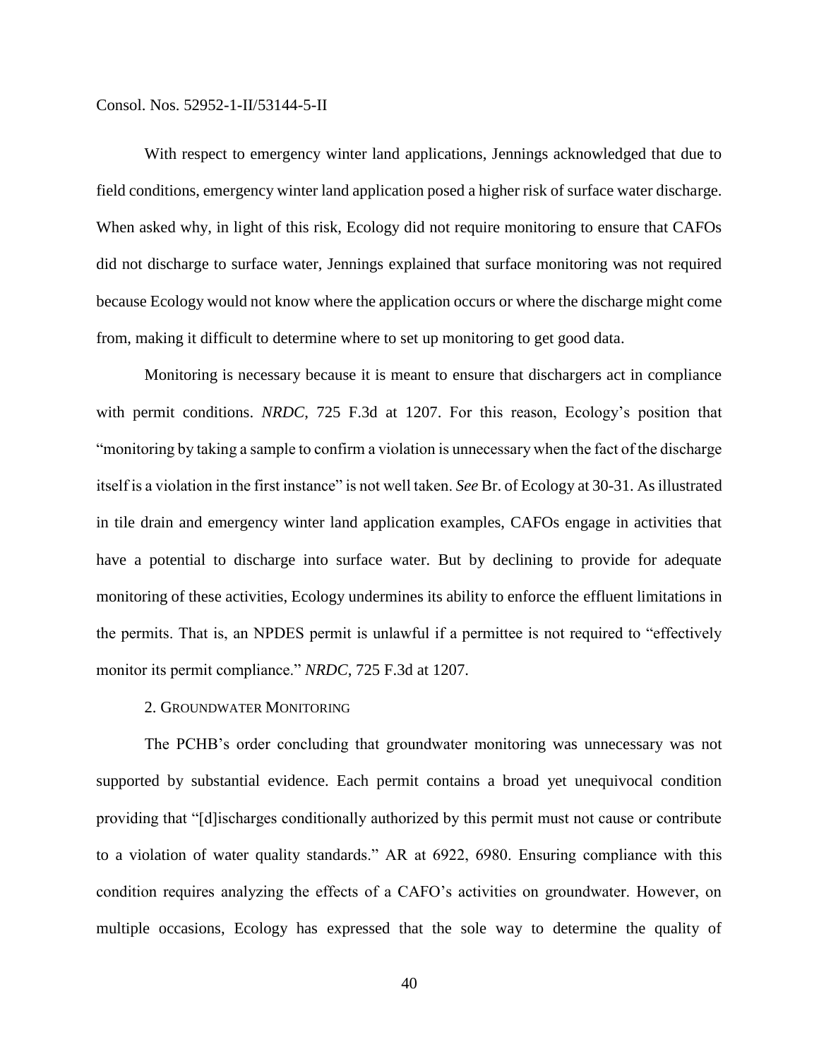With respect to emergency winter land applications, Jennings acknowledged that due to field conditions, emergency winter land application posed a higher risk of surface water discharge. When asked why, in light of this risk, Ecology did not require monitoring to ensure that CAFOs did not discharge to surface water, Jennings explained that surface monitoring was not required because Ecology would not know where the application occurs or where the discharge might come from, making it difficult to determine where to set up monitoring to get good data.

Monitoring is necessary because it is meant to ensure that dischargers act in compliance with permit conditions. *NRDC*, 725 F.3d at 1207. For this reason, Ecology's position that "monitoring by taking a sample to confirm a violation is unnecessary when the fact of the discharge itself is a violation in the first instance" is not well taken. *See* Br. of Ecology at 30-31. As illustrated in tile drain and emergency winter land application examples, CAFOs engage in activities that have a potential to discharge into surface water. But by declining to provide for adequate monitoring of these activities, Ecology undermines its ability to enforce the effluent limitations in the permits. That is, an NPDES permit is unlawful if a permittee is not required to "effectively monitor its permit compliance." *NRDC*, 725 F.3d at 1207.

### 2. Groundwater Monitoring

The PCHB's order concluding that groundwater monitoring was unnecessary was not supported by substantial evidence. Each permit contains a broad yet unequivocal condition providing that "[d]ischarges conditionally authorized by this permit must not cause or contribute to a violation of water quality standards." AR at 6922, 6980. Ensuring compliance with this condition requires analyzing the effects of a CAFO's activities on groundwater. However, on multiple occasions, Ecology has expressed that the sole way to determine the quality of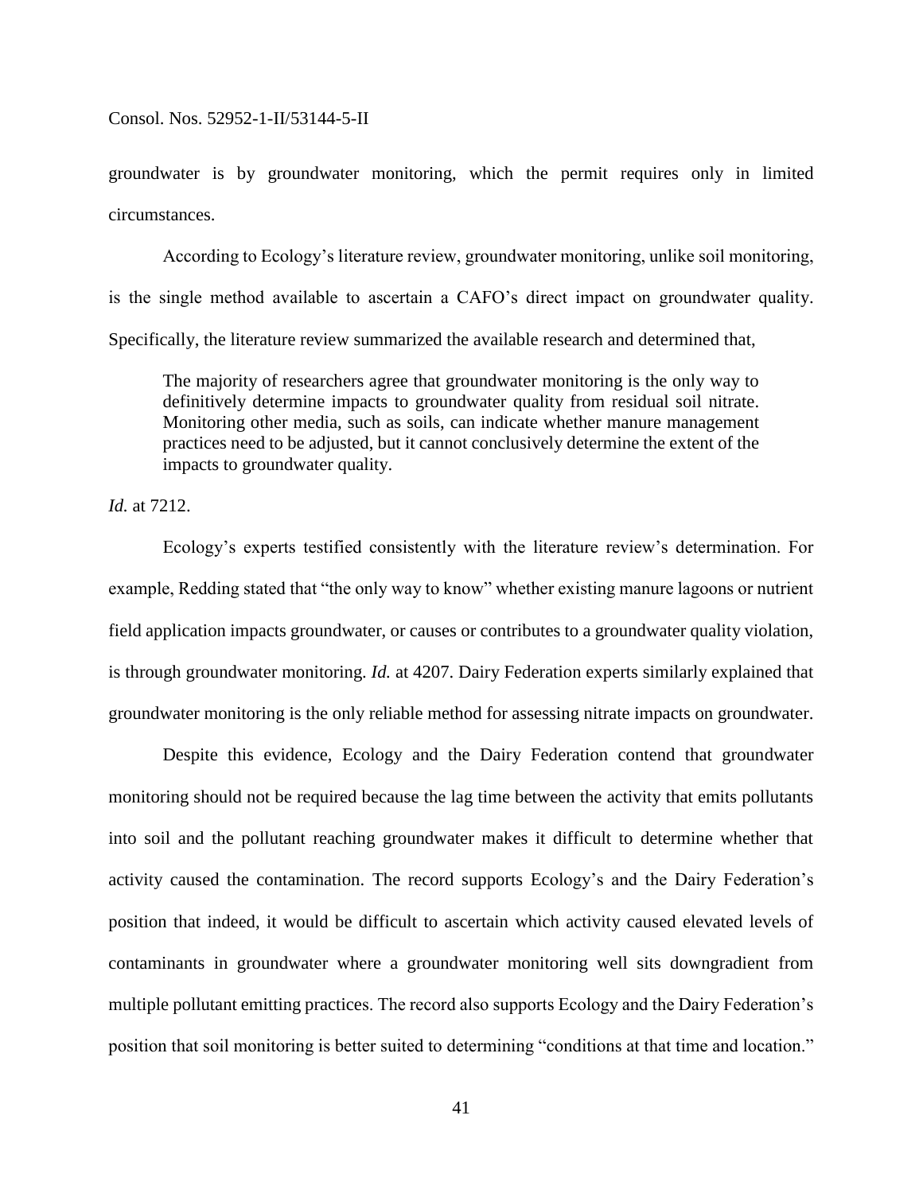groundwater is by groundwater monitoring, which the permit requires only in limited circumstances.

According to Ecology's literature review, groundwater monitoring, unlike soil monitoring, is the single method available to ascertain a CAFO's direct impact on groundwater quality. Specifically, the literature review summarized the available research and determined that,

> The majority of researchers agree that groundwater monitoring is the only way to definitively determine impacts to groundwater quality from residual soil nitrate. Monitoring other media, such as soils, can indicate whether manure management practices need to be adjusted, but it cannot conclusively determine the extent of the impacts to groundwater quality.

*Id.* at 7212.

Ecology's experts testified consistently with the literature review's determination. For example, Redding stated that "the only way to know" whether existing manure lagoons or nutrient field application impacts groundwater, or causes or contributes to a groundwater quality violation, is through groundwater monitoring. *Id.* at 4207. Dairy Federation experts similarly explained that groundwater monitoring is the only reliable method for assessing nitrate impacts on groundwater.

Despite this evidence, Ecology and the Dairy Federation contend that groundwater monitoring should not be required because the lag time between the activity that emits pollutants into soil and the pollutant reaching groundwater makes it difficult to determine whether that activity caused the contamination. The record supports Ecology's and the Dairy Federation's position that indeed, it would be difficult to ascertain which activity caused elevated levels of contaminants in groundwater where a groundwater monitoring well sits downgradient from multiple pollutant emitting practices. The record also supports Ecology and the Dairy Federation's position that soil monitoring is better suited to determining "conditions at that time and location."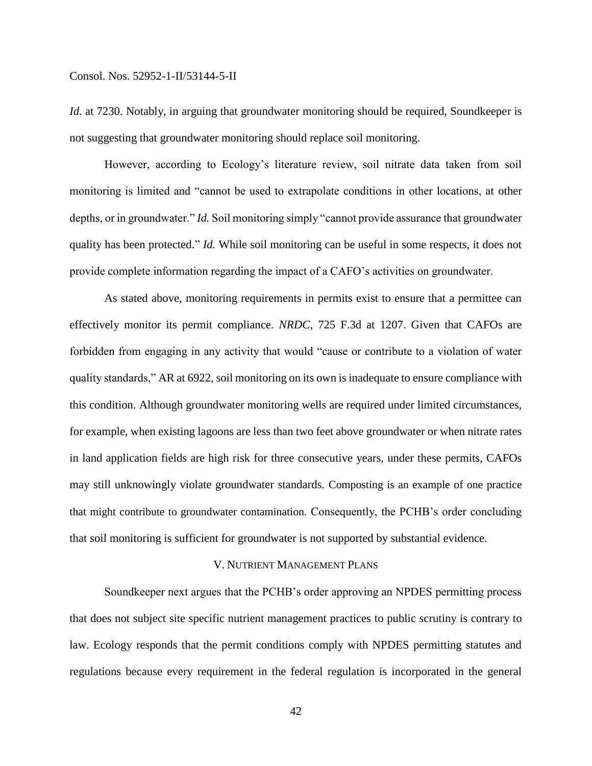*Id.* at 7230. Notably, in arguing that groundwater monitoring should be required, Soundkeeper is not suggesting that groundwater monitoring should replace soil monitoring.

However, according to Ecology's literature review, soil nitrate data taken from soil monitoring is limited and "cannot be used to extrapolate conditions in other locations, at other depths, or in groundwater." *Id.* Soil monitoring simply "cannot provide assurance that groundwater quality has been protected." *Id.* While soil monitoring can be useful in some respects, it does not provide complete information regarding the impact of a CAFO's activities on groundwater.

As stated above, monitoring requirements in permits exist to ensure that a permittee can effectively monitor its permit compliance. *NRDC*, 725 F.3d at 1207. Given that CAFOs are forbidden from engaging in any activity that would "cause or contribute to a violation of water quality standards," AR at 6922, soil monitoring on its own is inadequate to ensure compliance with this condition. Although groundwater monitoring wells are required under limited circumstances, for example, when existing lagoons are less than two feet above groundwater or when nitrate rates in land application fields are high risk for three consecutive years, under these permits, CAFOs may still unknowingly violate groundwater standards. Composting is an example of one practice that might contribute to groundwater contamination. Consequently, the PCHB's order concluding that soil monitoring is sufficient for groundwater is not supported by substantial evidence.

## V. Nutrient Management Plans

Soundkeeper next argues that the PCHB's order approving an NPDES permitting process that does not subject site specific nutrient management practices to public scrutiny is contrary to law. Ecology responds that the permit conditions comply with NPDES permitting statutes and regulations because every requirement in the federal regulation is incorporated in the general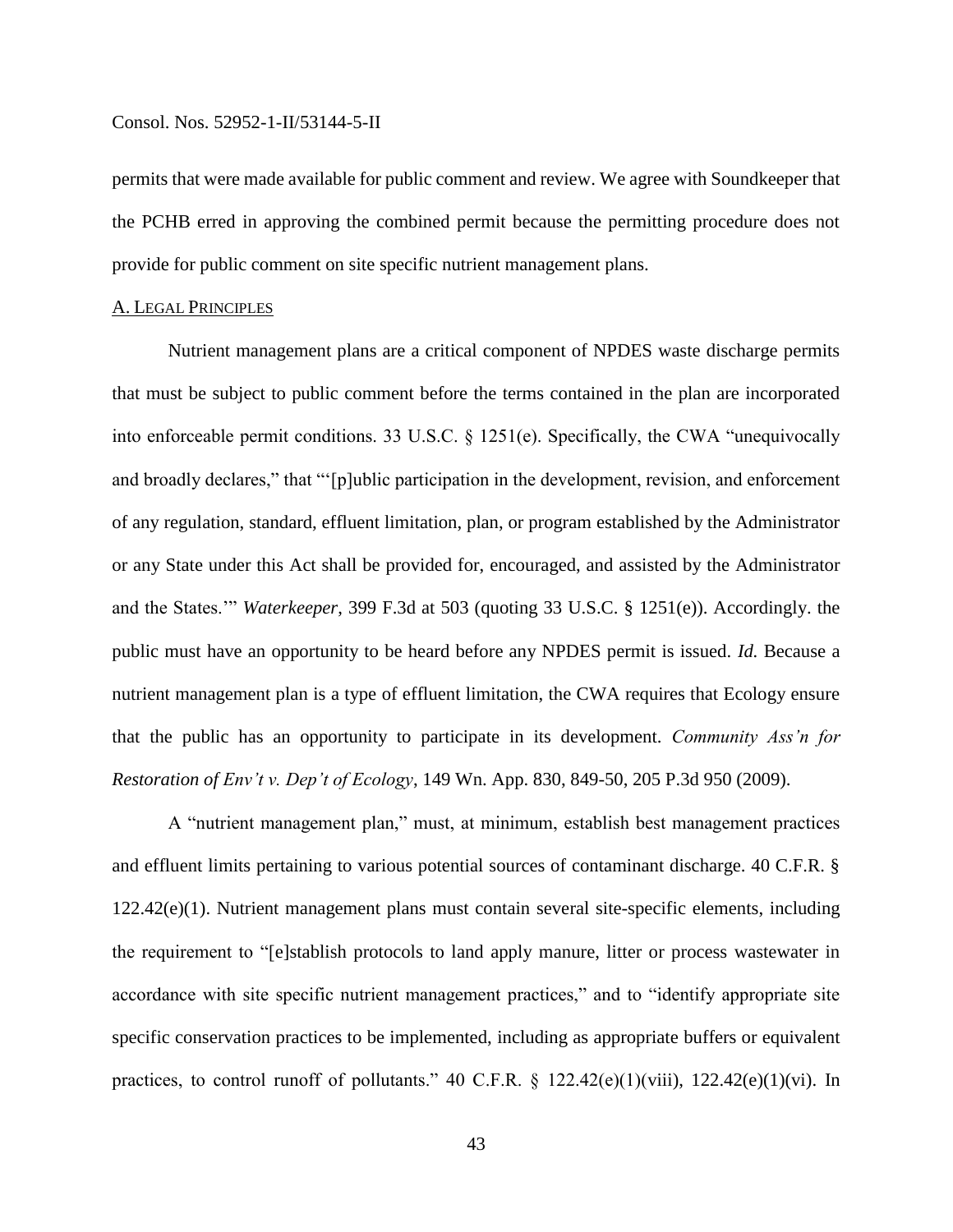permits that were made available for public comment and review. We agree with Soundkeeper that the PCHB erred in approving the combined permit because the permitting procedure does not provide for public comment on site specific nutrient management plans.

A. LEGAL PRINCIPLES

Nutrient management plans are a critical component of NPDES waste discharge permits that must be subject to public comment before the terms contained in the plan are incorporated into enforceable permit conditions. 33 U.S.C. § 1251(e). Specifically, the CWA "unequivocally and broadly declares," that "'[p]ublic participation in the development, revision, and enforcement of any regulation, standard, effluent limitation, plan, or program established by the Administrator or any State under this Act shall be provided for, encouraged, and assisted by the Administrator and the States.'" *Waterkeeper*, 399 F.3d at 503 (quoting 33 U.S.C. § 1251(e)). Accordingly. the public must have an opportunity to be heard before any NPDES permit is issued. *Id.* Because a nutrient management plan is a type of effluent limitation, the CWA requires that Ecology ensure that the public has an opportunity to participate in its development. *Community Ass'n for Restoration of Env't v. Dep't of Ecology*, 149 Wn. App. 830, 849-50, 205 P.3d 950 (2009).

A "nutrient management plan," must, at minimum, establish best management practices and effluent limits pertaining to various potential sources of contaminant discharge. 40 C.F.R. § 122.42(e)(1). Nutrient management plans must contain several site-specific elements, including the requirement to "[e]stablish protocols to land apply manure, litter or process wastewater in accordance with site specific nutrient management practices," and to "identify appropriate site specific conservation practices to be implemented, including as appropriate buffers or equivalent practices, to control runoff of pollutants." 40 C.F.R. § 122.42(e)(1)(viii), 122.42(e)(1)(vi). In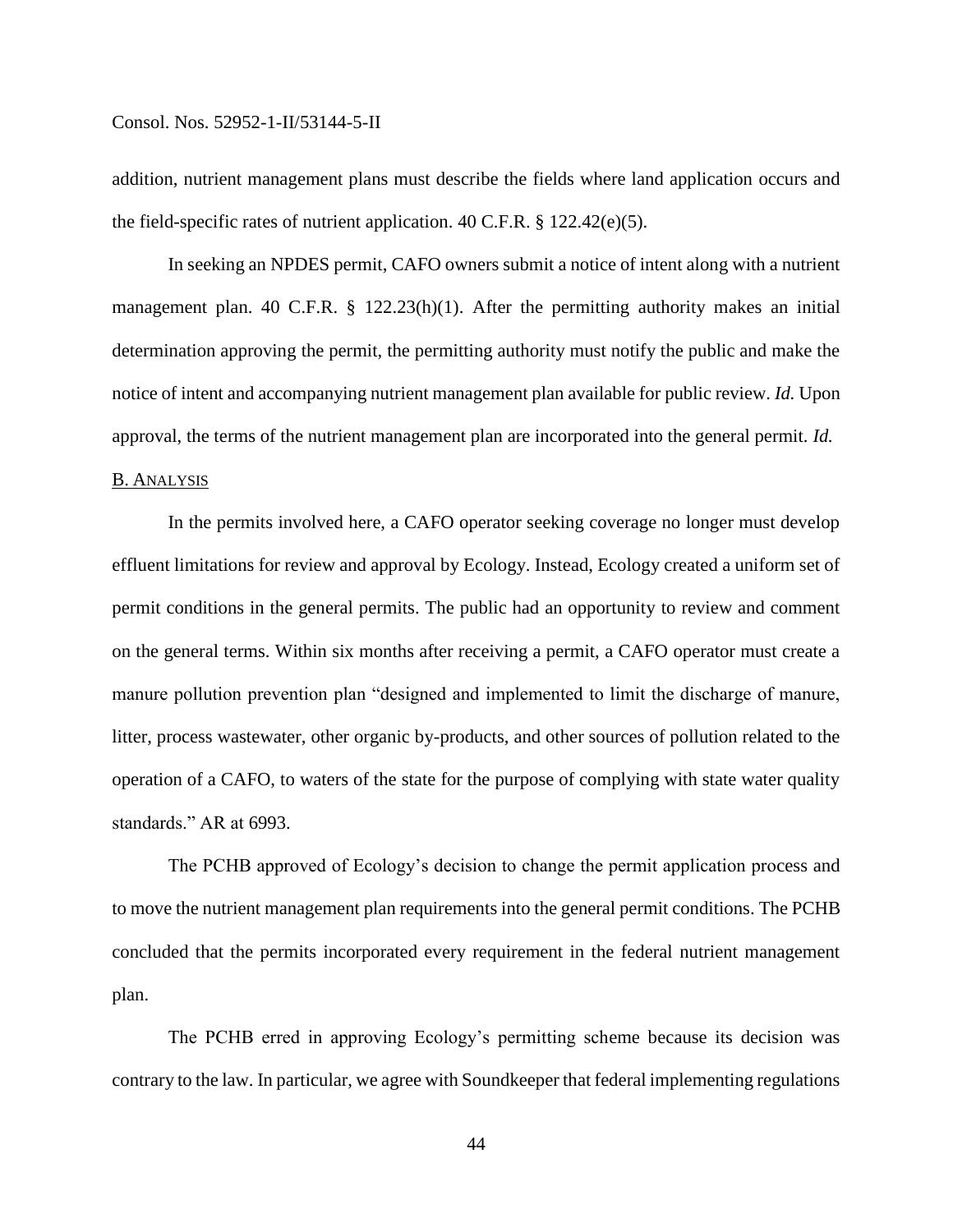addition, nutrient management plans must describe the fields where land application occurs and the field-specific rates of nutrient application. 40 C.F.R. § 122.42(e)(5).

In seeking an NPDES permit, CAFO owners submit a notice of intent along with a nutrient management plan. 40 C.F.R. § 122.23(h)(1). After the permitting authority makes an initial determination approving the permit, the permitting authority must notify the public and make the notice of intent and accompanying nutrient management plan available for public review. *Id.* Upon approval, the terms of the nutrient management plan are incorporated into the general permit. *Id.*

B. ANALYSIS

In the permits involved here, a CAFO operator seeking coverage no longer must develop effluent limitations for review and approval by Ecology. Instead, Ecology created a uniform set of permit conditions in the general permits. The public had an opportunity to review and comment on the general terms. Within six months after receiving a permit, a CAFO operator must create a manure pollution prevention plan "designed and implemented to limit the discharge of manure, litter, process wastewater, other organic by-products, and other sources of pollution related to the operation of a CAFO, to waters of the state for the purpose of complying with state water quality standards." AR at 6993.

The PCHB approved of Ecology's decision to change the permit application process and to move the nutrient management plan requirements into the general permit conditions. The PCHB concluded that the permits incorporated every requirement in the federal nutrient management plan.

The PCHB erred in approving Ecology's permitting scheme because its decision was contrary to the law. In particular, we agree with Soundkeeper that federal implementing regulations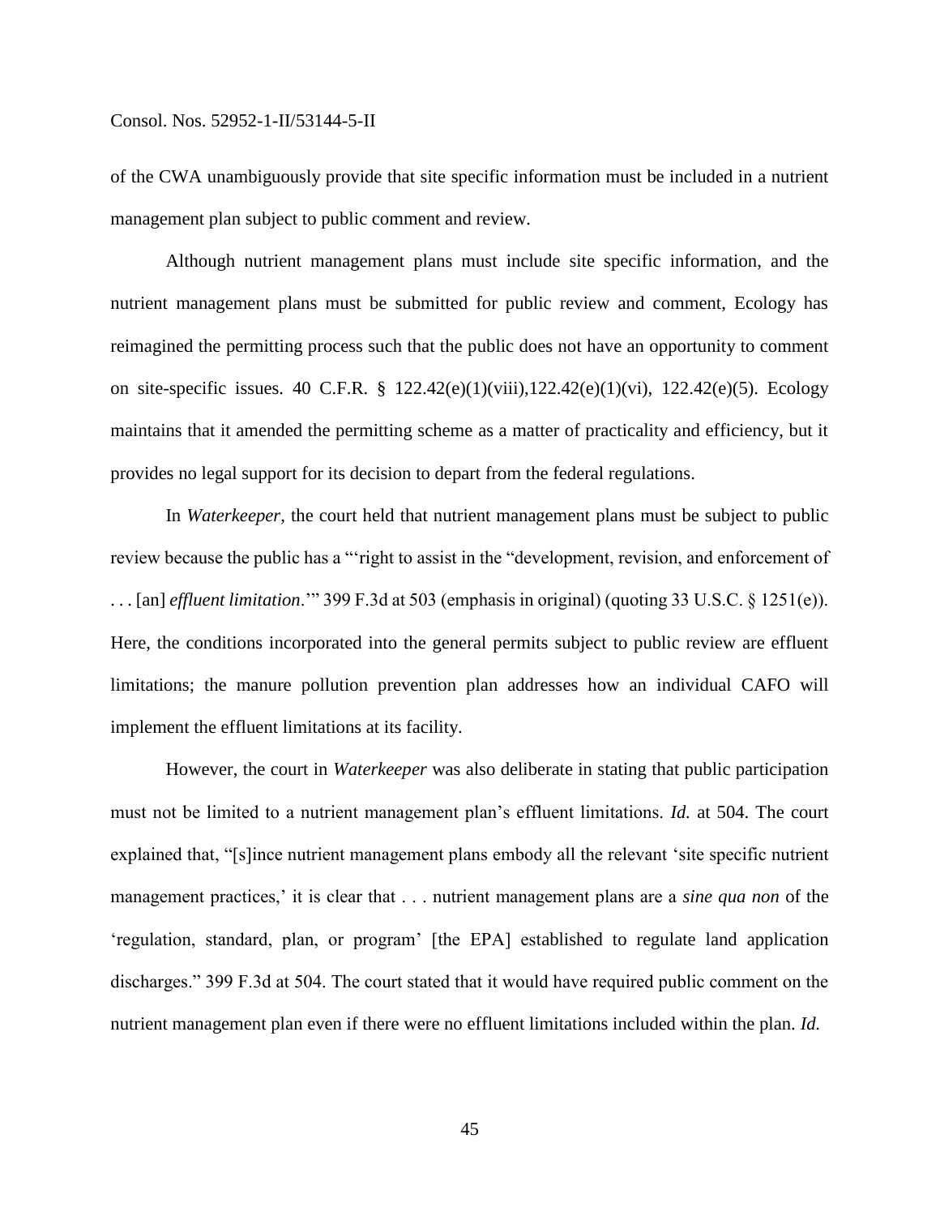of the CWA unambiguously provide that site specific information must be included in a nutrient management plan subject to public comment and review.

Although nutrient management plans must include site specific information, and the nutrient management plans must be submitted for public review and comment, Ecology has reimagined the permitting process such that the public does not have an opportunity to comment on site-specific issues. 40 C.F.R. § 122.42(e)(1)(viii),122.42(e)(1)(vi), 122.42(e)(5). Ecology maintains that it amended the permitting scheme as a matter of practicality and efficiency, but it provides no legal support for its decision to depart from the federal regulations.

In *Waterkeeper*, the court held that nutrient management plans must be subject to public review because the public has a "'right to assist in the "development, revision, and enforcement of . . . [an] *effluent limitation*.'" 399 F.3d at 503 (emphasis in original) (quoting 33 U.S.C. § 1251(e)). Here, the conditions incorporated into the general permits subject to public review are effluent limitations; the manure pollution prevention plan addresses how an individual CAFO will implement the effluent limitations at its facility.

However, the court in *Waterkeeper* was also deliberate in stating that public participation must not be limited to a nutrient management plan's effluent limitations. *Id.* at 504. The court explained that, "[s]ince nutrient management plans embody all the relevant 'site specific nutrient management practices,' it is clear that . . . nutrient management plans are a *sine qua non* of the 'regulation, standard, plan, or program' [the EPA] established to regulate land application discharges." 399 F.3d at 504. The court stated that it would have required public comment on the nutrient management plan even if there were no effluent limitations included within the plan. *Id.*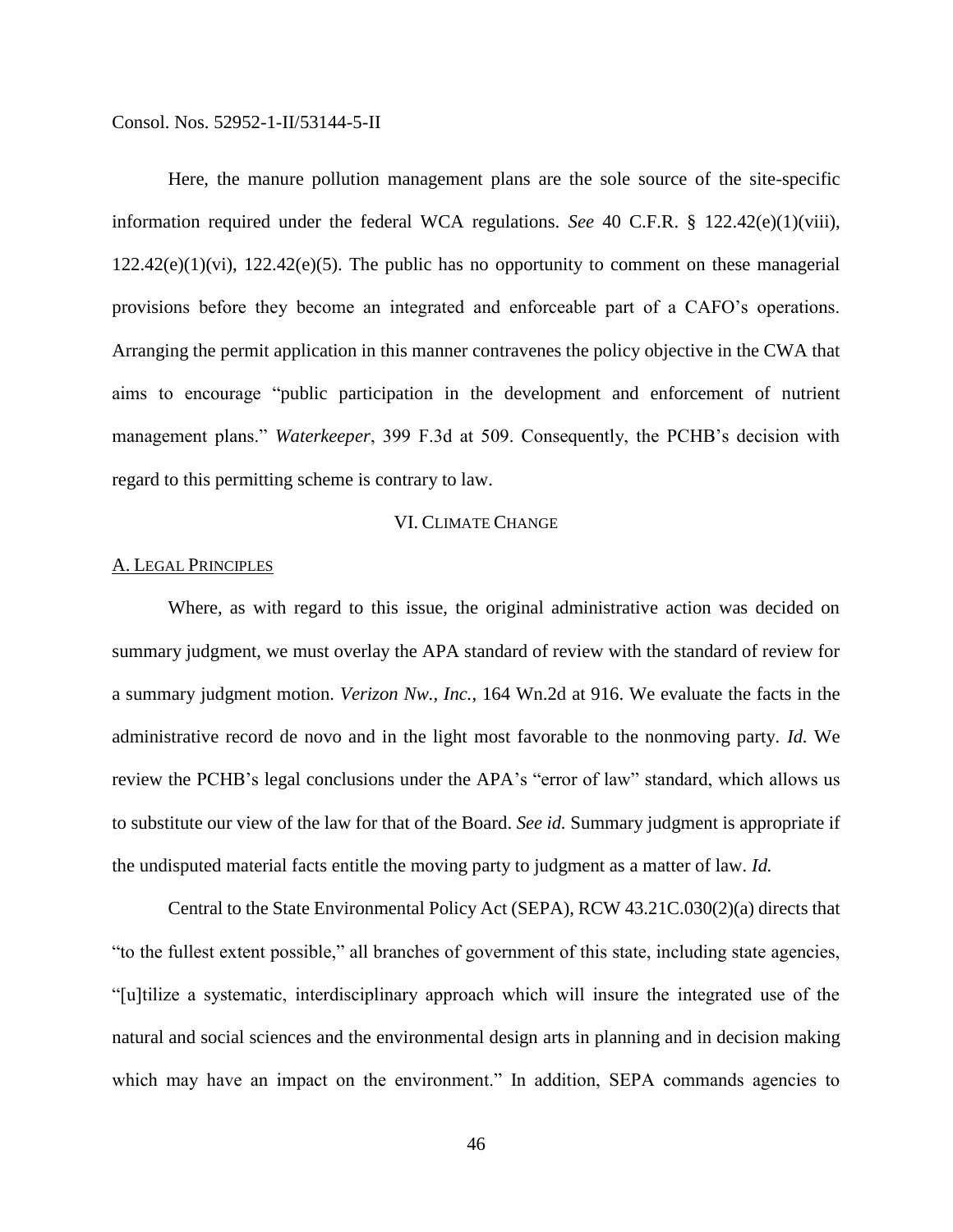Here, the manure pollution management plans are the sole source of the site-specific information required under the federal WCA regulations. *See* 40 C.F.R. § 122.42(e)(1)(viii), 122.42(e)(1)(vi), 122.42(e)(5). The public has no opportunity to comment on these managerial provisions before they become an integrated and enforceable part of a CAFO's operations. Arranging the permit application in this manner contravenes the policy objective in the CWA that aims to encourage "public participation in the development and enforcement of nutrient management plans." *Waterkeeper*, 399 F.3d at 509. Consequently, the PCHB's decision with regard to this permitting scheme is contrary to law.

## VI. Climate Change

### A. Legal Principles

Where, as with regard to this issue, the original administrative action was decided on summary judgment, we must overlay the APA standard of review with the standard of review for a summary judgment motion. *Verizon Nw., Inc.*, 164 Wn.2d at 916. We evaluate the facts in the administrative record de novo and in the light most favorable to the nonmoving party. *Id.* We review the PCHB's legal conclusions under the APA's "error of law" standard, which allows us to substitute our view of the law for that of the Board. *See id.* Summary judgment is appropriate if the undisputed material facts entitle the moving party to judgment as a matter of law. *Id.*

Central to the State Environmental Policy Act (SEPA), RCW 43.21C.030(2)(a) directs that "to the fullest extent possible," all branches of government of this state, including state agencies, "[u]tilize a systematic, interdisciplinary approach which will insure the integrated use of the natural and social sciences and the environmental design arts in planning and in decision making which may have an impact on the environment." In addition, SEPA commands agencies to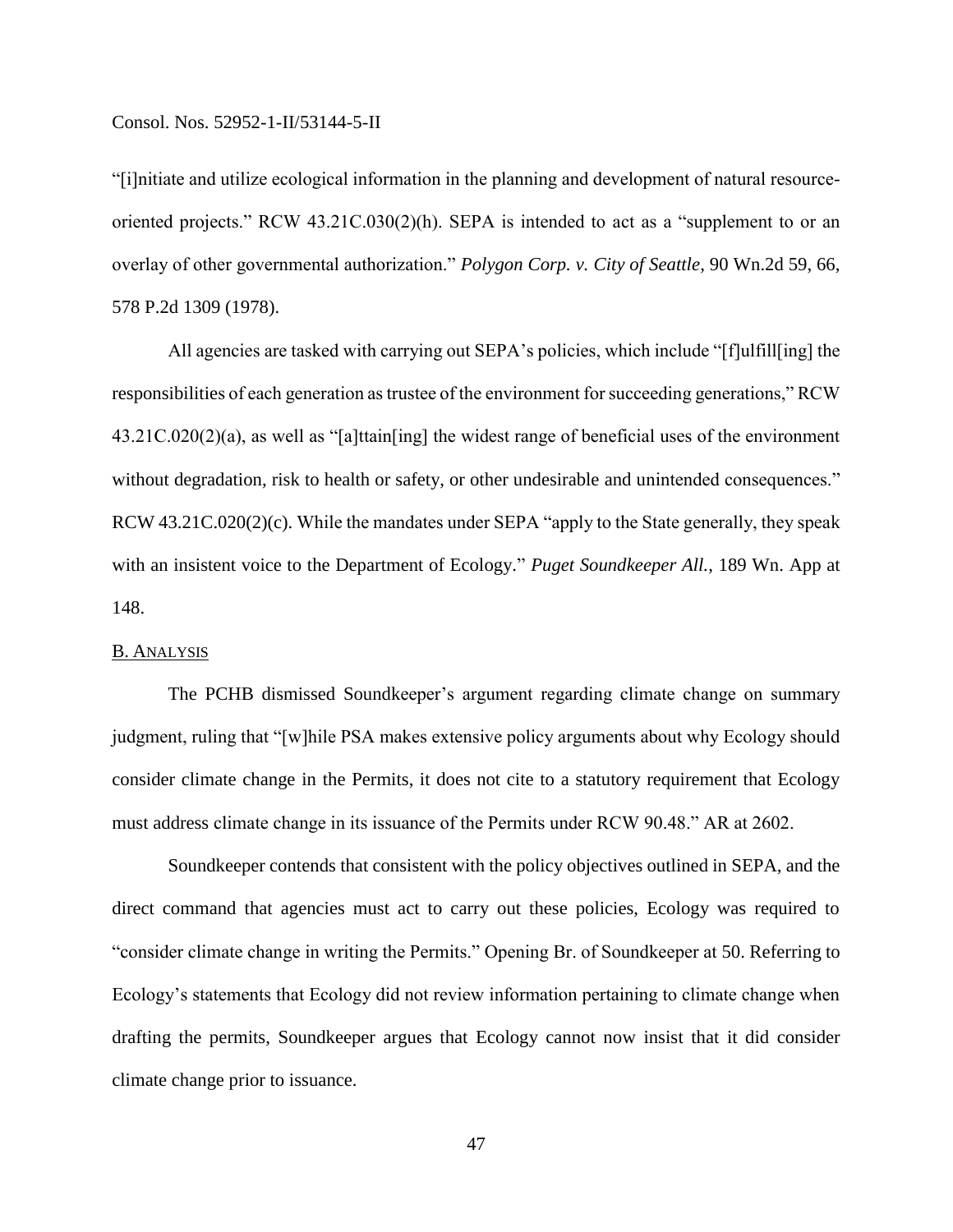"[i]nitiate and utilize ecological information in the planning and development of natural resource-oriented projects." RCW 43.21C.030(2)(h). SEPA is intended to act as a "supplement to or an overlay of other governmental authorization." *Polygon Corp. v. City of Seattle*, 90 Wn.2d 59, 66, 578 P.2d 1309 (1978).

All agencies are tasked with carrying out SEPA's policies, which include "[f]ulfill[ing] the responsibilities of each generation as trustee of the environment for succeeding generations," RCW 43.21C.020(2)(a), as well as "[a]ttain[ing] the widest range of beneficial uses of the environment without degradation, risk to health or safety, or other undesirable and unintended consequences." RCW 43.21C.020(2)(c). While the mandates under SEPA "apply to the State generally, they speak with an insistent voice to the Department of Ecology." *Puget Soundkeeper All.*, 189 Wn. App at 148.

## B. Analysis

The PCHB dismissed Soundkeeper's argument regarding climate change on summary judgment, ruling that "[w]hile PSA makes extensive policy arguments about why Ecology should consider climate change in the Permits, it does not cite to a statutory requirement that Ecology must address climate change in its issuance of the Permits under RCW 90.48." AR at 2602.

Soundkeeper contends that consistent with the policy objectives outlined in SEPA, and the direct command that agencies must act to carry out these policies, Ecology was required to "consider climate change in writing the Permits." Opening Br. of Soundkeeper at 50. Referring to Ecology's statements that Ecology did not review information pertaining to climate change when drafting the permits, Soundkeeper argues that Ecology cannot now insist that it did consider climate change prior to issuance.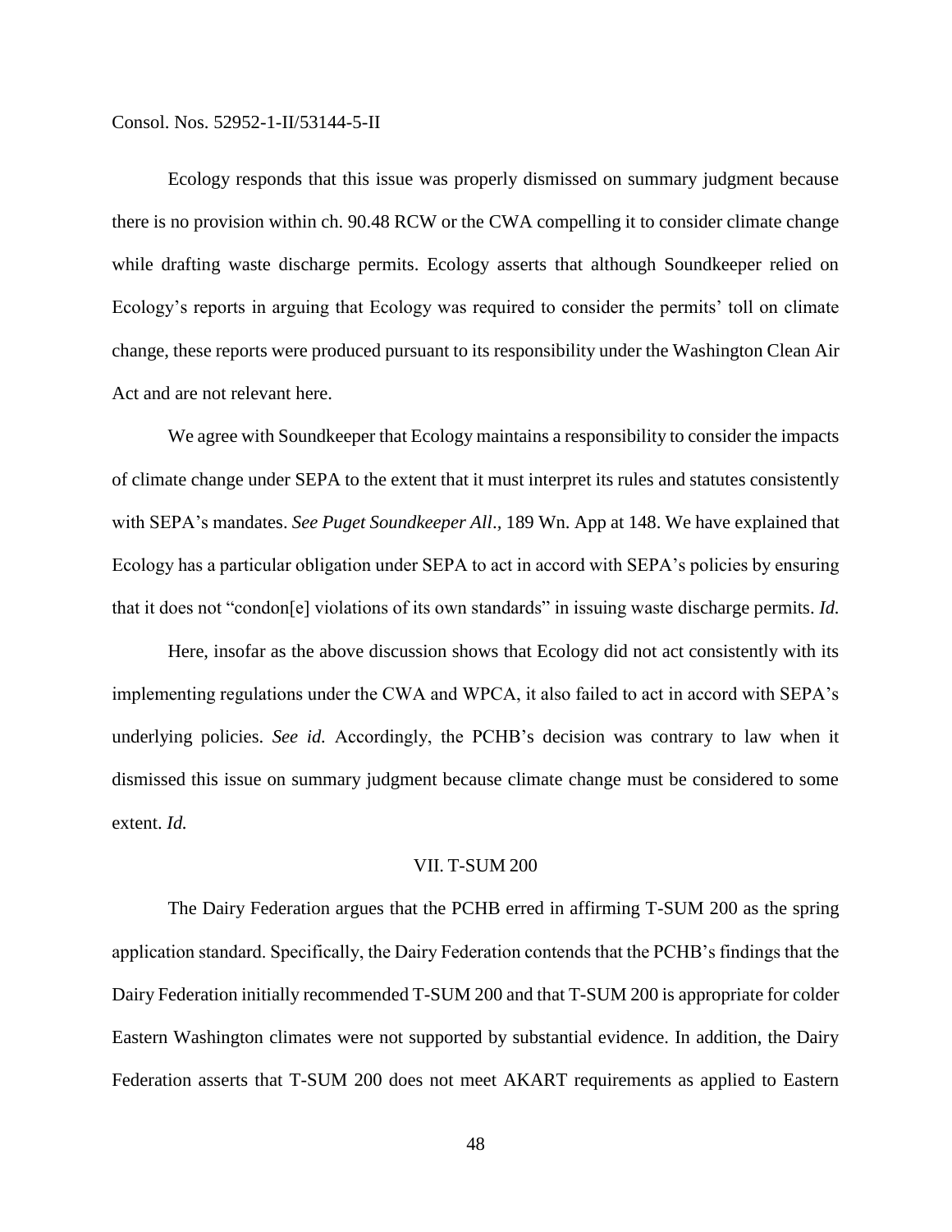Ecology responds that this issue was properly dismissed on summary judgment because there is no provision within ch. 90.48 RCW or the CWA compelling it to consider climate change while drafting waste discharge permits. Ecology asserts that although Soundkeeper relied on Ecology's reports in arguing that Ecology was required to consider the permits' toll on climate change, these reports were produced pursuant to its responsibility under the Washington Clean Air Act and are not relevant here.

We agree with Soundkeeper that Ecology maintains a responsibility to consider the impacts of climate change under SEPA to the extent that it must interpret its rules and statutes consistently with SEPA's mandates. *See Puget Soundkeeper All.*, 189 Wn. App at 148. We have explained that Ecology has a particular obligation under SEPA to act in accord with SEPA's policies by ensuring that it does not "condon[e] violations of its own standards" in issuing waste discharge permits. *Id.*

Here, insofar as the above discussion shows that Ecology did not act consistently with its implementing regulations under the CWA and WPCA, it also failed to act in accord with SEPA's underlying policies. *See id.* Accordingly, the PCHB's decision was contrary to law when it dismissed this issue on summary judgment because climate change must be considered to some extent. *Id.*

## VII. T-SUM 200

The Dairy Federation argues that the PCHB erred in affirming T-SUM 200 as the spring application standard. Specifically, the Dairy Federation contends that the PCHB's findings that the Dairy Federation initially recommended T-SUM 200 and that T-SUM 200 is appropriate for colder Eastern Washington climates were not supported by substantial evidence. In addition, the Dairy Federation asserts that T-SUM 200 does not meet AKART requirements as applied to Eastern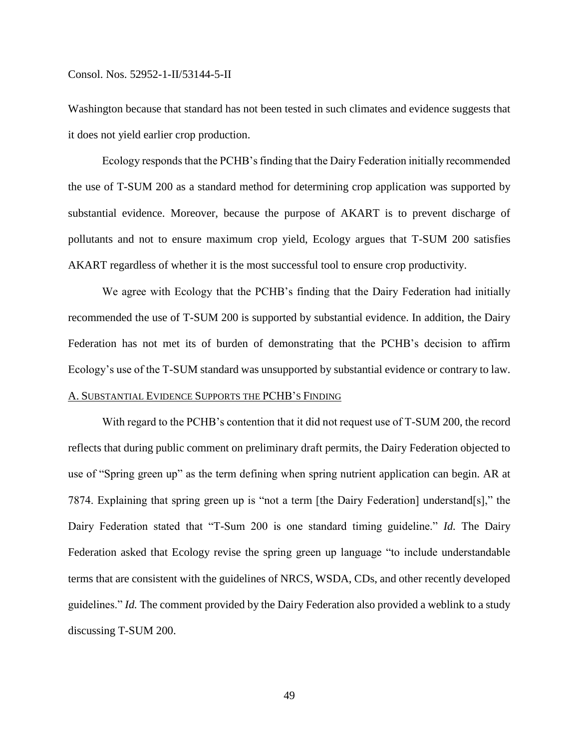Washington because that standard has not been tested in such climates and evidence suggests that it does not yield earlier crop production.

Ecology responds that the PCHB's finding that the Dairy Federation initially recommended the use of T-SUM 200 as a standard method for determining crop application was supported by substantial evidence. Moreover, because the purpose of AKART is to prevent discharge of pollutants and not to ensure maximum crop yield, Ecology argues that T-SUM 200 satisfies AKART regardless of whether it is the most successful tool to ensure crop productivity.

We agree with Ecology that the PCHB's finding that the Dairy Federation had initially recommended the use of T-SUM 200 is supported by substantial evidence. In addition, the Dairy Federation has not met its of burden of demonstrating that the PCHB's decision to affirm Ecology's use of the T-SUM standard was unsupported by substantial evidence or contrary to law.

## A. Substantial Evidence Supports the PCHB's Finding

With regard to the PCHB's contention that it did not request use of T-SUM 200, the record reflects that during public comment on preliminary draft permits, the Dairy Federation objected to use of "Spring green up" as the term defining when spring nutrient application can begin. AR at 7874. Explaining that spring green up is "not a term [the Dairy Federation] understand[s]," the Dairy Federation stated that "T-Sum 200 is one standard timing guideline." *Id.* The Dairy Federation asked that Ecology revise the spring green up language "to include understandable terms that are consistent with the guidelines of NRCS, WSDA, CDs, and other recently developed guidelines." *Id.* The comment provided by the Dairy Federation also provided a weblink to a study discussing T-SUM 200.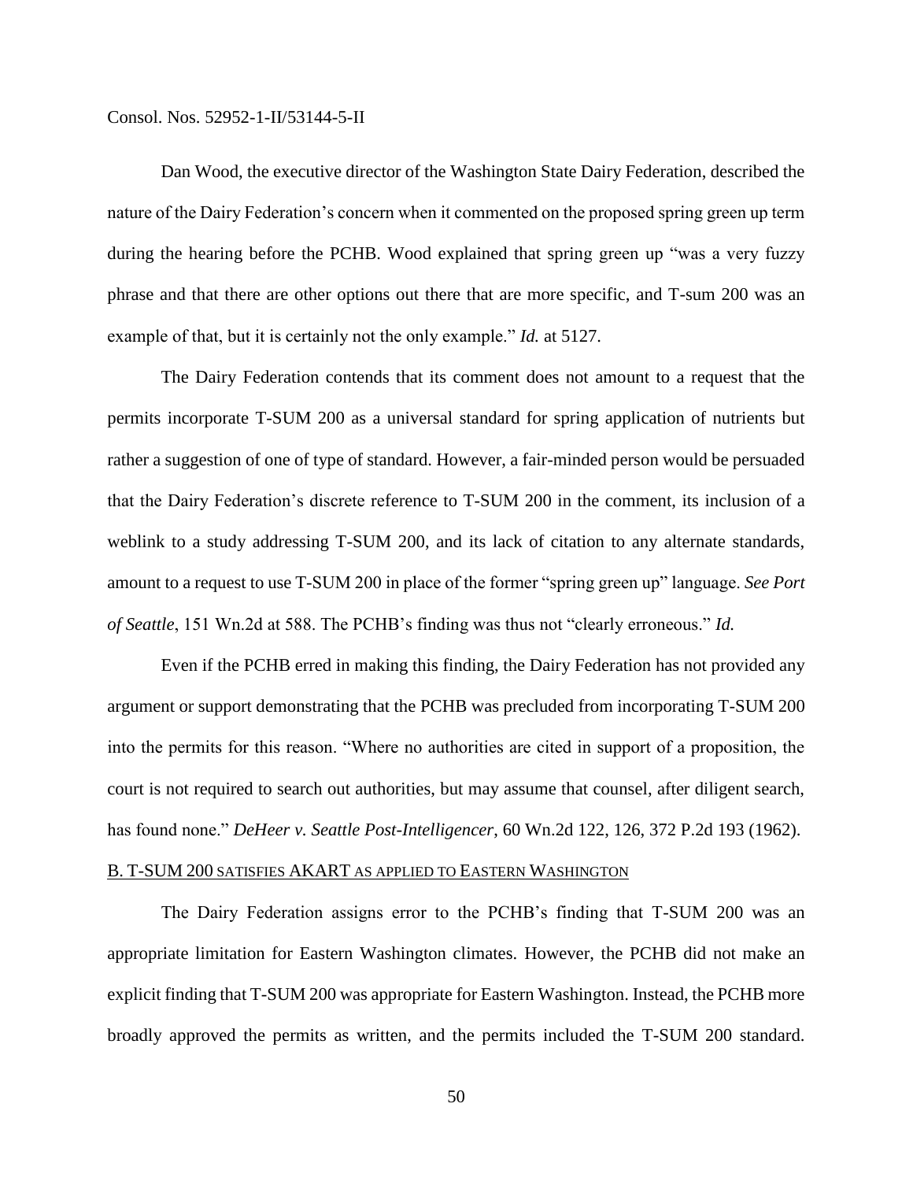Dan Wood, the executive director of the Washington State Dairy Federation, described the nature of the Dairy Federation's concern when it commented on the proposed spring green up term during the hearing before the PCHB. Wood explained that spring green up "was a very fuzzy phrase and that there are other options out there that are more specific, and T-sum 200 was an example of that, but it is certainly not the only example." *Id.* at 5127.

The Dairy Federation contends that its comment does not amount to a request that the permits incorporate T-SUM 200 as a universal standard for spring application of nutrients but rather a suggestion of one of type of standard. However, a fair-minded person would be persuaded that the Dairy Federation's discrete reference to T-SUM 200 in the comment, its inclusion of a weblink to a study addressing T-SUM 200, and its lack of citation to any alternate standards, amount to a request to use T-SUM 200 in place of the former "spring green up" language. *See Port of Seattle*, 151 Wn.2d at 588. The PCHB's finding was thus not "clearly erroneous." *Id.*

Even if the PCHB erred in making this finding, the Dairy Federation has not provided any argument or support demonstrating that the PCHB was precluded from incorporating T-SUM 200 into the permits for this reason. "Where no authorities are cited in support of a proposition, the court is not required to search out authorities, but may assume that counsel, after diligent search, has found none." *DeHeer v. Seattle Post-Intelligencer*, 60 Wn.2d 122, 126, 372 P.2d 193 (1962).

## B. T-SUM 200 SATISFIES AKART AS APPLIED TO EASTERN WASHINGTON

The Dairy Federation assigns error to the PCHB's finding that T-SUM 200 was an appropriate limitation for Eastern Washington climates. However, the PCHB did not make an explicit finding that T-SUM 200 was appropriate for Eastern Washington. Instead, the PCHB more broadly approved the permits as written, and the permits included the T-SUM 200 standard.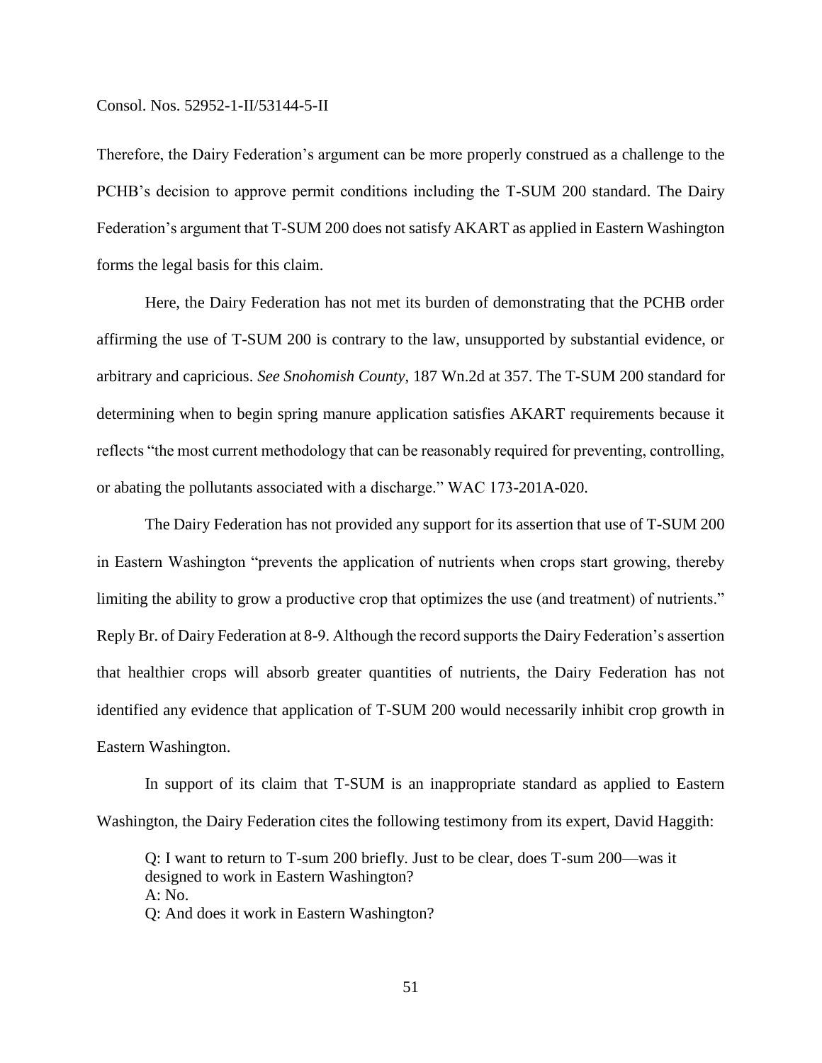Therefore, the Dairy Federation's argument can be more properly construed as a challenge to the PCHB's decision to approve permit conditions including the T-SUM 200 standard. The Dairy Federation's argument that T-SUM 200 does not satisfy AKART as applied in Eastern Washington forms the legal basis for this claim.

Here, the Dairy Federation has not met its burden of demonstrating that the PCHB order affirming the use of T-SUM 200 is contrary to the law, unsupported by substantial evidence, or arbitrary and capricious. *See Snohomish County*, 187 Wn.2d at 357. The T-SUM 200 standard for determining when to begin spring manure application satisfies AKART requirements because it reflects "the most current methodology that can be reasonably required for preventing, controlling, or abating the pollutants associated with a discharge." WAC 173-201A-020.

The Dairy Federation has not provided any support for its assertion that use of T-SUM 200 in Eastern Washington "prevents the application of nutrients when crops start growing, thereby limiting the ability to grow a productive crop that optimizes the use (and treatment) of nutrients." Reply Br. of Dairy Federation at 8-9. Although the record supports the Dairy Federation's assertion that healthier crops will absorb greater quantities of nutrients, the Dairy Federation has not identified any evidence that application of T-SUM 200 would necessarily inhibit crop growth in Eastern Washington.

In support of its claim that T-SUM is an inappropriate standard as applied to Eastern Washington, the Dairy Federation cites the following testimony from its expert, David Haggith:

> Q: I want to return to T-sum 200 briefly. Just to be clear, does T-sum 200—was it designed to work in Eastern Washington?
> A: No.
> Q: And does it work in Eastern Washington?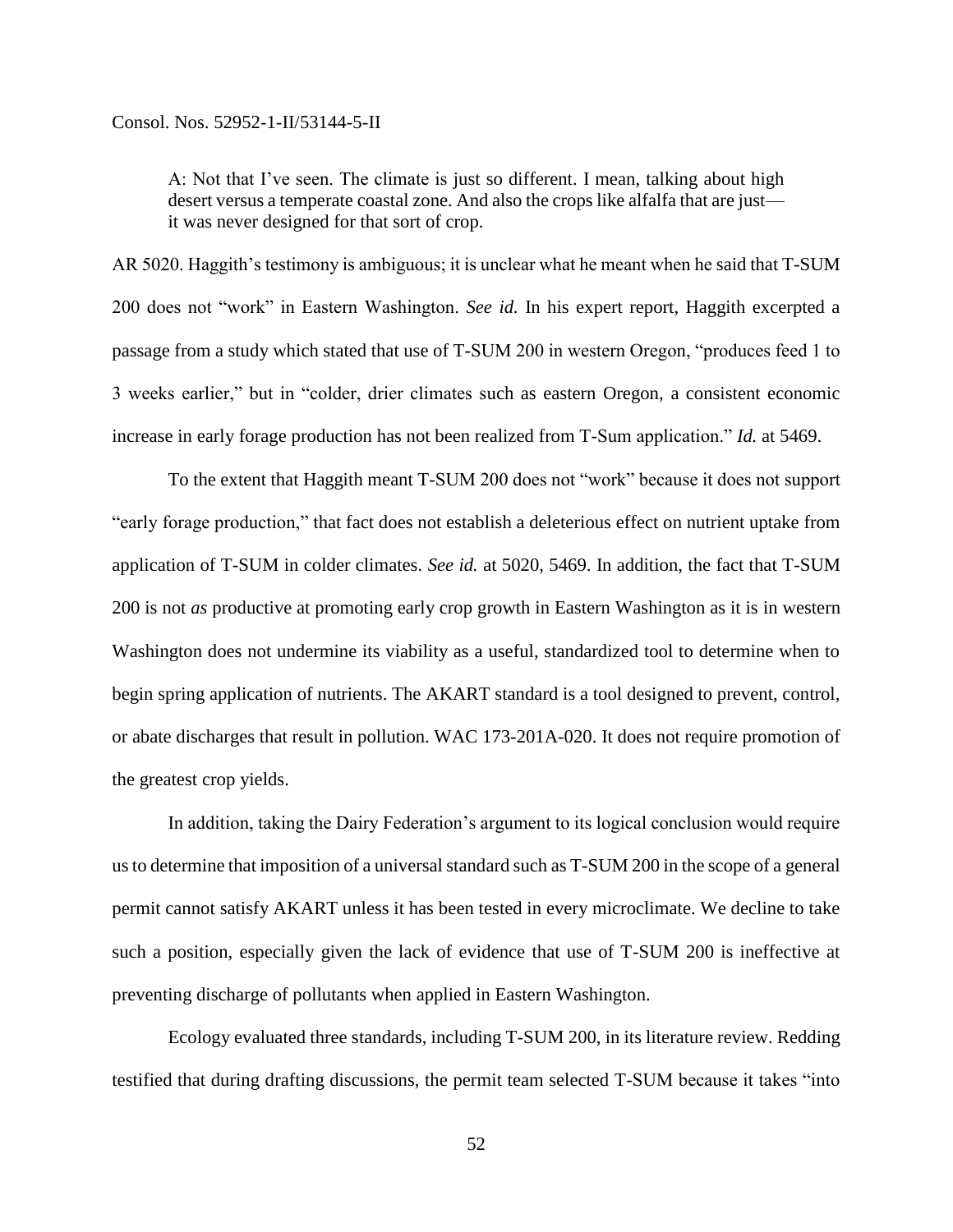> A: Not that I've seen. The climate is just so different. I mean, talking about high desert versus a temperate coastal zone. And also the crops like alfalfa that are just— it was never designed for that sort of crop.

AR 5020. Haggith's testimony is ambiguous; it is unclear what he meant when he said that T-SUM 200 does not "work" in Eastern Washington. *See id.* In his expert report, Haggith excerpted a passage from a study which stated that use of T-SUM 200 in western Oregon, "produces feed 1 to 3 weeks earlier," but in "colder, drier climates such as eastern Oregon, a consistent economic increase in early forage production has not been realized from T-Sum application." *Id.* at 5469.

To the extent that Haggith meant T-SUM 200 does not "work" because it does not support "early forage production," that fact does not establish a deleterious effect on nutrient uptake from application of T-SUM in colder climates. *See id.* at 5020, 5469. In addition, the fact that T-SUM 200 is not *as* productive at promoting early crop growth in Eastern Washington as it is in western Washington does not undermine its viability as a useful, standardized tool to determine when to begin spring application of nutrients. The AKART standard is a tool designed to prevent, control, or abate discharges that result in pollution. WAC 173-201A-020. It does not require promotion of the greatest crop yields.

In addition, taking the Dairy Federation's argument to its logical conclusion would require us to determine that imposition of a universal standard such as T-SUM 200 in the scope of a general permit cannot satisfy AKART unless it has been tested in every microclimate. We decline to take such a position, especially given the lack of evidence that use of T-SUM 200 is ineffective at preventing discharge of pollutants when applied in Eastern Washington.

Ecology evaluated three standards, including T-SUM 200, in its literature review. Redding testified that during drafting discussions, the permit team selected T-SUM because it takes "into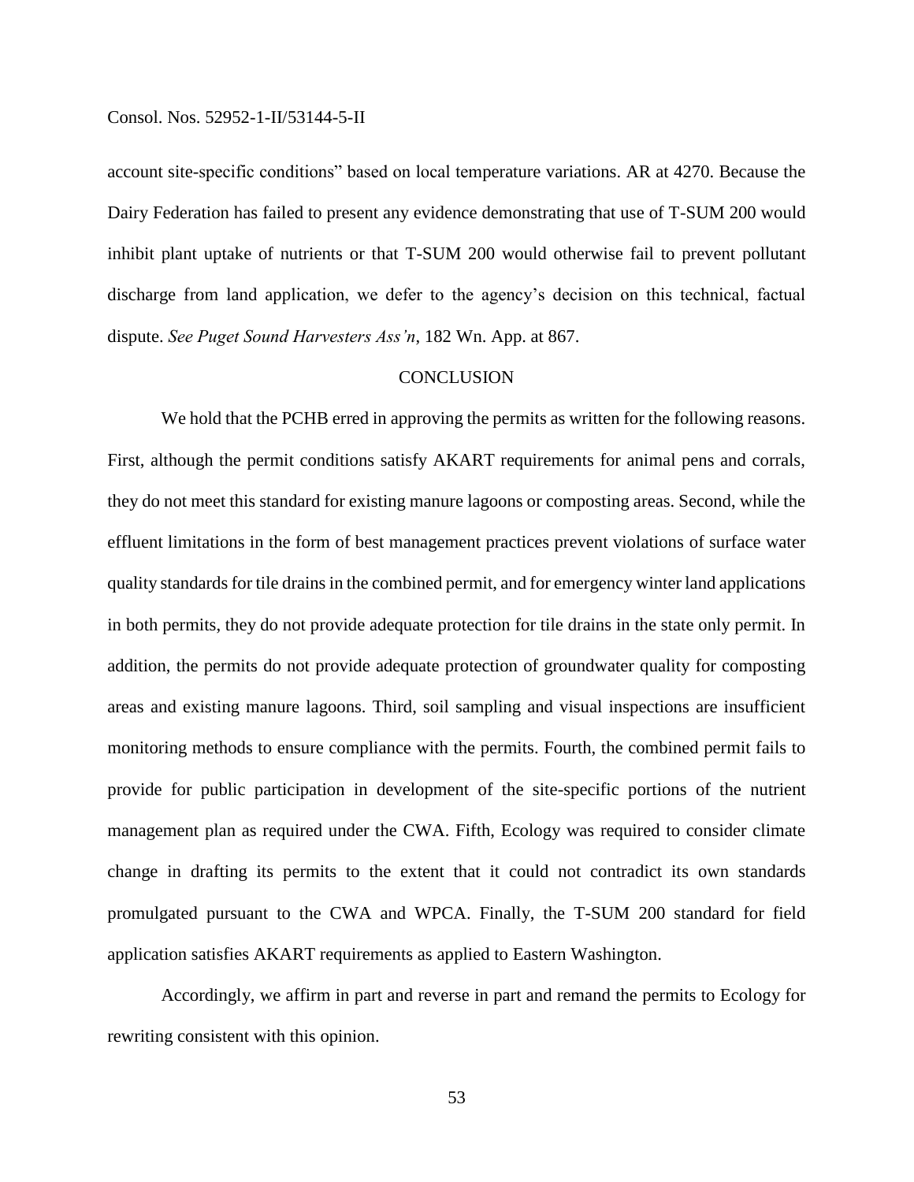account site-specific conditions" based on local temperature variations. AR at 4270. Because the Dairy Federation has failed to present any evidence demonstrating that use of T-SUM 200 would inhibit plant uptake of nutrients or that T-SUM 200 would otherwise fail to prevent pollutant discharge from land application, we defer to the agency's decision on this technical, factual dispute. *See Puget Sound Harvesters Ass'n*, 182 Wn. App. at 867.

## CONCLUSION

We hold that the PCHB erred in approving the permits as written for the following reasons. First, although the permit conditions satisfy AKART requirements for animal pens and corrals, they do not meet this standard for existing manure lagoons or composting areas. Second, while the effluent limitations in the form of best management practices prevent violations of surface water quality standards for tile drains in the combined permit, and for emergency winter land applications in both permits, they do not provide adequate protection for tile drains in the state only permit. In addition, the permits do not provide adequate protection of groundwater quality for composting areas and existing manure lagoons. Third, soil sampling and visual inspections are insufficient monitoring methods to ensure compliance with the permits. Fourth, the combined permit fails to provide for public participation in development of the site-specific portions of the nutrient management plan as required under the CWA. Fifth, Ecology was required to consider climate change in drafting its permits to the extent that it could not contradict its own standards promulgated pursuant to the CWA and WPCA. Finally, the T-SUM 200 standard for field application satisfies AKART requirements as applied to Eastern Washington.

Accordingly, we affirm in part and reverse in part and remand the permits to Ecology for rewriting consistent with this opinion.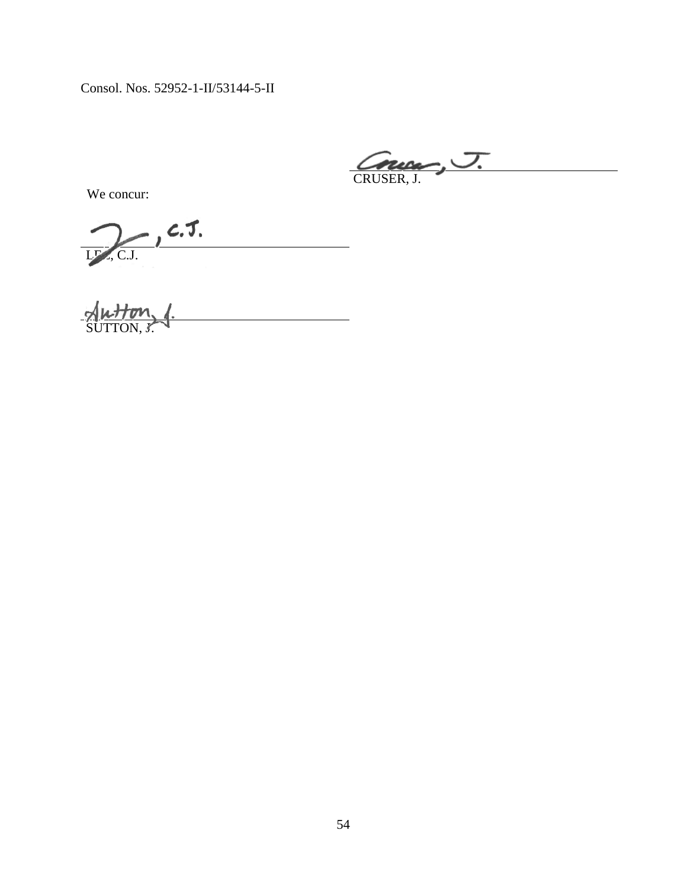Consol. Nos. 52952-1-II/53144-5-II

CRUSER, J.

We concur:

LEE, C.J.

SUTTON, J.